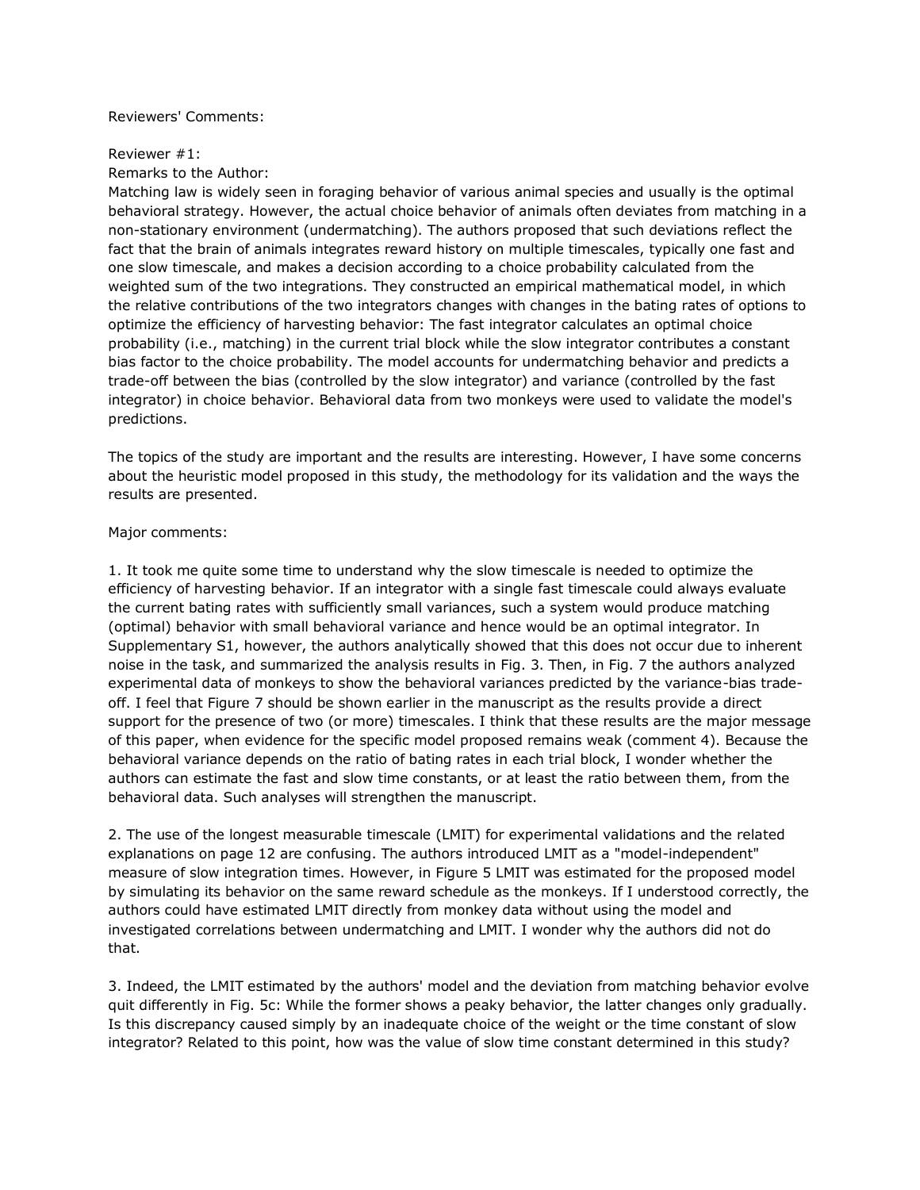Reviewers' Comments:

Reviewer #1:

Remarks to the Author:

Matching law is widely seen in foraging behavior of various animal species and usually is the optimal behavioral strategy. However, the actual choice behavior of animals often deviates from matching in a non-stationary environment (undermatching). The authors proposed that such deviations reflect the fact that the brain of animals integrates reward history on multiple timescales, typically one fast and one slow timescale, and makes a decision according to a choice probability calculated from the weighted sum of the two integrations. They constructed an empirical mathematical model, in which the relative contributions of the two integrators changes with changes in the bating rates of options to optimize the efficiency of harvesting behavior: The fast integrator calculates an optimal choice probability (i.e., matching) in the current trial block while the slow integrator contributes a constant bias factor to the choice probability. The model accounts for undermatching behavior and predicts a trade-off between the bias (controlled by the slow integrator) and variance (controlled by the fast integrator) in choice behavior. Behavioral data from two monkeys were used to validate the model's predictions.

The topics of the study are important and the results are interesting. However, I have some concerns about the heuristic model proposed in this study, the methodology for its validation and the ways the results are presented.

Major comments:

1. It took me quite some time to understand why the slow timescale is needed to optimize the efficiency of harvesting behavior. If an integrator with a single fast timescale could always evaluate the current bating rates with sufficiently small variances, such a system would produce matching (optimal) behavior with small behavioral variance and hence would be an optimal integrator. In Supplementary S1, however, the authors analytically showed that this does not occur due to inherent noise in the task, and summarized the analysis results in Fig. 3. Then, in Fig. 7 the authors analyzed experimental data of monkeys to show the behavioral variances predicted by the variance-bias trade-off. I feel that Figure 7 should be shown earlier in the manuscript as the results provide a direct support for the presence of two (or more) timescales. I think that these results are the major message of this paper, when evidence for the specific model proposed remains weak (comment 4). Because the behavioral variance depends on the ratio of bating rates in each trial block, I wonder whether the authors can estimate the fast and slow time constants, or at least the ratio between them, from the behavioral data. Such analyses will strengthen the manuscript.

2. The use of the longest measurable timescale (LMIT) for experimental validations and the related explanations on page 12 are confusing. The authors introduced LMIT as a "model-independent" measure of slow integration times. However, in Figure 5 LMIT was estimated for the proposed model by simulating its behavior on the same reward schedule as the monkeys. If I understood correctly, the authors could have estimated LMIT directly from monkey data without using the model and investigated correlations between undermatching and LMIT. I wonder why the authors did not do that.

3. Indeed, the LMIT estimated by the authors' model and the deviation from matching behavior evolve quit differently in Fig. 5c: While the former shows a peaky behavior, the latter changes only gradually. Is this discrepancy caused simply by an inadequate choice of the weight or the time constant of slow integrator? Related to this point, how was the value of slow time constant determined in this study?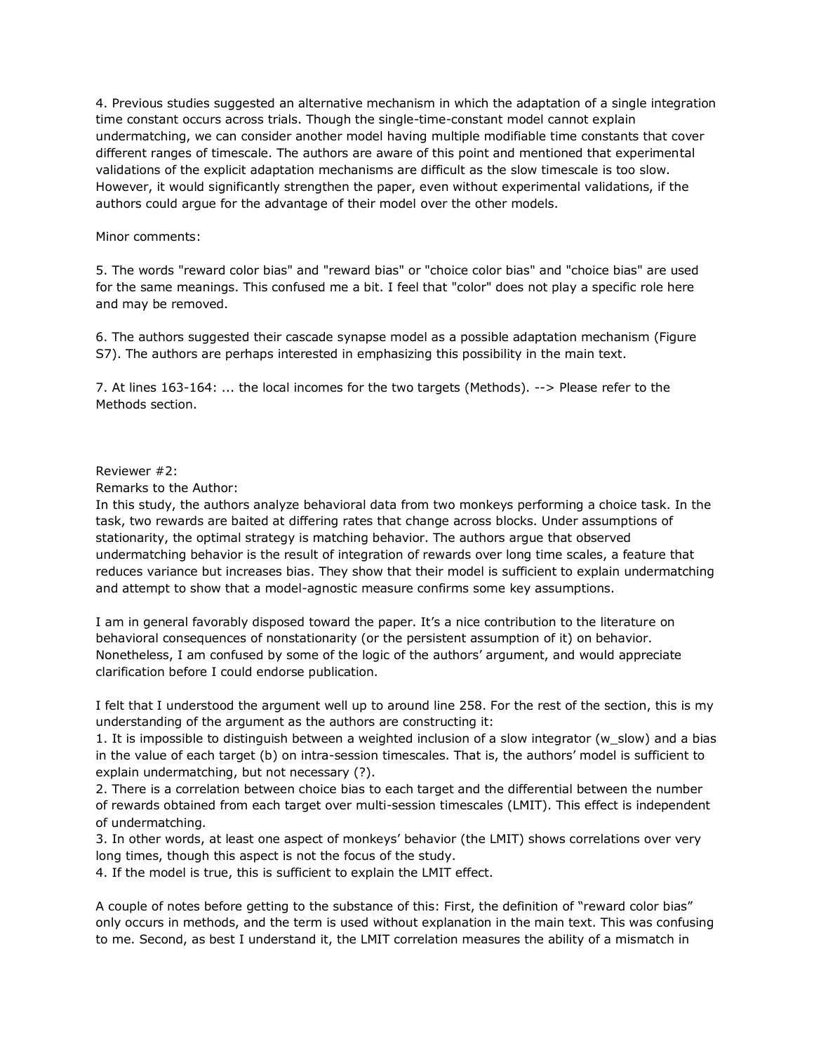4. Previous studies suggested an alternative mechanism in which the adaptation of a single integration time constant occurs across trials. Though the single-time-constant model cannot explain undermatching, we can consider another model having multiple modifiable time constants that cover different ranges of timescale. The authors are aware of this point and mentioned that experimental validations of the explicit adaptation mechanisms are difficult as the slow timescale is too slow. However, it would significantly strengthen the paper, even without experimental validations, if the authors could argue for the advantage of their model over the other models.

Minor comments:

5. The words "reward color bias" and "reward bias" or "choice color bias" and "choice bias" are used for the same meanings. This confused me a bit. I feel that "color" does not play a specific role here and may be removed.

6. The authors suggested their cascade synapse model as a possible adaptation mechanism (Figure S7). The authors are perhaps interested in emphasizing this possibility in the main text.

7. At lines 163-164: ... the local incomes for the two targets (Methods). --> Please refer to the Methods section.

Reviewer #2:

Remarks to the Author:

In this study, the authors analyze behavioral data from two monkeys performing a choice task. In the task, two rewards are baited at differing rates that change across blocks. Under assumptions of stationarity, the optimal strategy is matching behavior. The authors argue that observed undermatching behavior is the result of integration of rewards over long time scales, a feature that reduces variance but increases bias. They show that their model is sufficient to explain undermatching and attempt to show that a model-agnostic measure confirms some key assumptions.

I am in general favorably disposed toward the paper. It's a nice contribution to the literature on behavioral consequences of nonstationarity (or the persistent assumption of it) on behavior. Nonetheless, I am confused by some of the logic of the authors' argument, and would appreciate clarification before I could endorse publication.

I felt that I understood the argument well up to around line 258. For the rest of the section, this is my understanding of the argument as the authors are constructing it:

1. It is impossible to distinguish between a weighted inclusion of a slow integrator ($w_{slow}$) and a bias in the value of each target (b) on intra-session timescales. That is, the authors' model is sufficient to explain undermatching, but not necessary (?).
2. There is a correlation between choice bias to each target and the differential between the number of rewards obtained from each target over multi-session timescales (LMIT). This effect is independent of undermatching.
3. In other words, at least one aspect of monkeys' behavior (the LMIT) shows correlations over very long times, though this aspect is not the focus of the study.
4. If the model is true, this is sufficient to explain the LMIT effect.

A couple of notes before getting to the substance of this: First, the definition of "reward color bias" only occurs in methods, and the term is used without explanation in the main text. This was confusing to me. Second, as best I understand it, the LMIT correlation measures the ability of a mismatch in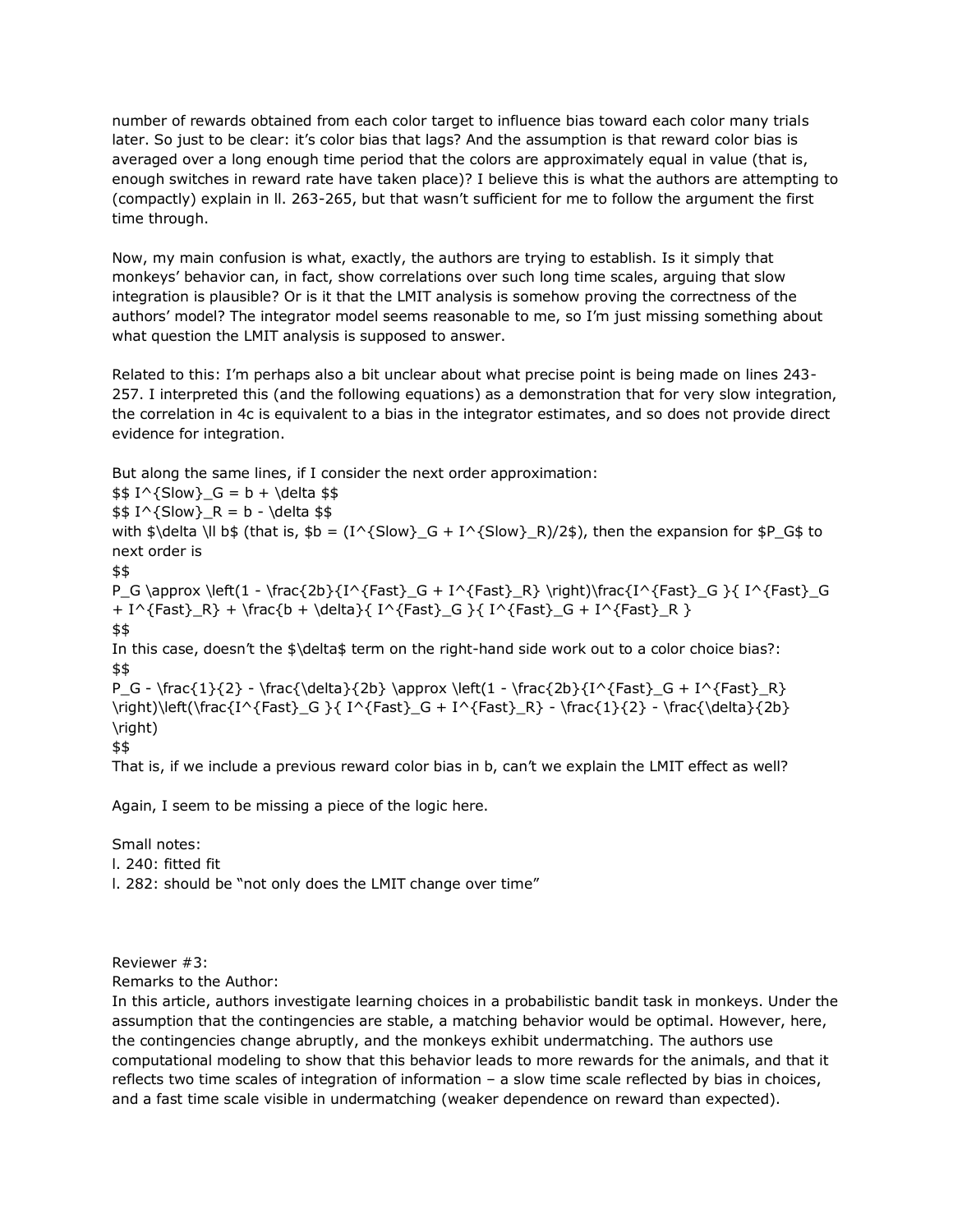number of rewards obtained from each color target to influence bias toward each color many trials later. So just to be clear: it's color bias that lags? And the assumption is that reward color bias is averaged over a long enough time period that the colors are approximately equal in value (that is, enough switches in reward rate have taken place)? I believe this is what the authors are attempting to (compactly) explain in ll. 263-265, but that wasn't sufficient for me to follow the argument the first time through.

Now, my main confusion is what, exactly, the authors are trying to establish. Is it simply that monkeys' behavior can, in fact, show correlations over such long time scales, arguing that slow integration is plausible? Or is it that the LMIT analysis is somehow proving the correctness of the authors' model? The integrator model seems reasonable to me, so I'm just missing something about what question the LMIT analysis is supposed to answer.

Related to this: I'm perhaps also a bit unclear about what precise point is being made on lines 243-257. I interpreted this (and the following equations) as a demonstration that for very slow integration, the correlation in 4c is equivalent to a bias in the integrator estimates, and so does not provide direct evidence for integration.

But along the same lines, if I consider the next order approximation:

$$ I^{Slow}_G = b + \delta $$

$$ I^{Slow}_R = b - \delta $$

with $\delta \ll b$ (that is, $b = (I^{Slow}_G + I^{Slow}_R)/2$), then the expansion for $P_G$ to next order is

$$
P_G \approx \left(1 - \frac{2b}{I^{Fast}_G + I^{Fast}_R} \right)\frac{I^{Fast}_G }{ I^{Fast}_G + I^{Fast}_R} + \frac{b + \delta}{ I^{Fast}_G }{ I^{Fast}_G + I^{Fast}_R }
$$

In this case, doesn't the $\delta$ term on the right-hand side work out to a color choice bias?:

$$
P_G - \frac{1}{2} - \frac{\delta}{2b} \approx \left(1 - \frac{2b}{I^{Fast}_G + I^{Fast}_R} \right)\left(\frac{I^{Fast}_G }{ I^{Fast}_G + I^{Fast}_R} - \frac{1}{2} - \frac{\delta}{2b} \right)
$$

That is, if we include a previous reward color bias in b, can't we explain the LMIT effect as well?

Again, I seem to be missing a piece of the logic here.

Small notes:
l. 240: fitted fit
l. 282: should be "not only does the LMIT change over time"

Reviewer #3:
Remarks to the Author:
In this article, authors investigate learning choices in a probabilistic bandit task in monkeys. Under the assumption that the contingencies are stable, a matching behavior would be optimal. However, here, the contingencies change abruptly, and the monkeys exhibit undermatching. The authors use computational modeling to show that this behavior leads to more rewards for the animals, and that it reflects two time scales of integration of information – a slow time scale reflected by bias in choices, and a fast time scale visible in undermatching (weaker dependence on reward than expected).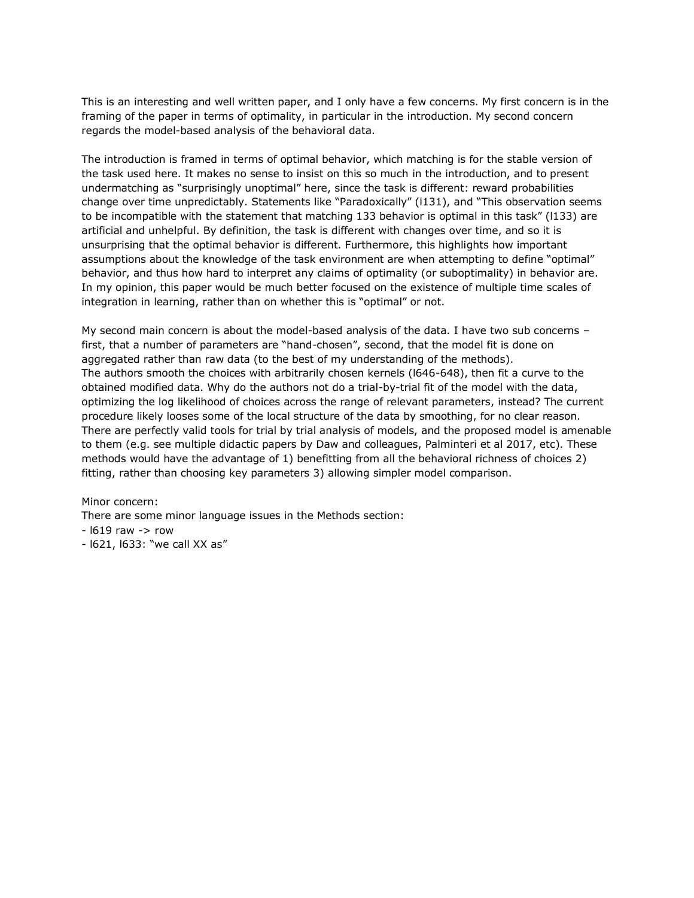This is an interesting and well written paper, and I only have a few concerns. My first concern is in the framing of the paper in terms of optimality, in particular in the introduction. My second concern regards the model-based analysis of the behavioral data.

The introduction is framed in terms of optimal behavior, which matching is for the stable version of the task used here. It makes no sense to insist on this so much in the introduction, and to present undermatching as "surprisingly unoptimal" here, since the task is different: reward probabilities change over time unpredictably. Statements like "Paradoxically" (l131), and "This observation seems to be incompatible with the statement that matching 133 behavior is optimal in this task" (l133) are artificial and unhelpful. By definition, the task is different with changes over time, and so it is unsurprising that the optimal behavior is different. Furthermore, this highlights how important assumptions about the knowledge of the task environment are when attempting to define "optimal" behavior, and thus how hard to interpret any claims of optimality (or suboptimality) in behavior are. In my opinion, this paper would be much better focused on the existence of multiple time scales of integration in learning, rather than on whether this is "optimal" or not.

My second main concern is about the model-based analysis of the data. I have two sub concerns – first, that a number of parameters are "hand-chosen", second, that the model fit is done on aggregated rather than raw data (to the best of my understanding of the methods).
The authors smooth the choices with arbitrarily chosen kernels (l646-648), then fit a curve to the obtained modified data. Why do the authors not do a trial-by-trial fit of the model with the data, optimizing the log likelihood of choices across the range of relevant parameters, instead? The current procedure likely looses some of the local structure of the data by smoothing, for no clear reason. There are perfectly valid tools for trial by trial analysis of models, and the proposed model is amenable to them (e.g. see multiple didactic papers by Daw and colleagues, Palminteri et al 2017, etc). These methods would have the advantage of 1) benefitting from all the behavioral richness of choices 2) fitting, rather than choosing key parameters 3) allowing simpler model comparison.

Minor concern:
There are some minor language issues in the Methods section:
- l619 raw -> row
- l621, l633: "we call XX as"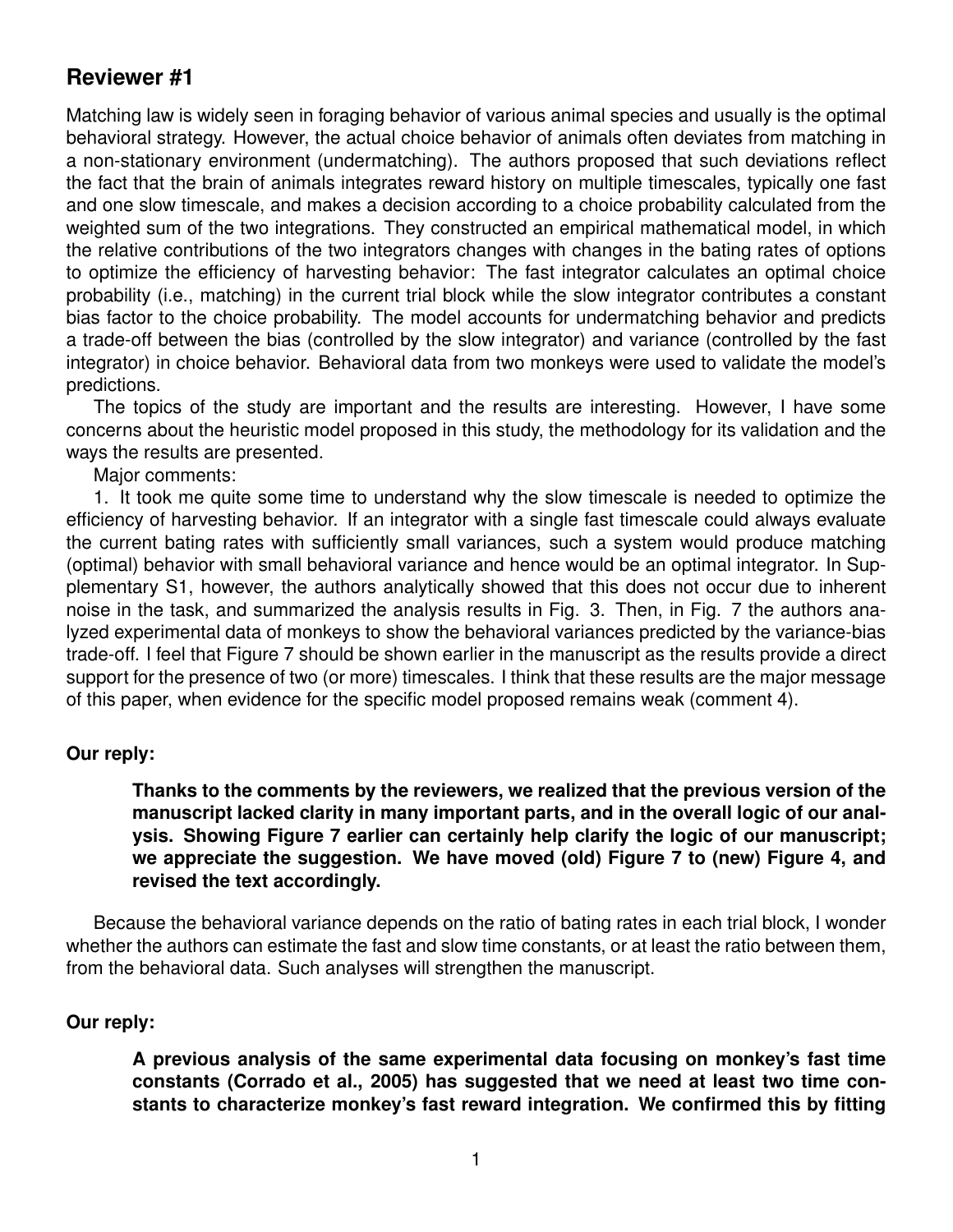## Reviewer #1

Matching law is widely seen in foraging behavior of various animal species and usually is the optimal behavioral strategy. However, the actual choice behavior of animals often deviates from matching in a non-stationary environment (undermatching). The authors proposed that such deviations reflect the fact that the brain of animals integrates reward history on multiple timescales, typically one fast and one slow timescale, and makes a decision according to a choice probability calculated from the weighted sum of the two integrations. They constructed an empirical mathematical model, in which the relative contributions of the two integrators changes with changes in the bating rates of options to optimize the efficiency of harvesting behavior: The fast integrator calculates an optimal choice probability (i.e., matching) in the current trial block while the slow integrator contributes a constant bias factor to the choice probability. The model accounts for undermatching behavior and predicts a trade-off between the bias (controlled by the slow integrator) and variance (controlled by the fast integrator) in choice behavior. Behavioral data from two monkeys were used to validate the model's predictions.

The topics of the study are important and the results are interesting. However, I have some concerns about the heuristic model proposed in this study, the methodology for its validation and the ways the results are presented.

Major comments:

1. It took me quite some time to understand why the slow timescale is needed to optimize the efficiency of harvesting behavior. If an integrator with a single fast timescale could always evaluate the current bating rates with sufficiently small variances, such a system would produce matching (optimal) behavior with small behavioral variance and hence would be an optimal integrator. In Supplementary S1, however, the authors analytically showed that this does not occur due to inherent noise in the task, and summarized the analysis results in Fig. 3. Then, in Fig. 7 the authors analyzed experimental data of monkeys to show the behavioral variances predicted by the variance-bias trade-off. I feel that Figure 7 should be shown earlier in the manuscript as the results provide a direct support for the presence of two (or more) timescales. I think that these results are the major message of this paper, when evidence for the specific model proposed remains weak (comment 4).

**Our reply:**

> **Thanks to the comments by the reviewers, we realized that the previous version of the manuscript lacked clarity in many important parts, and in the overall logic of our analysis. Showing Figure 7 earlier can certainly help clarify the logic of our manuscript; we appreciate the suggestion. We have moved (old) Figure 7 to (new) Figure 4, and revised the text accordingly.**

Because the behavioral variance depends on the ratio of bating rates in each trial block, I wonder whether the authors can estimate the fast and slow time constants, or at least the ratio between them, from the behavioral data. Such analyses will strengthen the manuscript.

**Our reply:**

> **A previous analysis of the same experimental data focusing on monkey's fast time constants (Corrado et al., 2005) has suggested that we need at least two time constants to characterize monkey's fast reward integration. We confirmed this by fitting**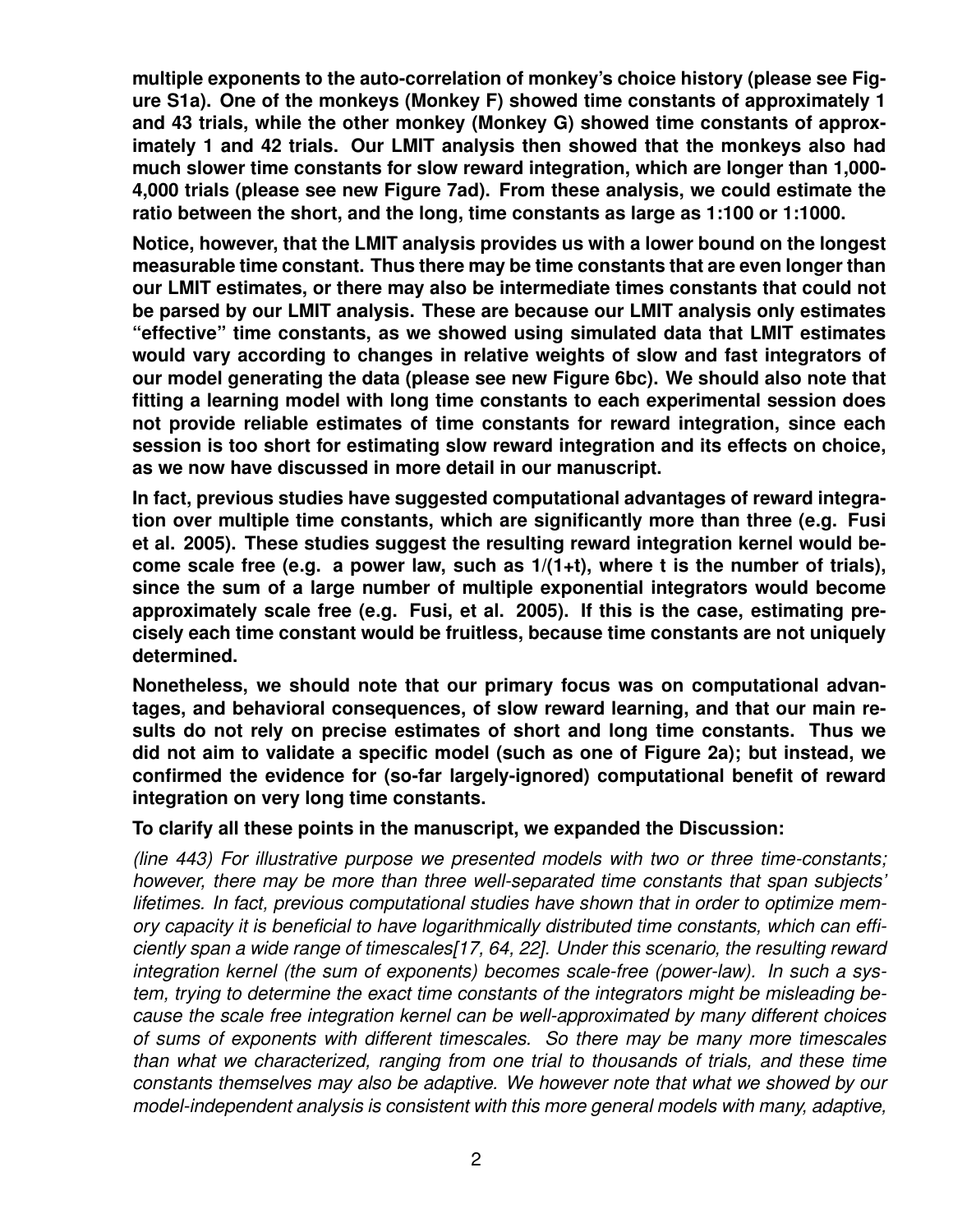**multiple exponents to the auto-correlation of monkey's choice history (please see Figure S1a). One of the monkeys (Monkey F) showed time constants of approximately 1 and 43 trials, while the other monkey (Monkey G) showed time constants of approximately 1 and 42 trials. Our LMIT analysis then showed that the monkeys also had much slower time constants for slow reward integration, which are longer than 1,000-4,000 trials (please see new Figure 7ad). From these analysis, we could estimate the ratio between the short, and the long, time constants as large as 1:100 or 1:1000.**

**Notice, however, that the LMIT analysis provides us with a lower bound on the longest measurable time constant. Thus there may be time constants that are even longer than our LMIT estimates, or there may also be intermediate times constants that could not be parsed by our LMIT analysis. These are because our LMIT analysis only estimates "effective" time constants, as we showed using simulated data that LMIT estimates would vary according to changes in relative weights of slow and fast integrators of our model generating the data (please see new Figure 6bc). We should also note that fitting a learning model with long time constants to each experimental session does not provide reliable estimates of time constants for reward integration, since each session is too short for estimating slow reward integration and its effects on choice, as we now have discussed in more detail in our manuscript.**

**In fact, previous studies have suggested computational advantages of reward integration over multiple time constants, which are significantly more than three (e.g. Fusi et al. 2005). These studies suggest the resulting reward integration kernel would become scale free (e.g. a power law, such as 1/(1+t), where t is the number of trials), since the sum of a large number of multiple exponential integrators would become approximately scale free (e.g. Fusi, et al. 2005). If this is the case, estimating precisely each time constant would be fruitless, because time constants are not uniquely determined.**

**Nonetheless, we should note that our primary focus was on computational advantages, and behavioral consequences, of slow reward learning, and that our main results do not rely on precise estimates of short and long time constants. Thus we did not aim to validate a specific model (such as one of Figure 2a); but instead, we confirmed the evidence for (so-far largely-ignored) computational benefit of reward integration on very long time constants.**

**To clarify all these points in the manuscript, we expanded the Discussion:**

*(line 443) For illustrative purpose we presented models with two or three time-constants; however, there may be more than three well-separated time constants that span subjects' lifetimes. In fact, previous computational studies have shown that in order to optimize memory capacity it is beneficial to have logarithmically distributed time constants, which can efficiently span a wide range of timescales[17, 64, 22]. Under this scenario, the resulting reward integration kernel (the sum of exponents) becomes scale-free (power-law). In such a system, trying to determine the exact time constants of the integrators might be misleading because the scale free integration kernel can be well-approximated by many different choices of sums of exponents with different timescales. So there may be many more timescales than what we characterized, ranging from one trial to thousands of trials, and these time constants themselves may also be adaptive. We however note that what we showed by our model-independent analysis is consistent with this more general models with many, adaptive,*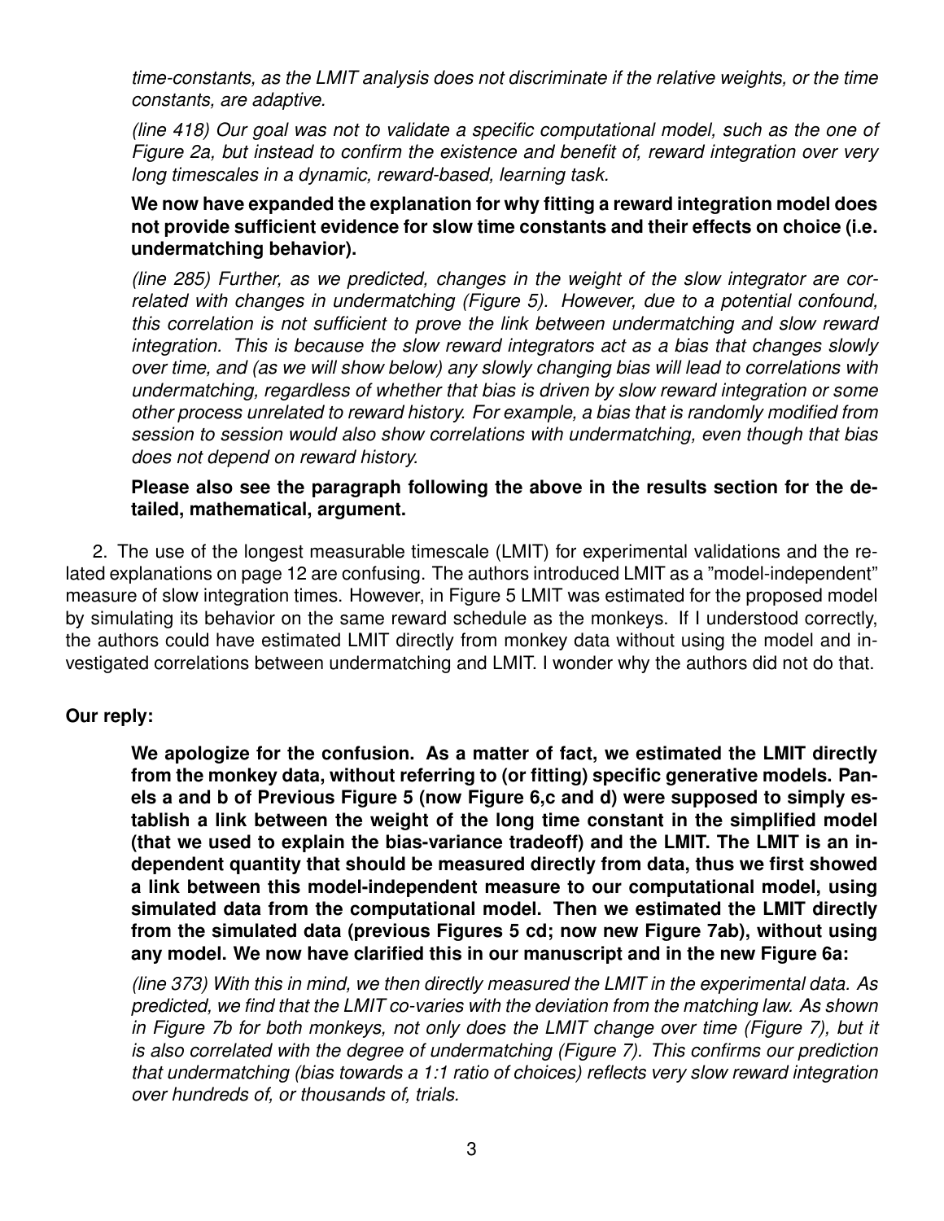*time-constants, as the LMIT analysis does not discriminate if the relative weights, or the time constants, are adaptive.*

*(line 418) Our goal was not to validate a specific computational model, such as the one of Figure 2a, but instead to confirm the existence and benefit of, reward integration over very long timescales in a dynamic, reward-based, learning task.*

**We now have expanded the explanation for why fitting a reward integration model does not provide sufficient evidence for slow time constants and their effects on choice (i.e. undermatching behavior).**

*(line 285) Further, as we predicted, changes in the weight of the slow integrator are correlated with changes in undermatching (Figure 5). However, due to a potential confound, this correlation is not sufficient to prove the link between undermatching and slow reward integration. This is because the slow reward integrators act as a bias that changes slowly over time, and (as we will show below) any slowly changing bias will lead to correlations with undermatching, regardless of whether that bias is driven by slow reward integration or some other process unrelated to reward history. For example, a bias that is randomly modified from session to session would also show correlations with undermatching, even though that bias does not depend on reward history.*

**Please also see the paragraph following the above in the results section for the detailed, mathematical, argument.**

2. The use of the longest measurable timescale (LMIT) for experimental validations and the related explanations on page 12 are confusing. The authors introduced LMIT as a "model-independent" measure of slow integration times. However, in Figure 5 LMIT was estimated for the proposed model by simulating its behavior on the same reward schedule as the monkeys. If I understood correctly, the authors could have estimated LMIT directly from monkey data without using the model and investigated correlations between undermatching and LMIT. I wonder why the authors did not do that.

**Our reply:**

**We apologize for the confusion. As a matter of fact, we estimated the LMIT directly from the monkey data, without referring to (or fitting) specific generative models. Panels a and b of Previous Figure 5 (now Figure 6,c and d) were supposed to simply establish a link between the weight of the long time constant in the simplified model (that we used to explain the bias-variance tradeoff) and the LMIT. The LMIT is an independent quantity that should be measured directly from data, thus we first showed a link between this model-independent measure to our computational model, using simulated data from the computational model. Then we estimated the LMIT directly from the simulated data (previous Figures 5 cd; now new Figure 7ab), without using any model. We now have clarified this in our manuscript and in the new Figure 6a:**

*(line 373) With this in mind, we then directly measured the LMIT in the experimental data. As predicted, we find that the LMIT co-varies with the deviation from the matching law. As shown in Figure 7b for both monkeys, not only does the LMIT change over time (Figure 7), but it is also correlated with the degree of undermatching (Figure 7). This confirms our prediction that undermatching (bias towards a 1:1 ratio of choices) reflects very slow reward integration over hundreds of, or thousands of, trials.*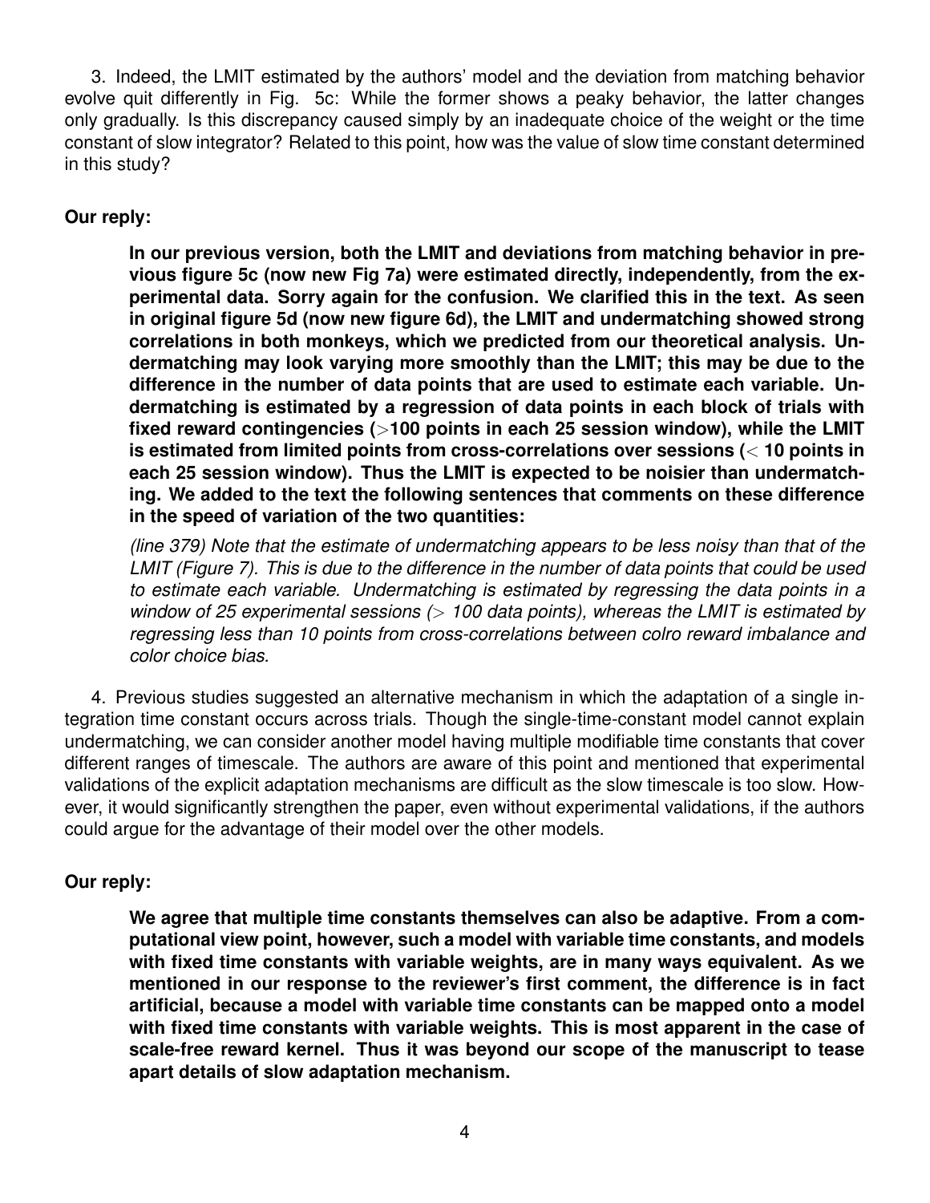3. Indeed, the LMIT estimated by the authors' model and the deviation from matching behavior evolve quit differently in Fig. 5c: While the former shows a peaky behavior, the latter changes only gradually. Is this discrepancy caused simply by an inadequate choice of the weight or the time constant of slow integrator? Related to this point, how was the value of slow time constant determined in this study?

**Our reply:**

> **In our previous version, both the LMIT and deviations from matching behavior in previous figure 5c (now new Fig 7a) were estimated directly, independently, from the experimental data. Sorry again for the confusion. We clarified this in the text. As seen in original figure 5d (now new figure 6d), the LMIT and undermatching showed strong correlations in both monkeys, which we predicted from our theoretical analysis. Undermatching may look varying more smoothly than the LMIT; this may be due to the difference in the number of data points that are used to estimate each variable. Undermatching is estimated by a regression of data points in each block of trials with fixed reward contingencies (>100 points in each 25 session window), while the LMIT is estimated from limited points from cross-correlations over sessions (< 10 points in each 25 session window). Thus the LMIT is expected to be noisier than undermatching. We added to the text the following sentences that comments on these difference in the speed of variation of the two quantities:**
>
> *(line 379) Note that the estimate of undermatching appears to be less noisy than that of the LMIT (Figure 7). This is due to the difference in the number of data points that could be used to estimate each variable. Undermatching is estimated by regressing the data points in a window of 25 experimental sessions (> 100 data points), whereas the LMIT is estimated by regressing less than 10 points from cross-correlations between colro reward imbalance and color choice bias.*

4. Previous studies suggested an alternative mechanism in which the adaptation of a single integration time constant occurs across trials. Though the single-time-constant model cannot explain undermatching, we can consider another model having multiple modifiable time constants that cover different ranges of timescale. The authors are aware of this point and mentioned that experimental validations of the explicit adaptation mechanisms are difficult as the slow timescale is too slow. However, it would significantly strengthen the paper, even without experimental validations, if the authors could argue for the advantage of their model over the other models.

**Our reply:**

> **We agree that multiple time constants themselves can also be adaptive. From a computational view point, however, such a model with variable time constants, and models with fixed time constants with variable weights, are in many ways equivalent. As we mentioned in our response to the reviewer's first comment, the difference is in fact artificial, because a model with variable time constants can be mapped onto a model with fixed time constants with variable weights. This is most apparent in the case of scale-free reward kernel. Thus it was beyond our scope of the manuscript to tease apart details of slow adaptation mechanism.**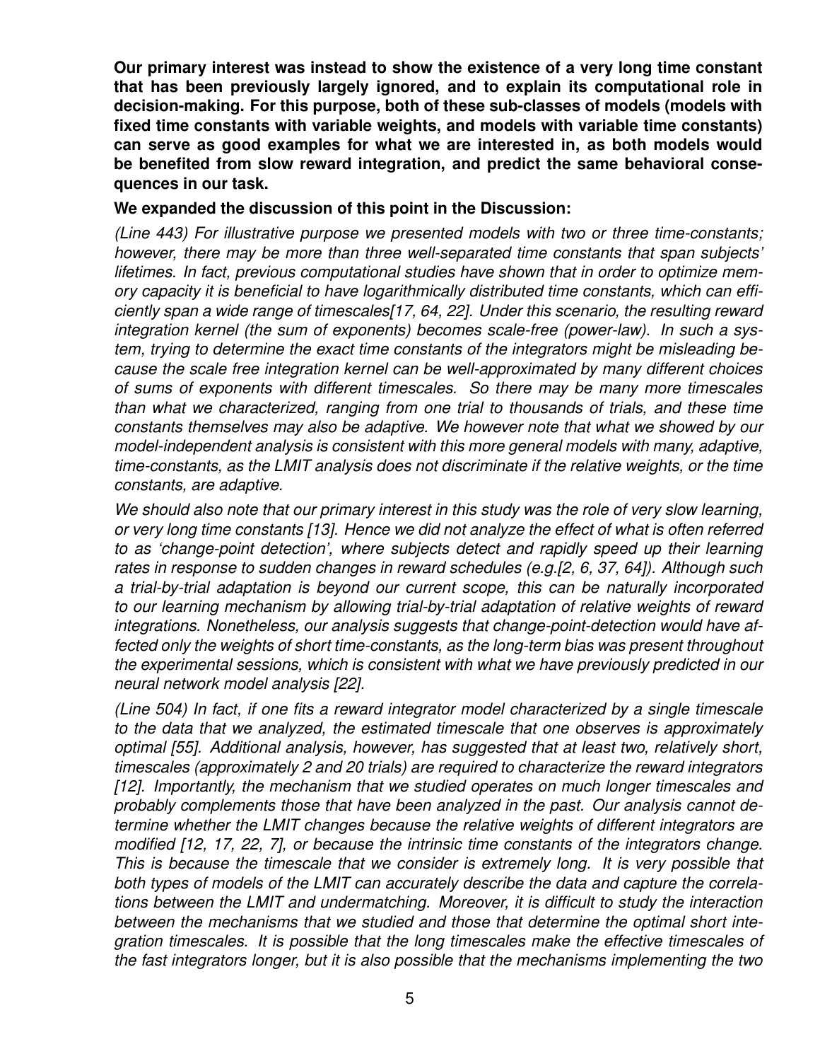**Our primary interest was instead to show the existence of a very long time constant that has been previously largely ignored, and to explain its computational role in decision-making. For this purpose, both of these sub-classes of models (models with fixed time constants with variable weights, and models with variable time constants) can serve as good examples for what we are interested in, as both models would be benefited from slow reward integration, and predict the same behavioral consequences in our task.**

**We expanded the discussion of this point in the Discussion:**

*(Line 443) For illustrative purpose we presented models with two or three time-constants; however, there may be more than three well-separated time constants that span subjects' lifetimes. In fact, previous computational studies have shown that in order to optimize memory capacity it is beneficial to have logarithmically distributed time constants, which can efficiently span a wide range of timescales[17, 64, 22]. Under this scenario, the resulting reward integration kernel (the sum of exponents) becomes scale-free (power-law). In such a system, trying to determine the exact time constants of the integrators might be misleading because the scale free integration kernel can be well-approximated by many different choices of sums of exponents with different timescales. So there may be many more timescales than what we characterized, ranging from one trial to thousands of trials, and these time constants themselves may also be adaptive. We however note that what we showed by our model-independent analysis is consistent with this more general models with many, adaptive, time-constants, as the LMIT analysis does not discriminate if the relative weights, or the time constants, are adaptive.*

*We should also note that our primary interest in this study was the role of very slow learning, or very long time constants [13]. Hence we did not analyze the effect of what is often referred to as 'change-point detection', where subjects detect and rapidly speed up their learning rates in response to sudden changes in reward schedules (e.g.[2, 6, 37, 64]). Although such a trial-by-trial adaptation is beyond our current scope, this can be naturally incorporated to our learning mechanism by allowing trial-by-trial adaptation of relative weights of reward integrations. Nonetheless, our analysis suggests that change-point-detection would have affected only the weights of short time-constants, as the long-term bias was present throughout the experimental sessions, which is consistent with what we have previously predicted in our neural network model analysis [22].*

*(Line 504) In fact, if one fits a reward integrator model characterized by a single timescale to the data that we analyzed, the estimated timescale that one observes is approximately optimal [55]. Additional analysis, however, has suggested that at least two, relatively short, timescales (approximately 2 and 20 trials) are required to characterize the reward integrators [12]. Importantly, the mechanism that we studied operates on much longer timescales and probably complements those that have been analyzed in the past. Our analysis cannot determine whether the LMIT changes because the relative weights of different integrators are modified [12, 17, 22, 7], or because the intrinsic time constants of the integrators change. This is because the timescale that we consider is extremely long. It is very possible that both types of models of the LMIT can accurately describe the data and capture the correlations between the LMIT and undermatching. Moreover, it is difficult to study the interaction between the mechanisms that we studied and those that determine the optimal short integration timescales. It is possible that the long timescales make the effective timescales of the fast integrators longer, but it is also possible that the mechanisms implementing the two*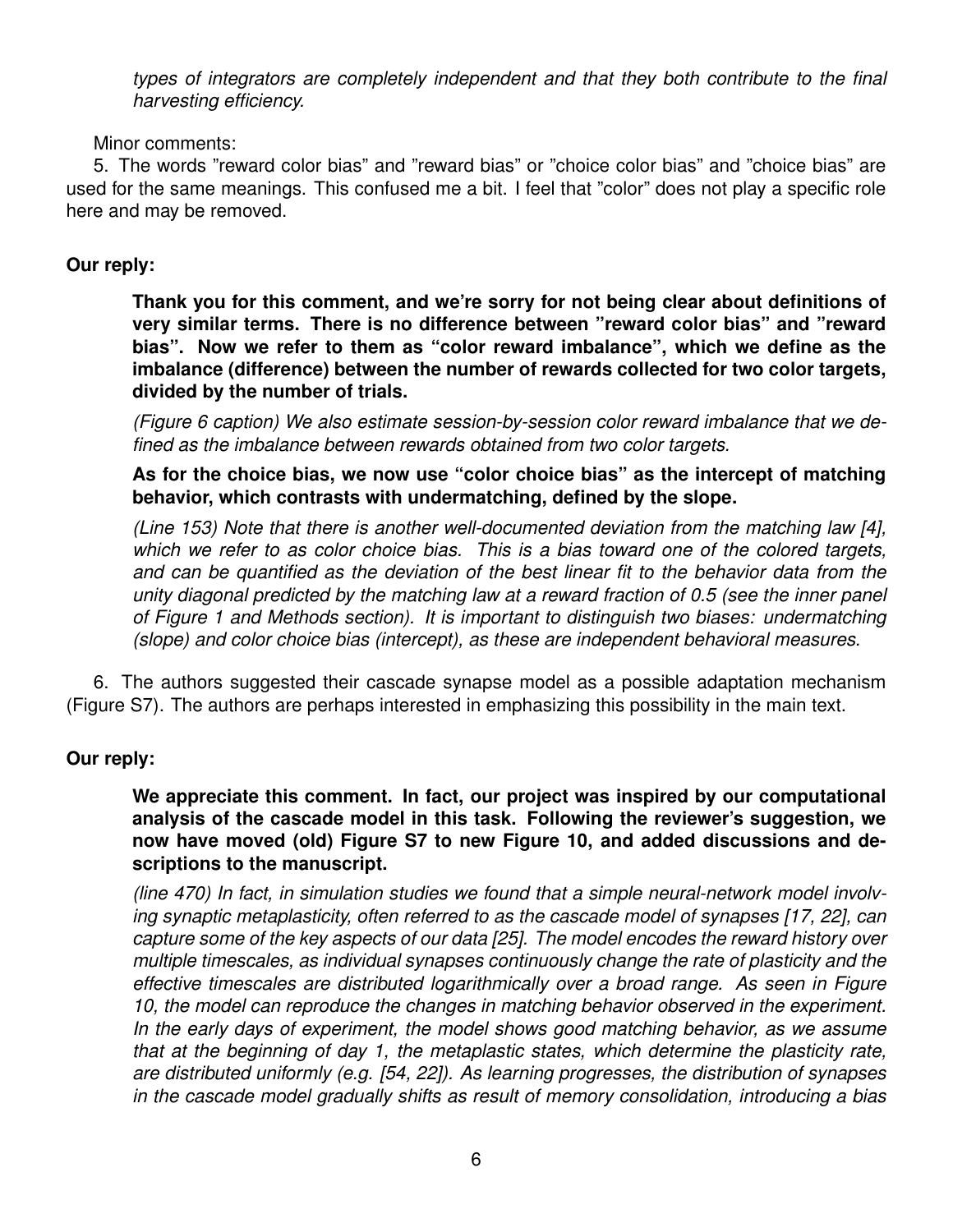*types of integrators are completely independent and that they both contribute to the final harvesting efficiency.*

Minor comments:

5. The words "reward color bias" and "reward bias" or "choice color bias" and "choice bias" are used for the same meanings. This confused me a bit. I feel that "color" does not play a specific role here and may be removed.

**Our reply:**

**Thank you for this comment, and we're sorry for not being clear about definitions of very similar terms. There is no difference between "reward color bias" and "reward bias". Now we refer to them as "color reward imbalance", which we define as the imbalance (difference) between the number of rewards collected for two color targets, divided by the number of trials.**

*(Figure 6 caption) We also estimate session-by-session color reward imbalance that we defined as the imbalance between rewards obtained from two color targets.*

**As for the choice bias, we now use "color choice bias" as the intercept of matching behavior, which contrasts with undermatching, defined by the slope.**

*(Line 153) Note that there is another well-documented deviation from the matching law [4], which we refer to as color choice bias. This is a bias toward one of the colored targets, and can be quantified as the deviation of the best linear fit to the behavior data from the unity diagonal predicted by the matching law at a reward fraction of 0.5 (see the inner panel of Figure 1 and Methods section). It is important to distinguish two biases: undermatching (slope) and color choice bias (intercept), as these are independent behavioral measures.*

6. The authors suggested their cascade synapse model as a possible adaptation mechanism (Figure S7). The authors are perhaps interested in emphasizing this possibility in the main text.

**Our reply:**

**We appreciate this comment. In fact, our project was inspired by our computational analysis of the cascade model in this task. Following the reviewer's suggestion, we now have moved (old) Figure S7 to new Figure 10, and added discussions and descriptions to the manuscript.**

*(line 470) In fact, in simulation studies we found that a simple neural-network model involving synaptic metaplasticity, often referred to as the cascade model of synapses [17, 22], can capture some of the key aspects of our data [25]. The model encodes the reward history over multiple timescales, as individual synapses continuously change the rate of plasticity and the effective timescales are distributed logarithmically over a broad range. As seen in Figure 10, the model can reproduce the changes in matching behavior observed in the experiment. In the early days of experiment, the model shows good matching behavior, as we assume that at the beginning of day 1, the metaplastic states, which determine the plasticity rate, are distributed uniformly (e.g. [54, 22]). As learning progresses, the distribution of synapses in the cascade model gradually shifts as result of memory consolidation, introducing a bias*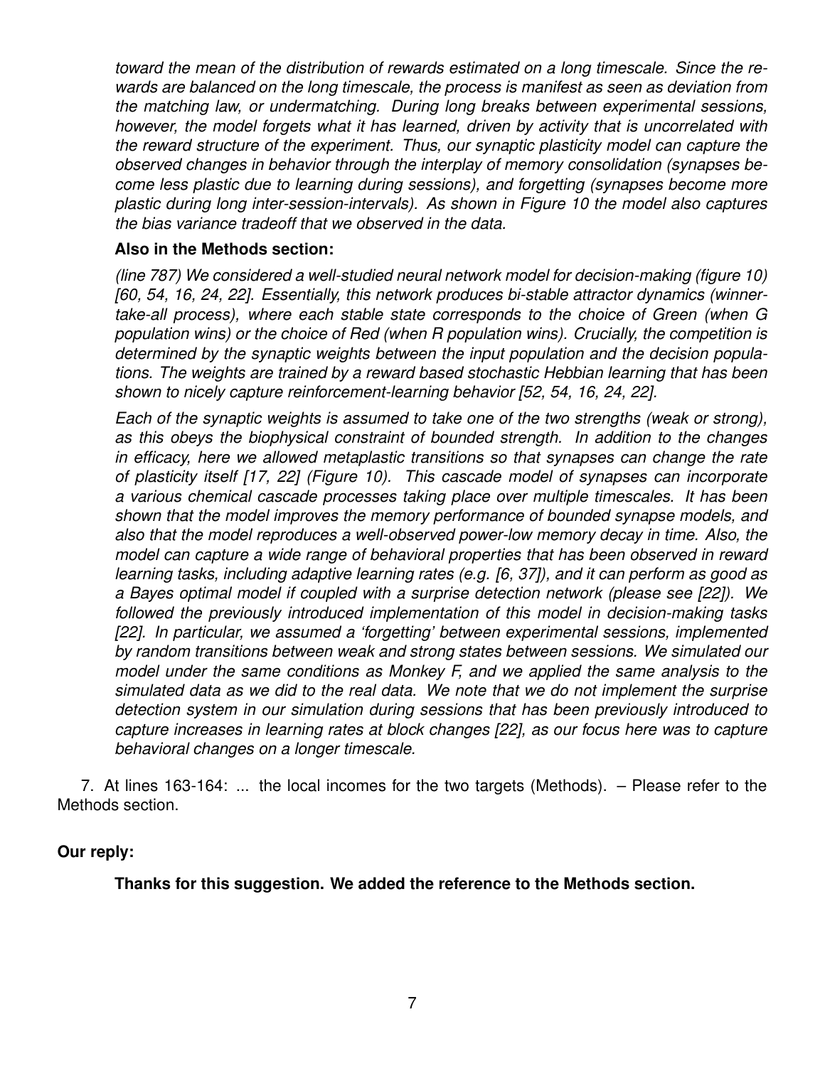*toward the mean of the distribution of rewards estimated on a long timescale. Since the rewards are balanced on the long timescale, the process is manifest as seen as deviation from the matching law, or undermatching. During long breaks between experimental sessions, however, the model forgets what it has learned, driven by activity that is uncorrelated with the reward structure of the experiment. Thus, our synaptic plasticity model can capture the observed changes in behavior through the interplay of memory consolidation (synapses become less plastic due to learning during sessions), and forgetting (synapses become more plastic during long inter-session-intervals). As shown in Figure 10 the model also captures the bias variance tradeoff that we observed in the data.*

**Also in the Methods section:**

*(line 787) We considered a well-studied neural network model for decision-making (figure 10) [60, 54, 16, 24, 22]. Essentially, this network produces bi-stable attractor dynamics (winner-take-all process), where each stable state corresponds to the choice of Green (when G population wins) or the choice of Red (when R population wins). Crucially, the competition is determined by the synaptic weights between the input population and the decision populations. The weights are trained by a reward based stochastic Hebbian learning that has been shown to nicely capture reinforcement-learning behavior [52, 54, 16, 24, 22].*

*Each of the synaptic weights is assumed to take one of the two strengths (weak or strong), as this obeys the biophysical constraint of bounded strength. In addition to the changes in efficacy, here we allowed metaplastic transitions so that synapses can change the rate of plasticity itself [17, 22] (Figure 10). This cascade model of synapses can incorporate a various chemical cascade processes taking place over multiple timescales. It has been shown that the model improves the memory performance of bounded synapse models, and also that the model reproduces a well-observed power-low memory decay in time. Also, the model can capture a wide range of behavioral properties that has been observed in reward learning tasks, including adaptive learning rates (e.g. [6, 37]), and it can perform as good as a Bayes optimal model if coupled with a surprise detection network (please see [22]). We followed the previously introduced implementation of this model in decision-making tasks [22]. In particular, we assumed a 'forgetting' between experimental sessions, implemented by random transitions between weak and strong states between sessions. We simulated our model under the same conditions as Monkey F, and we applied the same analysis to the simulated data as we did to the real data. We note that we do not implement the surprise detection system in our simulation during sessions that has been previously introduced to capture increases in learning rates at block changes [22], as our focus here was to capture behavioral changes on a longer timescale.*

7. At lines 163-164: ... the local incomes for the two targets (Methods). – Please refer to the Methods section.

**Our reply:**

**Thanks for this suggestion. We added the reference to the Methods section.**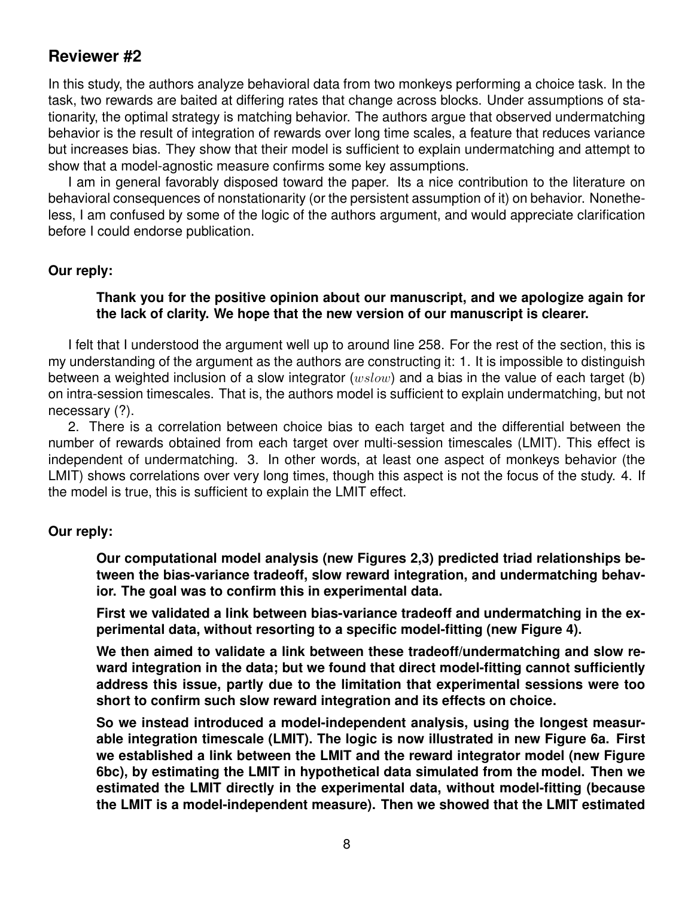## Reviewer #2

In this study, the authors analyze behavioral data from two monkeys performing a choice task. In the task, two rewards are baited at differing rates that change across blocks. Under assumptions of stationarity, the optimal strategy is matching behavior. The authors argue that observed undermatching behavior is the result of integration of rewards over long time scales, a feature that reduces variance but increases bias. They show that their model is sufficient to explain undermatching and attempt to show that a model-agnostic measure confirms some key assumptions.

I am in general favorably disposed toward the paper. Its a nice contribution to the literature on behavioral consequences of nonstationarity (or the persistent assumption of it) on behavior. Nonetheless, I am confused by some of the logic of the authors argument, and would appreciate clarification before I could endorse publication.

**Our reply:**

> **Thank you for the positive opinion about our manuscript, and we apologize again for the lack of clarity. We hope that the new version of our manuscript is clearer.**

I felt that I understood the argument well up to around line 258. For the rest of the section, this is my understanding of the argument as the authors are constructing it: 1. It is impossible to distinguish between a weighted inclusion of a slow integrator ($wslow$) and a bias in the value of each target (b) on intra-session timescales. That is, the authors model is sufficient to explain undermatching, but not necessary (?).

2. There is a correlation between choice bias to each target and the differential between the number of rewards obtained from each target over multi-session timescales (LMIT). This effect is independent of undermatching. 3. In other words, at least one aspect of monkeys behavior (the LMIT) shows correlations over very long times, though this aspect is not the focus of the study. 4. If the model is true, this is sufficient to explain the LMIT effect.

**Our reply:**

> **Our computational model analysis (new Figures 2,3) predicted triad relationships between the bias-variance tradeoff, slow reward integration, and undermatching behavior. The goal was to confirm this in experimental data.**
>
> **First we validated a link between bias-variance tradeoff and undermatching in the experimental data, without resorting to a specific model-fitting (new Figure 4).**
>
> **We then aimed to validate a link between these tradeoff/undermatching and slow reward integration in the data; but we found that direct model-fitting cannot sufficiently address this issue, partly due to the limitation that experimental sessions were too short to confirm such slow reward integration and its effects on choice.**
>
> **So we instead introduced a model-independent analysis, using the longest measurable integration timescale (LMIT). The logic is now illustrated in new Figure 6a. First we established a link between the LMIT and the reward integrator model (new Figure 6bc), by estimating the LMIT in hypothetical data simulated from the model. Then we estimated the LMIT directly in the experimental data, without model-fitting (because the LMIT is a model-independent measure). Then we showed that the LMIT estimated**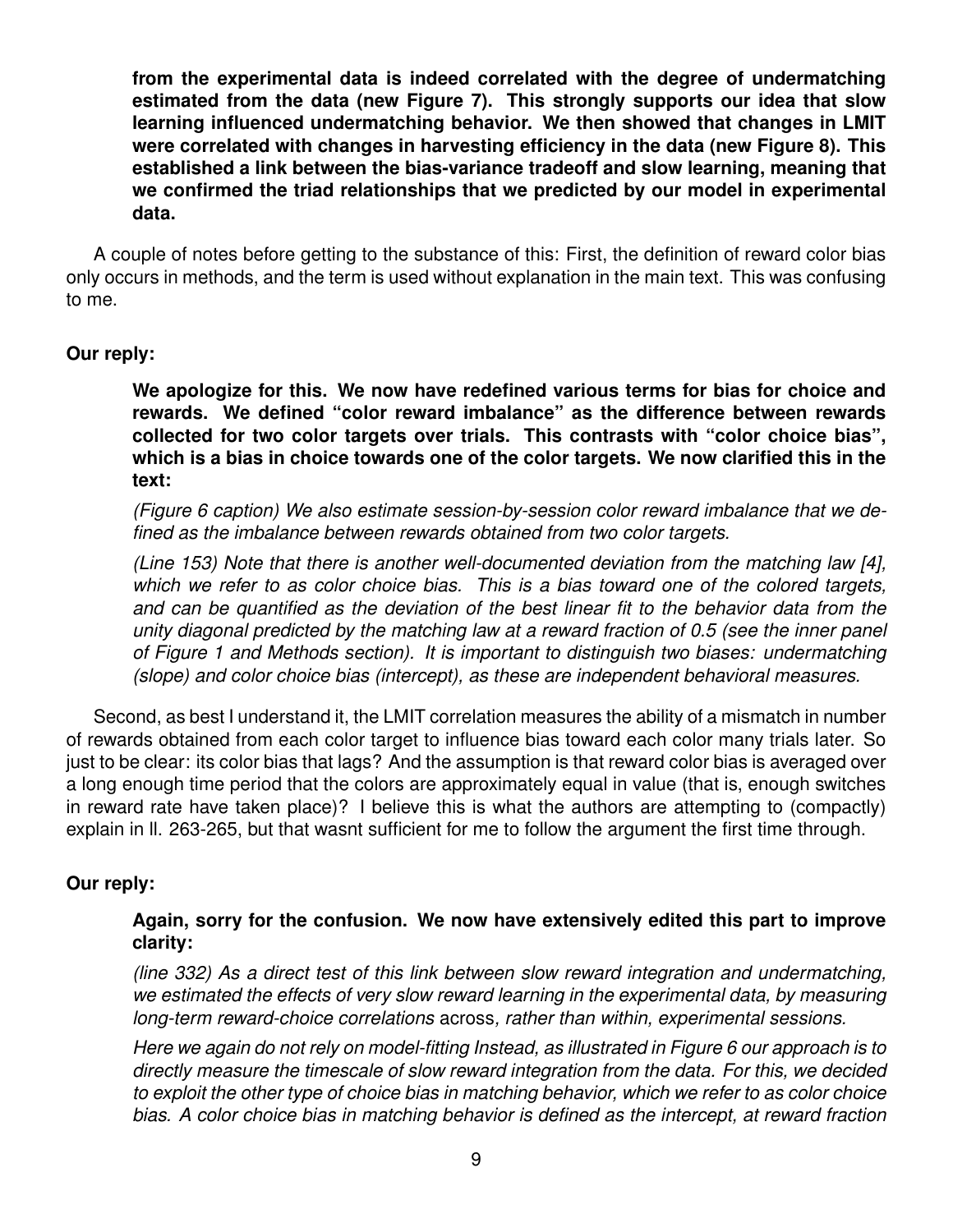**from the experimental data is indeed correlated with the degree of undermatching estimated from the data (new Figure 7). This strongly supports our idea that slow learning influenced undermatching behavior. We then showed that changes in LMIT were correlated with changes in harvesting efficiency in the data (new Figure 8). This established a link between the bias-variance tradeoff and slow learning, meaning that we confirmed the triad relationships that we predicted by our model in experimental data.**

A couple of notes before getting to the substance of this: First, the definition of reward color bias only occurs in methods, and the term is used without explanation in the main text. This was confusing to me.

**Our reply:**

**We apologize for this. We now have redefined various terms for bias for choice and rewards. We defined "color reward imbalance" as the difference between rewards collected for two color targets over trials. This contrasts with "color choice bias", which is a bias in choice towards one of the color targets. We now clarified this in the text:**

*(Figure 6 caption) We also estimate session-by-session color reward imbalance that we defined as the imbalance between rewards obtained from two color targets.*

*(Line 153) Note that there is another well-documented deviation from the matching law [4], which we refer to as color choice bias. This is a bias toward one of the colored targets, and can be quantified as the deviation of the best linear fit to the behavior data from the unity diagonal predicted by the matching law at a reward fraction of 0.5 (see the inner panel of Figure 1 and Methods section). It is important to distinguish two biases: undermatching (slope) and color choice bias (intercept), as these are independent behavioral measures.*

Second, as best I understand it, the LMIT correlation measures the ability of a mismatch in number of rewards obtained from each color target to influence bias toward each color many trials later. So just to be clear: its color bias that lags? And the assumption is that reward color bias is averaged over a long enough time period that the colors are approximately equal in value (that is, enough switches in reward rate have taken place)? I believe this is what the authors are attempting to (compactly) explain in ll. 263-265, but that wasnt sufficient for me to follow the argument the first time through.

**Our reply:**

**Again, sorry for the confusion. We now have extensively edited this part to improve clarity:**

*(line 332) As a direct test of this link between slow reward integration and undermatching, we estimated the effects of very slow reward learning in the experimental data, by measuring long-term reward-choice correlations* across*, rather than within, experimental sessions.*

*Here we again do not rely on model-fitting Instead, as illustrated in Figure 6 our approach is to directly measure the timescale of slow reward integration from the data. For this, we decided to exploit the other type of choice bias in matching behavior, which we refer to as color choice bias. A color choice bias in matching behavior is defined as the intercept, at reward fraction*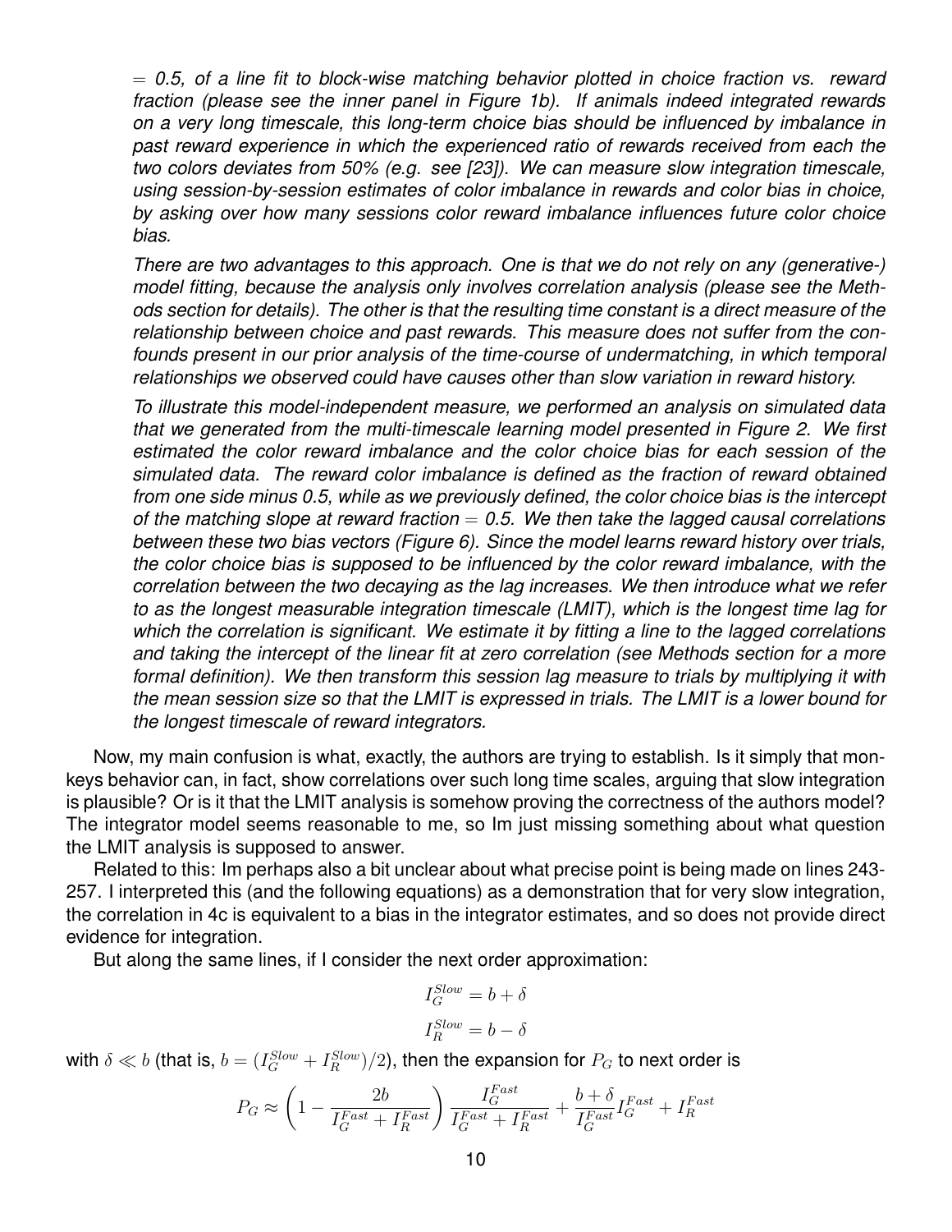*= 0.5, of a line fit to block-wise matching behavior plotted in choice fraction vs. reward fraction (please see the inner panel in Figure 1b). If animals indeed integrated rewards on a very long timescale, this long-term choice bias should be influenced by imbalance in past reward experience in which the experienced ratio of rewards received from each the two colors deviates from 50% (e.g. see [23]). We can measure slow integration timescale, using session-by-session estimates of color imbalance in rewards and color bias in choice, by asking over how many sessions color reward imbalance influences future color choice bias.*

*There are two advantages to this approach. One is that we do not rely on any (generative-) model fitting, because the analysis only involves correlation analysis (please see the Methods section for details). The other is that the resulting time constant is a direct measure of the relationship between choice and past rewards. This measure does not suffer from the confounds present in our prior analysis of the time-course of undermatching, in which temporal relationships we observed could have causes other than slow variation in reward history.*

*To illustrate this model-independent measure, we performed an analysis on simulated data that we generated from the multi-timescale learning model presented in Figure 2. We first estimated the color reward imbalance and the color choice bias for each session of the simulated data. The reward color imbalance is defined as the fraction of reward obtained from one side minus 0.5, while as we previously defined, the color choice bias is the intercept of the matching slope at reward fraction = 0.5. We then take the lagged causal correlations between these two bias vectors (Figure 6). Since the model learns reward history over trials, the color choice bias is supposed to be influenced by the color reward imbalance, with the correlation between the two decaying as the lag increases. We then introduce what we refer to as the longest measurable integration timescale (LMIT), which is the longest time lag for which the correlation is significant. We estimate it by fitting a line to the lagged correlations and taking the intercept of the linear fit at zero correlation (see Methods section for a more formal definition). We then transform this session lag measure to trials by multiplying it with the mean session size so that the LMIT is expressed in trials. The LMIT is a lower bound for the longest timescale of reward integrators.*

Now, my main confusion is what, exactly, the authors are trying to establish. Is it simply that monkeys behavior can, in fact, show correlations over such long time scales, arguing that slow integration is plausible? Or is it that the LMIT analysis is somehow proving the correctness of the authors model? The integrator model seems reasonable to me, so Im just missing something about what question the LMIT analysis is supposed to answer.

Related to this: Im perhaps also a bit unclear about what precise point is being made on lines 243-257. I interpreted this (and the following equations) as a demonstration that for very slow integration, the correlation in 4c is equivalent to a bias in the integrator estimates, and so does not provide direct evidence for integration.

But along the same lines, if I consider the next order approximation:

$$I_G^{Slow} = b + \delta$$

$$I_R^{Slow} = b - \delta$$

with $\delta \ll b$ (that is, $b = (I_G^{Slow} + I_R^{Slow})/2$), then the expansion for $P_G$ to next order is

$$P_G \approx \left(1 - \frac{2b}{I_G^{Fast} + I_R^{Fast}}\right) \frac{I_G^{Fast}}{I_G^{Fast} + I_R^{Fast}} + \frac{b + \delta}{I_G^{Fast}} I_G^{Fast} + I_R^{Fast}$$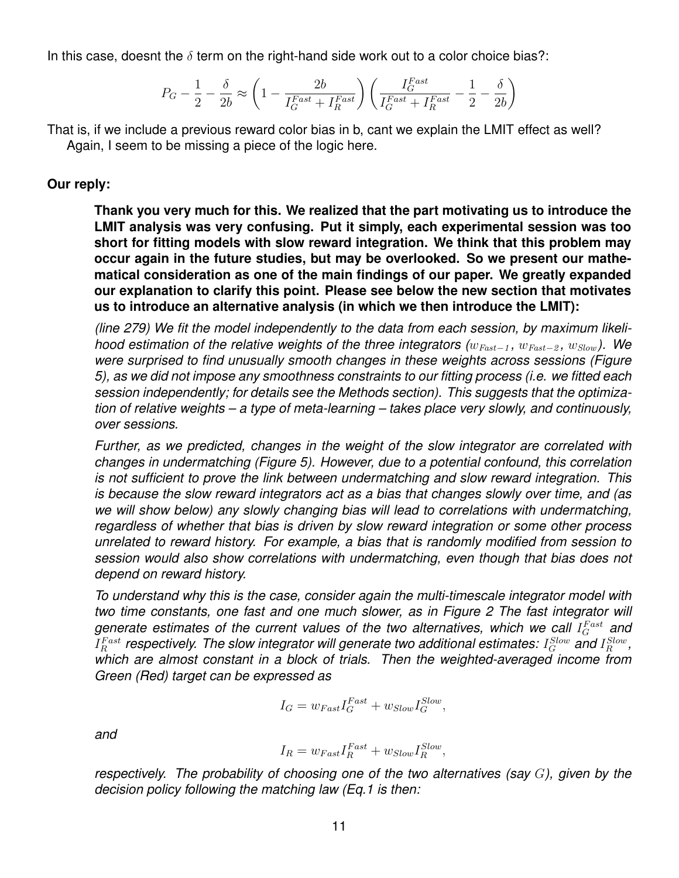In this case, doesnt the $\delta$ term on the right-hand side work out to a color choice bias?:

$$P_G - \frac{1}{2} - \frac{\delta}{2b} \approx \left(1 - \frac{2b}{I_G^{Fast} + I_R^{Fast}}\right)\left(\frac{I_G^{Fast}}{I_G^{Fast} + I_R^{Fast}} - \frac{1}{2} - \frac{\delta}{2b}\right)$$

That is, if we include a previous reward color bias in b, cant we explain the LMIT effect as well? Again, I seem to be missing a piece of the logic here.

**Our reply:**

**Thank you very much for this. We realized that the part motivating us to introduce the LMIT analysis was very confusing. Put it simply, each experimental session was too short for fitting models with slow reward integration. We think that this problem may occur again in the future studies, but may be overlooked. So we present our mathematical consideration as one of the main findings of our paper. We greatly expanded our explanation to clarify this point. Please see below the new section that motivates us to introduce an alternative analysis (in which we then introduce the LMIT):**

*(line 279) We fit the model independently to the data from each session, by maximum likelihood estimation of the relative weights of the three integrators ($w_{Fast-1}$, $w_{Fast-2}$, $w_{Slow}$). We were surprised to find unusually smooth changes in these weights across sessions (Figure 5), as we did not impose any smoothness constraints to our fitting process (i.e. we fitted each session independently; for details see the Methods section). This suggests that the optimization of relative weights – a type of meta-learning – takes place very slowly, and continuously, over sessions.*

*Further, as we predicted, changes in the weight of the slow integrator are correlated with changes in undermatching (Figure 5). However, due to a potential confound, this correlation is not sufficient to prove the link between undermatching and slow reward integration. This is because the slow reward integrators act as a bias that changes slowly over time, and (as we will show below) any slowly changing bias will lead to correlations with undermatching, regardless of whether that bias is driven by slow reward integration or some other process unrelated to reward history. For example, a bias that is randomly modified from session to session would also show correlations with undermatching, even though that bias does not depend on reward history.*

*To understand why this is the case, consider again the multi-timescale integrator model with two time constants, one fast and one much slower, as in Figure 2 The fast integrator will generate estimates of the current values of the two alternatives, which we call $I_G^{Fast}$ and $I_R^{Fast}$ respectively. The slow integrator will generate two additional estimates: $I_G^{Slow}$ and $I_R^{Slow}$, which are almost constant in a block of trials. Then the weighted-averaged income from Green (Red) target can be expressed as*

$$I_G = w_{Fast} I_G^{Fast} + w_{Slow} I_G^{Slow},$$

*and*

$$I_R = w_{Fast} I_R^{Fast} + w_{Slow} I_R^{Slow},$$

*respectively. The probability of choosing one of the two alternatives (say $G$), given by the decision policy following the matching law (Eq.1 is then:*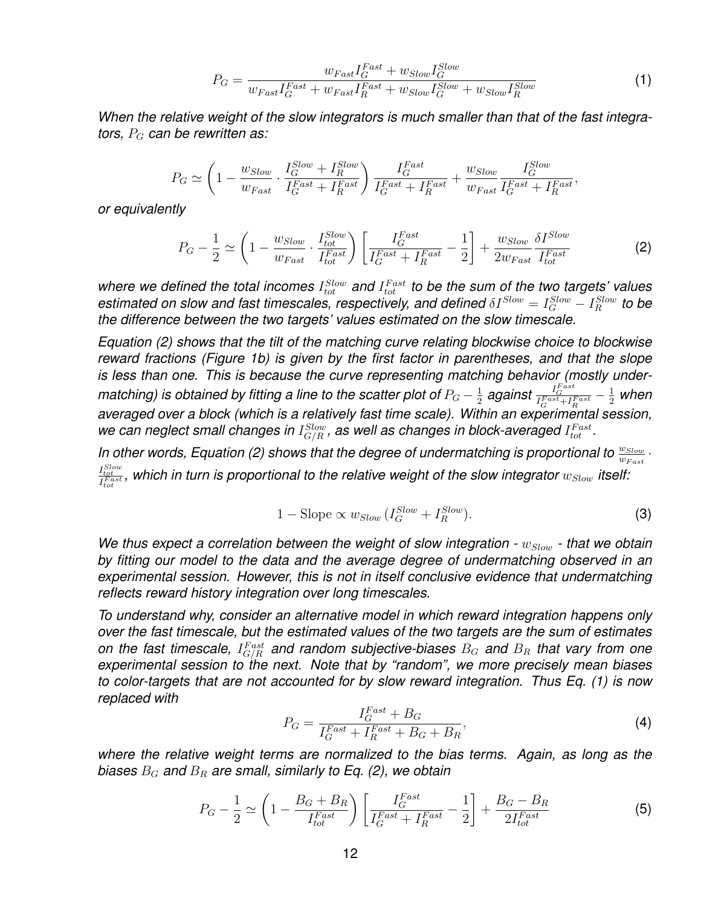$$P_G = \frac{w_{Fast} I_G^{Fast} + w_{Slow} I_G^{Slow}}{w_{Fast} I_G^{Fast} + w_{Fast} I_R^{Fast} + w_{Slow} I_G^{Slow} + w_{Slow} I_R^{Slow}} \tag{1}$$

*When the relative weight of the slow integrators is much smaller than that of the fast integrators, $P_G$ can be rewritten as:*

$$P_G \simeq \left(1 - \frac{w_{Slow}}{w_{Fast}} \cdot \frac{I_G^{Slow} + I_R^{Slow}}{I_G^{Fast} + I_R^{Fast}}\right) \frac{I_G^{Fast}}{I_G^{Fast} + I_R^{Fast}} + \frac{w_{Slow}}{w_{Fast}} \frac{I_G^{Slow}}{I_G^{Fast} + I_R^{Fast}},$$

*or equivalently*

$$P_G - \frac{1}{2} \simeq \left(1 - \frac{w_{Slow}}{w_{Fast}} \cdot \frac{I_{tot}^{Slow}}{I_{tot}^{Fast}}\right) \left[\frac{I_G^{Fast}}{I_G^{Fast} + I_R^{Fast}} - \frac{1}{2}\right] + \frac{w_{Slow}}{2w_{Fast}} \frac{\delta I^{Slow}}{I_{tot}^{Fast}} \tag{2}$$

*where we defined the total incomes $I_{tot}^{Slow}$ and $I_{tot}^{Fast}$ to be the sum of the two targets' values estimated on slow and fast timescales, respectively, and defined $\delta I^{Slow} = I_G^{Slow} - I_R^{Slow}$ to be the difference between the two targets' values estimated on the slow timescale.*

*Equation (2) shows that the tilt of the matching curve relating blockwise choice to blockwise reward fractions (Figure 1b) is given by the first factor in parentheses, and that the slope is less than one. This is because the curve representing matching behavior (mostly undermatching) is obtained by fitting a line to the scatter plot of $P_G - \frac{1}{2}$ against $\frac{I_G^{Fast}}{I_G^{Fast} + I_R^{Fast}} - \frac{1}{2}$ when averaged over a block (which is a relatively fast time scale). Within an experimental session, we can neglect small changes in $I_{G/R}^{Slow}$, as well as changes in block-averaged $I_{tot}^{Fast}$.*

*In other words, Equation (2) shows that the degree of undermatching is proportional to $\frac{w_{Slow}}{w_{Fast}} \cdot \frac{I_{tot}^{Slow}}{I_{tot}^{Fast}}$, which in turn is proportional to the relative weight of the slow integrator $w_{Slow}$ itself:*

$$1 - \text{Slope} \propto w_{Slow} \, (I_G^{Slow} + I_R^{Slow}). \tag{3}$$

*We thus expect a correlation between the weight of slow integration - $w_{Slow}$ - that we obtain by fitting our model to the data and the average degree of undermatching observed in an experimental session. However, this is not in itself conclusive evidence that undermatching reflects reward history integration over long timescales.*

*To understand why, consider an alternative model in which reward integration happens only over the fast timescale, but the estimated values of the two targets are the sum of estimates on the fast timescale, $I_{G/R}^{Fast}$ and random subjective-biases $B_G$ and $B_R$ that vary from one experimental session to the next. Note that by "random", we more precisely mean biases to color-targets that are not accounted for by slow reward integration. Thus Eq. (1) is now replaced with*

$$P_G = \frac{I_G^{Fast} + B_G}{I_G^{Fast} + I_R^{Fast} + B_G + B_R}, \tag{4}$$

*where the relative weight terms are normalized to the bias terms. Again, as long as the biases $B_G$ and $B_R$ are small, similarly to Eq. (2), we obtain*

$$P_G - \frac{1}{2} \simeq \left(1 - \frac{B_G + B_R}{I_{tot}^{Fast}}\right) \left[\frac{I_G^{Fast}}{I_G^{Fast} + I_R^{Fast}} - \frac{1}{2}\right] + \frac{B_G - B_R}{2I_{tot}^{Fast}} \tag{5}$$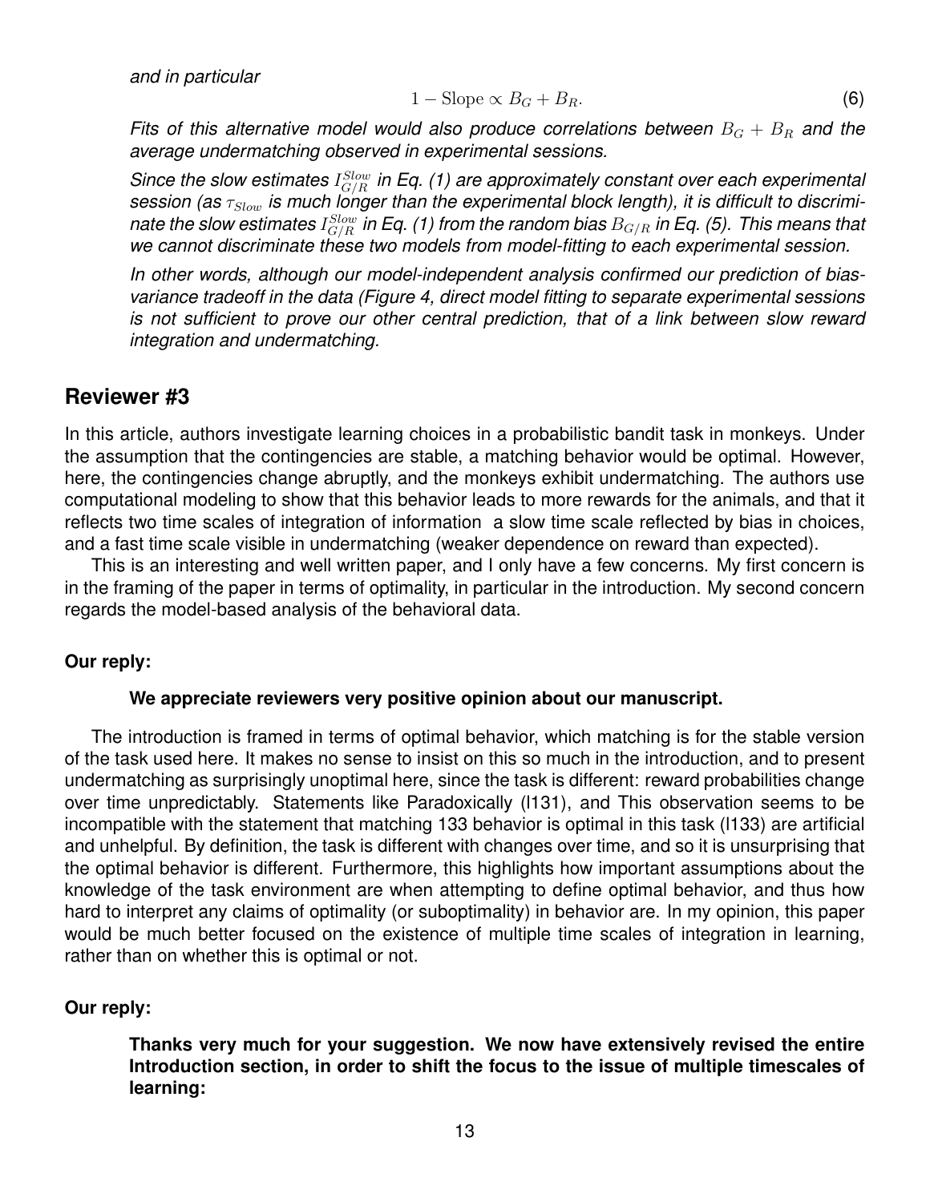*and in particular*

$$1 - \text{Slope} \propto B_G + B_R. \tag{6}$$

*Fits of this alternative model would also produce correlations between $B_G + B_R$ and the average undermatching observed in experimental sessions.*

*Since the slow estimates $I^{Slow}_{G/R}$ in Eq. (1) are approximately constant over each experimental session (as $\tau_{Slow}$ is much longer than the experimental block length), it is difficult to discriminate the slow estimates $I^{Slow}_{G/R}$ in Eq. (1) from the random bias $B_{G/R}$ in Eq. (5). This means that we cannot discriminate these two models from model-fitting to each experimental session.*

*In other words, although our model-independent analysis confirmed our prediction of bias-variance tradeoff in the data (Figure 4, direct model fitting to separate experimental sessions is not sufficient to prove our other central prediction, that of a link between slow reward integration and undermatching.*

## Reviewer #3

In this article, authors investigate learning choices in a probabilistic bandit task in monkeys. Under the assumption that the contingencies are stable, a matching behavior would be optimal. However, here, the contingencies change abruptly, and the monkeys exhibit undermatching. The authors use computational modeling to show that this behavior leads to more rewards for the animals, and that it reflects two time scales of integration of information a slow time scale reflected by bias in choices, and a fast time scale visible in undermatching (weaker dependence on reward than expected).

This is an interesting and well written paper, and I only have a few concerns. My first concern is in the framing of the paper in terms of optimality, in particular in the introduction. My second concern regards the model-based analysis of the behavioral data.

**Our reply:**

> **We appreciate reviewers very positive opinion about our manuscript.**

The introduction is framed in terms of optimal behavior, which matching is for the stable version of the task used here. It makes no sense to insist on this so much in the introduction, and to present undermatching as surprisingly unoptimal here, since the task is different: reward probabilities change over time unpredictably. Statements like Paradoxically (l131), and This observation seems to be incompatible with the statement that matching 133 behavior is optimal in this task (l133) are artificial and unhelpful. By definition, the task is different with changes over time, and so it is unsurprising that the optimal behavior is different. Furthermore, this highlights how important assumptions about the knowledge of the task environment are when attempting to define optimal behavior, and thus how hard to interpret any claims of optimality (or suboptimality) in behavior are. In my opinion, this paper would be much better focused on the existence of multiple time scales of integration in learning, rather than on whether this is optimal or not.

**Our reply:**

> **Thanks very much for your suggestion. We now have extensively revised the entire Introduction section, in order to shift the focus to the issue of multiple timescales of learning:**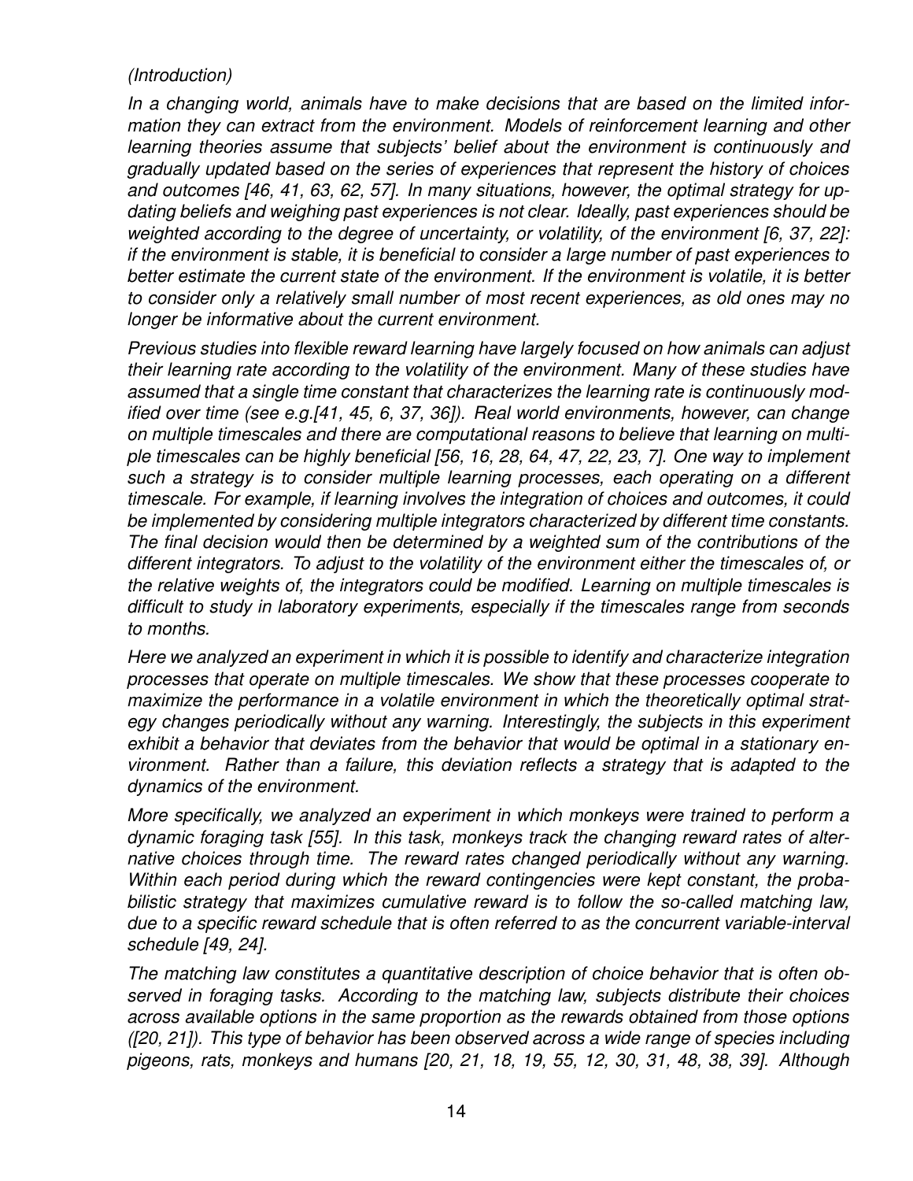*(Introduction)*

*In a changing world, animals have to make decisions that are based on the limited information they can extract from the environment. Models of reinforcement learning and other learning theories assume that subjects' belief about the environment is continuously and gradually updated based on the series of experiences that represent the history of choices and outcomes [46, 41, 63, 62, 57]. In many situations, however, the optimal strategy for updating beliefs and weighing past experiences is not clear. Ideally, past experiences should be weighted according to the degree of uncertainty, or volatility, of the environment [6, 37, 22]: if the environment is stable, it is beneficial to consider a large number of past experiences to better estimate the current state of the environment. If the environment is volatile, it is better to consider only a relatively small number of most recent experiences, as old ones may no longer be informative about the current environment.*

*Previous studies into flexible reward learning have largely focused on how animals can adjust their learning rate according to the volatility of the environment. Many of these studies have assumed that a single time constant that characterizes the learning rate is continuously modified over time (see e.g.[41, 45, 6, 37, 36]). Real world environments, however, can change on multiple timescales and there are computational reasons to believe that learning on multiple timescales can be highly beneficial [56, 16, 28, 64, 47, 22, 23, 7]. One way to implement such a strategy is to consider multiple learning processes, each operating on a different timescale. For example, if learning involves the integration of choices and outcomes, it could be implemented by considering multiple integrators characterized by different time constants. The final decision would then be determined by a weighted sum of the contributions of the different integrators. To adjust to the volatility of the environment either the timescales of, or the relative weights of, the integrators could be modified. Learning on multiple timescales is difficult to study in laboratory experiments, especially if the timescales range from seconds to months.*

*Here we analyzed an experiment in which it is possible to identify and characterize integration processes that operate on multiple timescales. We show that these processes cooperate to maximize the performance in a volatile environment in which the theoretically optimal strategy changes periodically without any warning. Interestingly, the subjects in this experiment exhibit a behavior that deviates from the behavior that would be optimal in a stationary environment. Rather than a failure, this deviation reflects a strategy that is adapted to the dynamics of the environment.*

*More specifically, we analyzed an experiment in which monkeys were trained to perform a dynamic foraging task [55]. In this task, monkeys track the changing reward rates of alternative choices through time. The reward rates changed periodically without any warning. Within each period during which the reward contingencies were kept constant, the probabilistic strategy that maximizes cumulative reward is to follow the so-called matching law, due to a specific reward schedule that is often referred to as the concurrent variable-interval schedule [49, 24].*

*The matching law constitutes a quantitative description of choice behavior that is often observed in foraging tasks. According to the matching law, subjects distribute their choices across available options in the same proportion as the rewards obtained from those options ([20, 21]). This type of behavior has been observed across a wide range of species including pigeons, rats, monkeys and humans [20, 21, 18, 19, 55, 12, 30, 31, 48, 38, 39]. Although*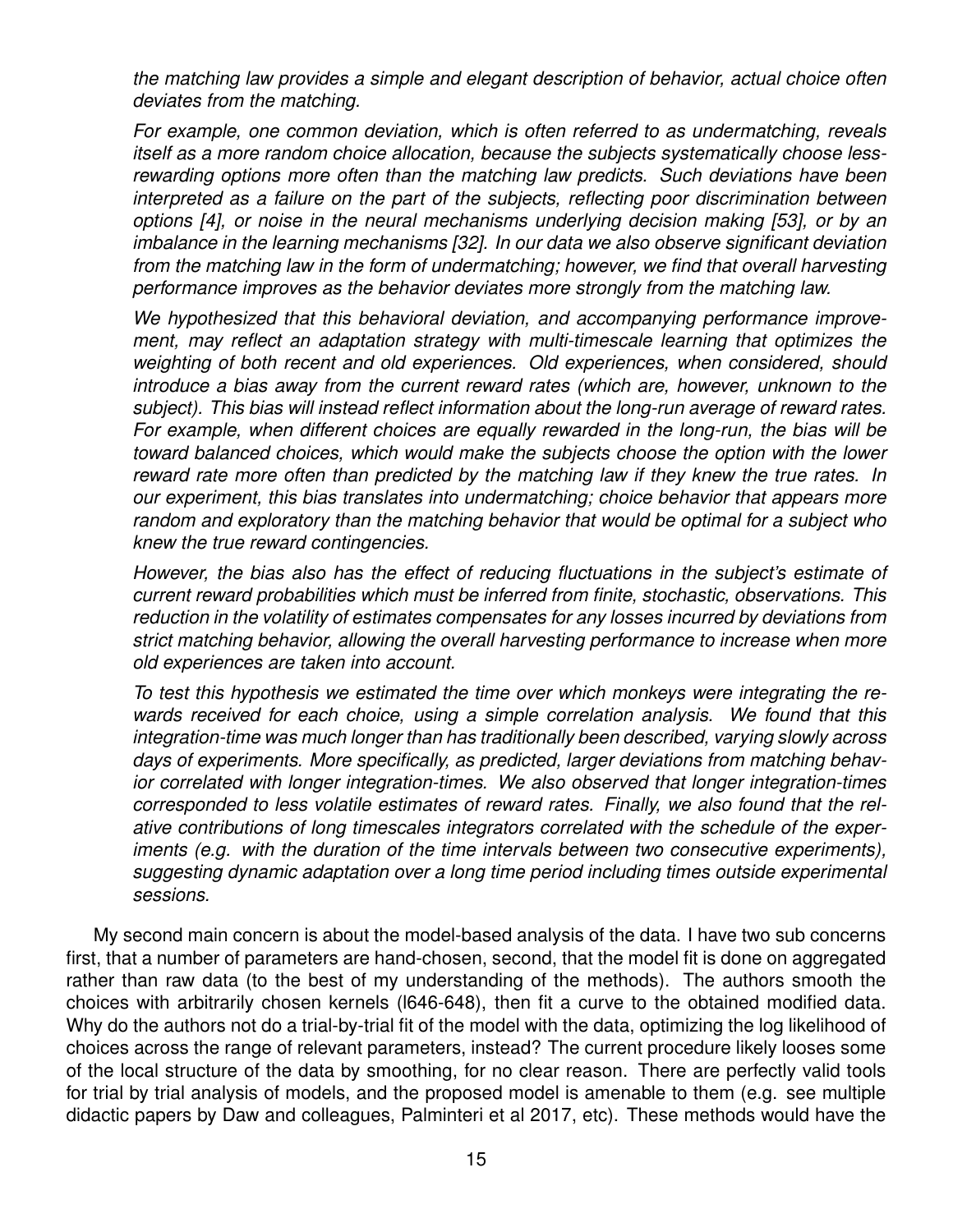*the matching law provides a simple and elegant description of behavior, actual choice often deviates from the matching.*

*For example, one common deviation, which is often referred to as undermatching, reveals itself as a more random choice allocation, because the subjects systematically choose less-rewarding options more often than the matching law predicts. Such deviations have been interpreted as a failure on the part of the subjects, reflecting poor discrimination between options [4], or noise in the neural mechanisms underlying decision making [53], or by an imbalance in the learning mechanisms [32]. In our data we also observe significant deviation from the matching law in the form of undermatching; however, we find that overall harvesting performance improves as the behavior deviates more strongly from the matching law.*

*We hypothesized that this behavioral deviation, and accompanying performance improvement, may reflect an adaptation strategy with multi-timescale learning that optimizes the weighting of both recent and old experiences. Old experiences, when considered, should introduce a bias away from the current reward rates (which are, however, unknown to the subject). This bias will instead reflect information about the long-run average of reward rates. For example, when different choices are equally rewarded in the long-run, the bias will be toward balanced choices, which would make the subjects choose the option with the lower reward rate more often than predicted by the matching law if they knew the true rates. In our experiment, this bias translates into undermatching; choice behavior that appears more random and exploratory than the matching behavior that would be optimal for a subject who knew the true reward contingencies.*

*However, the bias also has the effect of reducing fluctuations in the subject's estimate of current reward probabilities which must be inferred from finite, stochastic, observations. This reduction in the volatility of estimates compensates for any losses incurred by deviations from strict matching behavior, allowing the overall harvesting performance to increase when more old experiences are taken into account.*

*To test this hypothesis we estimated the time over which monkeys were integrating the rewards received for each choice, using a simple correlation analysis. We found that this integration-time was much longer than has traditionally been described, varying slowly across days of experiments. More specifically, as predicted, larger deviations from matching behavior correlated with longer integration-times. We also observed that longer integration-times corresponded to less volatile estimates of reward rates. Finally, we also found that the relative contributions of long timescales integrators correlated with the schedule of the experiments (e.g. with the duration of the time intervals between two consecutive experiments), suggesting dynamic adaptation over a long time period including times outside experimental sessions.*

My second main concern is about the model-based analysis of the data. I have two sub concerns first, that a number of parameters are hand-chosen, second, that the model fit is done on aggregated rather than raw data (to the best of my understanding of the methods). The authors smooth the choices with arbitrarily chosen kernels (l646-648), then fit a curve to the obtained modified data. Why do the authors not do a trial-by-trial fit of the model with the data, optimizing the log likelihood of choices across the range of relevant parameters, instead? The current procedure likely looses some of the local structure of the data by smoothing, for no clear reason. There are perfectly valid tools for trial by trial analysis of models, and the proposed model is amenable to them (e.g. see multiple didactic papers by Daw and colleagues, Palminteri et al 2017, etc). These methods would have the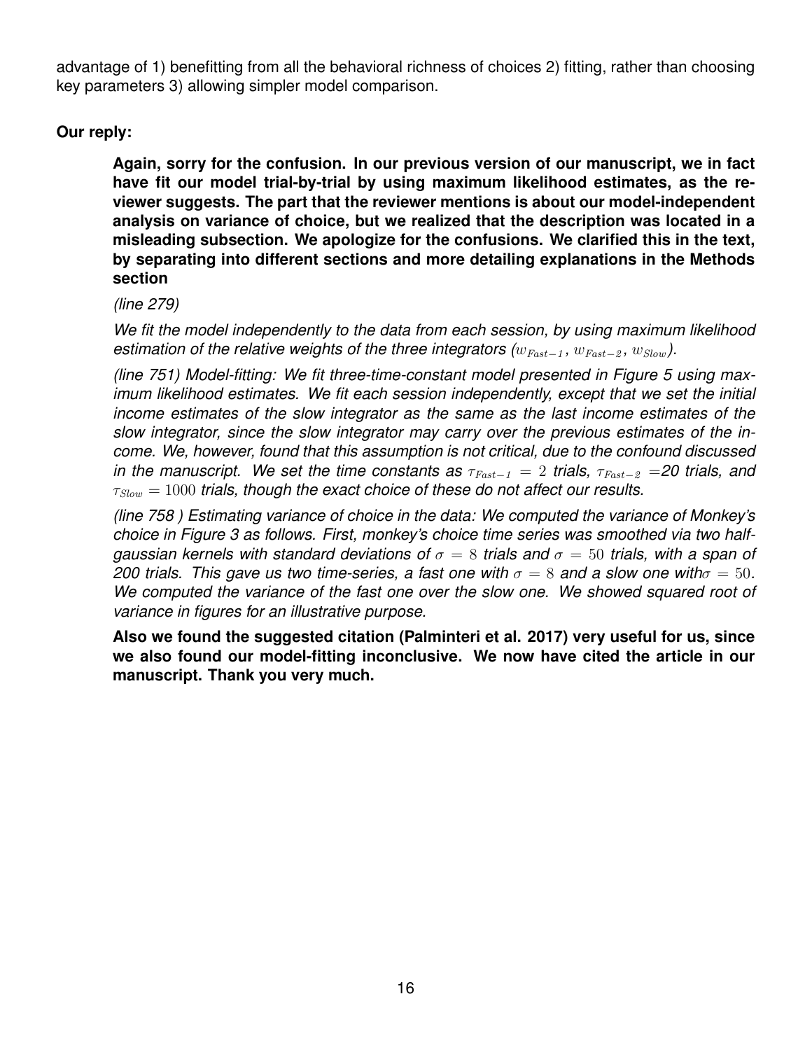advantage of 1) benefitting from all the behavioral richness of choices 2) fitting, rather than choosing key parameters 3) allowing simpler model comparison.

**Our reply:**

**Again, sorry for the confusion. In our previous version of our manuscript, we in fact have fit our model trial-by-trial by using maximum likelihood estimates, as the reviewer suggests. The part that the reviewer mentions is about our model-independent analysis on variance of choice, but we realized that the description was located in a misleading subsection. We apologize for the confusions. We clarified this in the text, by separating into different sections and more detailing explanations in the Methods section**

*(line 279)*

*We fit the model independently to the data from each session, by using maximum likelihood estimation of the relative weights of the three integrators ($w_{Fast-1}$, $w_{Fast-2}$, $w_{Slow}$).*

*(line 751) Model-fitting: We fit three-time-constant model presented in Figure 5 using maximum likelihood estimates. We fit each session independently, except that we set the initial income estimates of the slow integrator as the same as the last income estimates of the slow integrator, since the slow integrator may carry over the previous estimates of the income. We, however, found that this assumption is not critical, due to the confound discussed in the manuscript. We set the time constants as $\tau_{Fast-1} = 2$ trials, $\tau_{Fast-2} = 20$ trials, and $\tau_{Slow} = 1000$ trials, though the exact choice of these do not affect our results.*

*(line 758 ) Estimating variance of choice in the data: We computed the variance of Monkey's choice in Figure 3 as follows. First, monkey's choice time series was smoothed via two half-gaussian kernels with standard deviations of $\sigma = 8$ trials and $\sigma = 50$ trials, with a span of 200 trials. This gave us two time-series, a fast one with $\sigma = 8$ and a slow one with $\sigma = 50$. We computed the variance of the fast one over the slow one. We showed squared root of variance in figures for an illustrative purpose.*

**Also we found the suggested citation (Palminteri et al. 2017) very useful for us, since we also found our model-fitting inconclusive. We now have cited the article in our manuscript. Thank you very much.**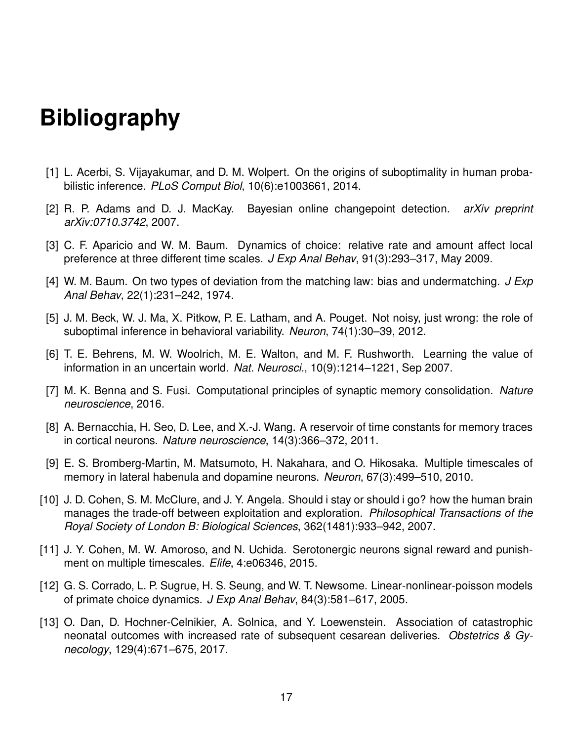# Bibliography

[1] L. Acerbi, S. Vijayakumar, and D. M. Wolpert. On the origins of suboptimality in human probabilistic inference. *PLoS Comput Biol*, 10(6):e1003661, 2014.

[2] R. P. Adams and D. J. MacKay. Bayesian online changepoint detection. *arXiv preprint arXiv:0710.3742*, 2007.

[3] C. F. Aparicio and W. M. Baum. Dynamics of choice: relative rate and amount affect local preference at three different time scales. *J Exp Anal Behav*, 91(3):293–317, May 2009.

[4] W. M. Baum. On two types of deviation from the matching law: bias and undermatching. *J Exp Anal Behav*, 22(1):231–242, 1974.

[5] J. M. Beck, W. J. Ma, X. Pitkow, P. E. Latham, and A. Pouget. Not noisy, just wrong: the role of suboptimal inference in behavioral variability. *Neuron*, 74(1):30–39, 2012.

[6] T. E. Behrens, M. W. Woolrich, M. E. Walton, and M. F. Rushworth. Learning the value of information in an uncertain world. *Nat. Neurosci.*, 10(9):1214–1221, Sep 2007.

[7] M. K. Benna and S. Fusi. Computational principles of synaptic memory consolidation. *Nature neuroscience*, 2016.

[8] A. Bernacchia, H. Seo, D. Lee, and X.-J. Wang. A reservoir of time constants for memory traces in cortical neurons. *Nature neuroscience*, 14(3):366–372, 2011.

[9] E. S. Bromberg-Martin, M. Matsumoto, H. Nakahara, and O. Hikosaka. Multiple timescales of memory in lateral habenula and dopamine neurons. *Neuron*, 67(3):499–510, 2010.

[10] J. D. Cohen, S. M. McClure, and J. Y. Angela. Should i stay or should i go? how the human brain manages the trade-off between exploitation and exploration. *Philosophical Transactions of the Royal Society of London B: Biological Sciences*, 362(1481):933–942, 2007.

[11] J. Y. Cohen, M. W. Amoroso, and N. Uchida. Serotonergic neurons signal reward and punishment on multiple timescales. *Elife*, 4:e06346, 2015.

[12] G. S. Corrado, L. P. Sugrue, H. S. Seung, and W. T. Newsome. Linear-nonlinear-poisson models of primate choice dynamics. *J Exp Anal Behav*, 84(3):581–617, 2005.

[13] O. Dan, D. Hochner-Celnikier, A. Solnica, and Y. Loewenstein. Association of catastrophic neonatal outcomes with increased rate of subsequent cesarean deliveries. *Obstetrics & Gynecology*, 129(4):671–675, 2017.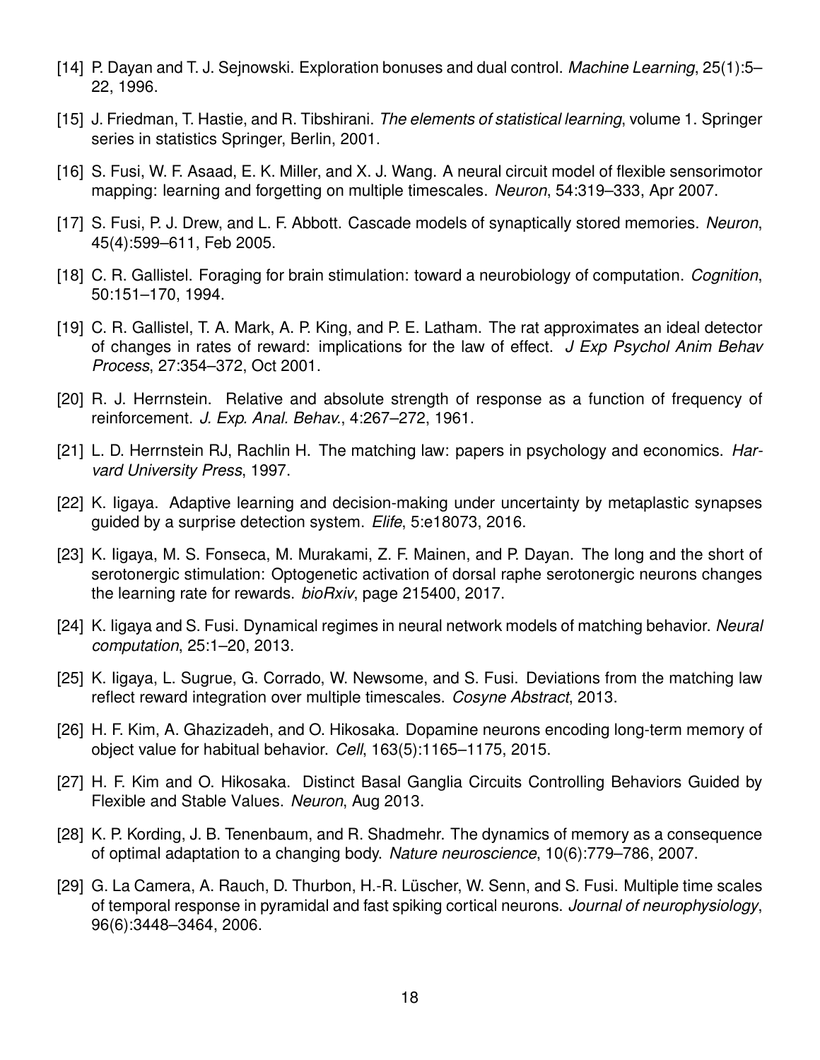[14] P. Dayan and T. J. Sejnowski. Exploration bonuses and dual control. *Machine Learning*, 25(1):5–22, 1996.

[15] J. Friedman, T. Hastie, and R. Tibshirani. *The elements of statistical learning*, volume 1. Springer series in statistics Springer, Berlin, 2001.

[16] S. Fusi, W. F. Asaad, E. K. Miller, and X. J. Wang. A neural circuit model of flexible sensorimotor mapping: learning and forgetting on multiple timescales. *Neuron*, 54:319–333, Apr 2007.

[17] S. Fusi, P. J. Drew, and L. F. Abbott. Cascade models of synaptically stored memories. *Neuron*, 45(4):599–611, Feb 2005.

[18] C. R. Gallistel. Foraging for brain stimulation: toward a neurobiology of computation. *Cognition*, 50:151–170, 1994.

[19] C. R. Gallistel, T. A. Mark, A. P. King, and P. E. Latham. The rat approximates an ideal detector of changes in rates of reward: implications for the law of effect. *J Exp Psychol Anim Behav Process*, 27:354–372, Oct 2001.

[20] R. J. Herrnstein. Relative and absolute strength of response as a function of frequency of reinforcement. *J. Exp. Anal. Behav.*, 4:267–272, 1961.

[21] L. D. Herrnstein RJ, Rachlin H. The matching law: papers in psychology and economics. *Harvard University Press*, 1997.

[22] K. Iigaya. Adaptive learning and decision-making under uncertainty by metaplastic synapses guided by a surprise detection system. *Elife*, 5:e18073, 2016.

[23] K. Iigaya, M. S. Fonseca, M. Murakami, Z. F. Mainen, and P. Dayan. The long and the short of serotonergic stimulation: Optogenetic activation of dorsal raphe serotonergic neurons changes the learning rate for rewards. *bioRxiv*, page 215400, 2017.

[24] K. Iigaya and S. Fusi. Dynamical regimes in neural network models of matching behavior. *Neural computation*, 25:1–20, 2013.

[25] K. Iigaya, L. Sugrue, G. Corrado, W. Newsome, and S. Fusi. Deviations from the matching law reflect reward integration over multiple timescales. *Cosyne Abstract*, 2013.

[26] H. F. Kim, A. Ghazizadeh, and O. Hikosaka. Dopamine neurons encoding long-term memory of object value for habitual behavior. *Cell*, 163(5):1165–1175, 2015.

[27] H. F. Kim and O. Hikosaka. Distinct Basal Ganglia Circuits Controlling Behaviors Guided by Flexible and Stable Values. *Neuron*, Aug 2013.

[28] K. P. Kording, J. B. Tenenbaum, and R. Shadmehr. The dynamics of memory as a consequence of optimal adaptation to a changing body. *Nature neuroscience*, 10(6):779–786, 2007.

[29] G. La Camera, A. Rauch, D. Thurbon, H.-R. Lüscher, W. Senn, and S. Fusi. Multiple time scales of temporal response in pyramidal and fast spiking cortical neurons. *Journal of neurophysiology*, 96(6):3448–3464, 2006.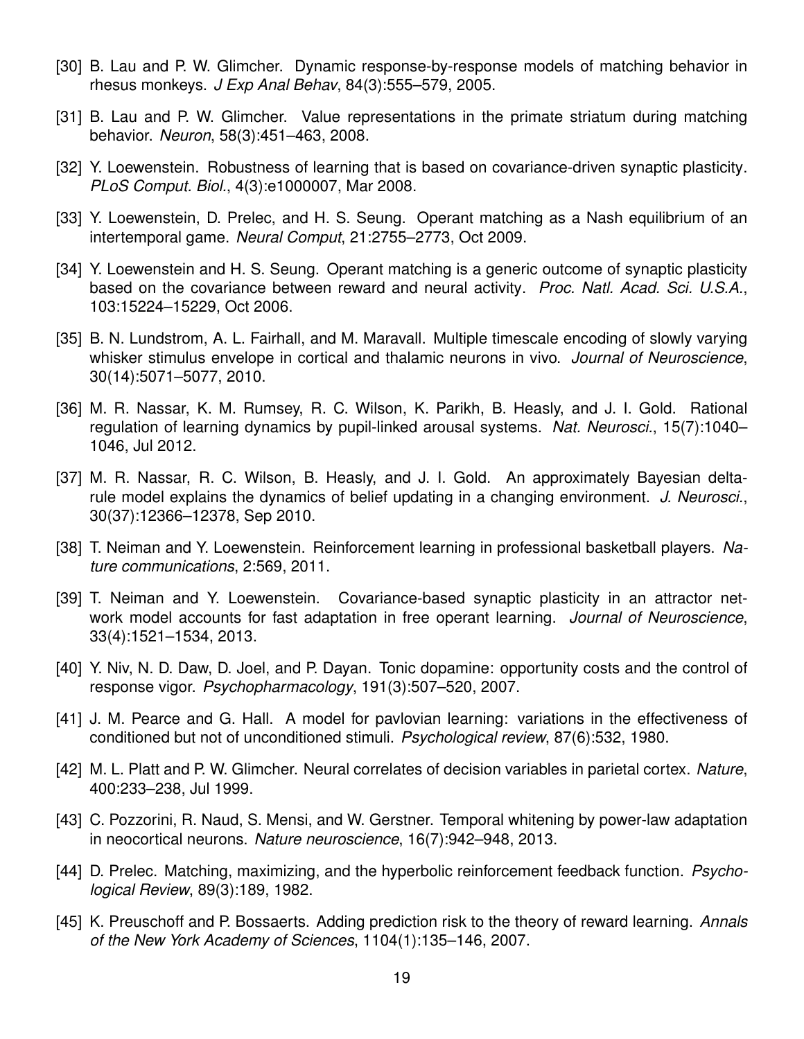[30] B. Lau and P. W. Glimcher. Dynamic response-by-response models of matching behavior in rhesus monkeys. *J Exp Anal Behav*, 84(3):555–579, 2005.

[31] B. Lau and P. W. Glimcher. Value representations in the primate striatum during matching behavior. *Neuron*, 58(3):451–463, 2008.

[32] Y. Loewenstein. Robustness of learning that is based on covariance-driven synaptic plasticity. *PLoS Comput. Biol.*, 4(3):e1000007, Mar 2008.

[33] Y. Loewenstein, D. Prelec, and H. S. Seung. Operant matching as a Nash equilibrium of an intertemporal game. *Neural Comput*, 21:2755–2773, Oct 2009.

[34] Y. Loewenstein and H. S. Seung. Operant matching is a generic outcome of synaptic plasticity based on the covariance between reward and neural activity. *Proc. Natl. Acad. Sci. U.S.A.*, 103:15224–15229, Oct 2006.

[35] B. N. Lundstrom, A. L. Fairhall, and M. Maravall. Multiple timescale encoding of slowly varying whisker stimulus envelope in cortical and thalamic neurons in vivo. *Journal of Neuroscience*, 30(14):5071–5077, 2010.

[36] M. R. Nassar, K. M. Rumsey, R. C. Wilson, K. Parikh, B. Heasly, and J. I. Gold. Rational regulation of learning dynamics by pupil-linked arousal systems. *Nat. Neurosci.*, 15(7):1040–1046, Jul 2012.

[37] M. R. Nassar, R. C. Wilson, B. Heasly, and J. I. Gold. An approximately Bayesian delta-rule model explains the dynamics of belief updating in a changing environment. *J. Neurosci.*, 30(37):12366–12378, Sep 2010.

[38] T. Neiman and Y. Loewenstein. Reinforcement learning in professional basketball players. *Nature communications*, 2:569, 2011.

[39] T. Neiman and Y. Loewenstein. Covariance-based synaptic plasticity in an attractor network model accounts for fast adaptation in free operant learning. *Journal of Neuroscience*, 33(4):1521–1534, 2013.

[40] Y. Niv, N. D. Daw, D. Joel, and P. Dayan. Tonic dopamine: opportunity costs and the control of response vigor. *Psychopharmacology*, 191(3):507–520, 2007.

[41] J. M. Pearce and G. Hall. A model for pavlovian learning: variations in the effectiveness of conditioned but not of unconditioned stimuli. *Psychological review*, 87(6):532, 1980.

[42] M. L. Platt and P. W. Glimcher. Neural correlates of decision variables in parietal cortex. *Nature*, 400:233–238, Jul 1999.

[43] C. Pozzorini, R. Naud, S. Mensi, and W. Gerstner. Temporal whitening by power-law adaptation in neocortical neurons. *Nature neuroscience*, 16(7):942–948, 2013.

[44] D. Prelec. Matching, maximizing, and the hyperbolic reinforcement feedback function. *Psychological Review*, 89(3):189, 1982.

[45] K. Preuschoff and P. Bossaerts. Adding prediction risk to the theory of reward learning. *Annals of the New York Academy of Sciences*, 1104(1):135–146, 2007.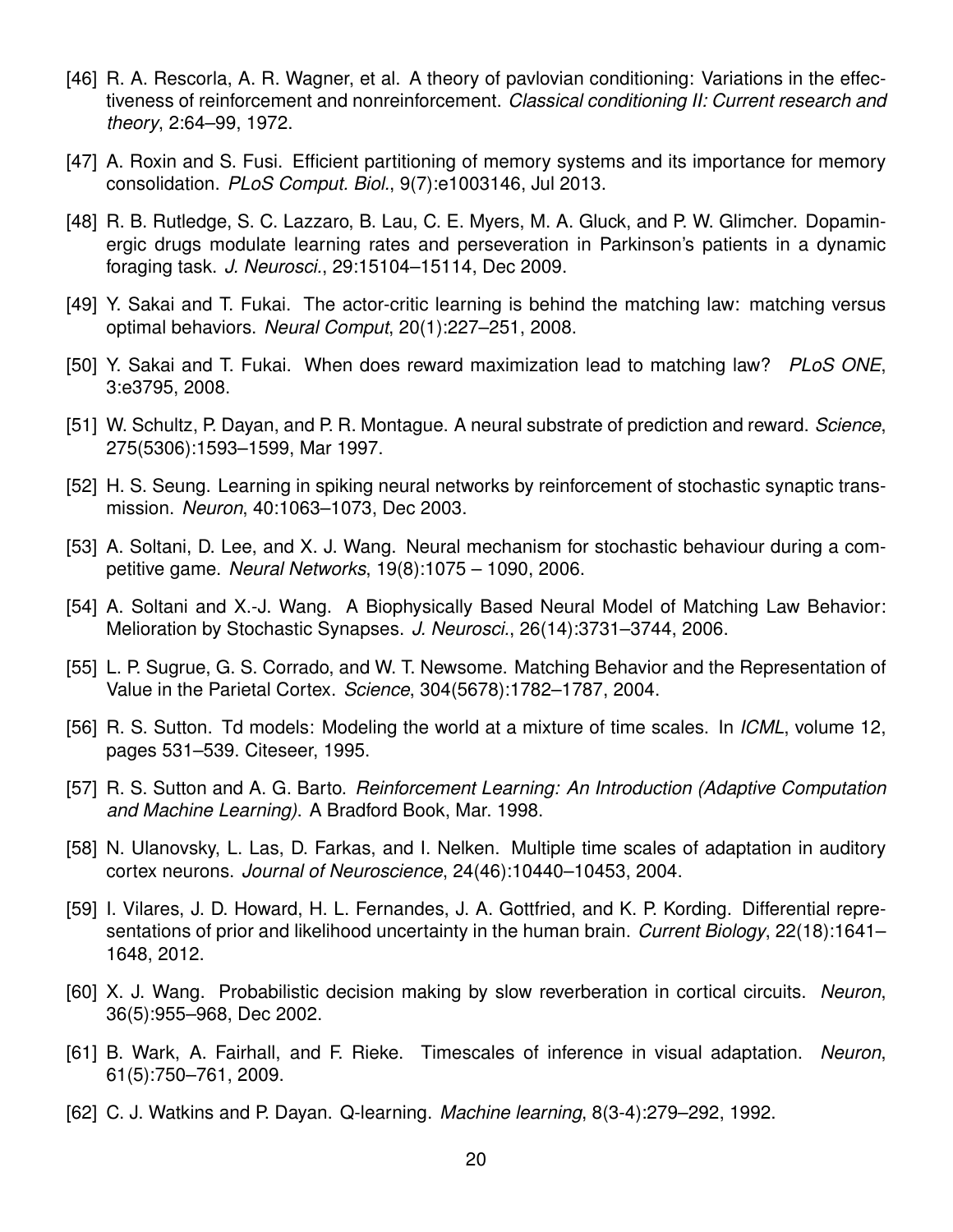[46] R. A. Rescorla, A. R. Wagner, et al. A theory of pavlovian conditioning: Variations in the effectiveness of reinforcement and nonreinforcement. *Classical conditioning II: Current research and theory*, 2:64–99, 1972.

[47] A. Roxin and S. Fusi. Efficient partitioning of memory systems and its importance for memory consolidation. *PLoS Comput. Biol.*, 9(7):e1003146, Jul 2013.

[48] R. B. Rutledge, S. C. Lazzaro, B. Lau, C. E. Myers, M. A. Gluck, and P. W. Glimcher. Dopaminergic drugs modulate learning rates and perseveration in Parkinson's patients in a dynamic foraging task. *J. Neurosci.*, 29:15104–15114, Dec 2009.

[49] Y. Sakai and T. Fukai. The actor-critic learning is behind the matching law: matching versus optimal behaviors. *Neural Comput*, 20(1):227–251, 2008.

[50] Y. Sakai and T. Fukai. When does reward maximization lead to matching law? *PLoS ONE*, 3:e3795, 2008.

[51] W. Schultz, P. Dayan, and P. R. Montague. A neural substrate of prediction and reward. *Science*, 275(5306):1593–1599, Mar 1997.

[52] H. S. Seung. Learning in spiking neural networks by reinforcement of stochastic synaptic transmission. *Neuron*, 40:1063–1073, Dec 2003.

[53] A. Soltani, D. Lee, and X. J. Wang. Neural mechanism for stochastic behaviour during a competitive game. *Neural Networks*, 19(8):1075 – 1090, 2006.

[54] A. Soltani and X.-J. Wang. A Biophysically Based Neural Model of Matching Law Behavior: Melioration by Stochastic Synapses. *J. Neurosci.*, 26(14):3731–3744, 2006.

[55] L. P. Sugrue, G. S. Corrado, and W. T. Newsome. Matching Behavior and the Representation of Value in the Parietal Cortex. *Science*, 304(5678):1782–1787, 2004.

[56] R. S. Sutton. Td models: Modeling the world at a mixture of time scales. In *ICML*, volume 12, pages 531–539. Citeseer, 1995.

[57] R. S. Sutton and A. G. Barto. *Reinforcement Learning: An Introduction (Adaptive Computation and Machine Learning)*. A Bradford Book, Mar. 1998.

[58] N. Ulanovsky, L. Las, D. Farkas, and I. Nelken. Multiple time scales of adaptation in auditory cortex neurons. *Journal of Neuroscience*, 24(46):10440–10453, 2004.

[59] I. Vilares, J. D. Howard, H. L. Fernandes, J. A. Gottfried, and K. P. Kording. Differential representations of prior and likelihood uncertainty in the human brain. *Current Biology*, 22(18):1641–1648, 2012.

[60] X. J. Wang. Probabilistic decision making by slow reverberation in cortical circuits. *Neuron*, 36(5):955–968, Dec 2002.

[61] B. Wark, A. Fairhall, and F. Rieke. Timescales of inference in visual adaptation. *Neuron*, 61(5):750–761, 2009.

[62] C. J. Watkins and P. Dayan. Q-learning. *Machine learning*, 8(3-4):279–292, 1992.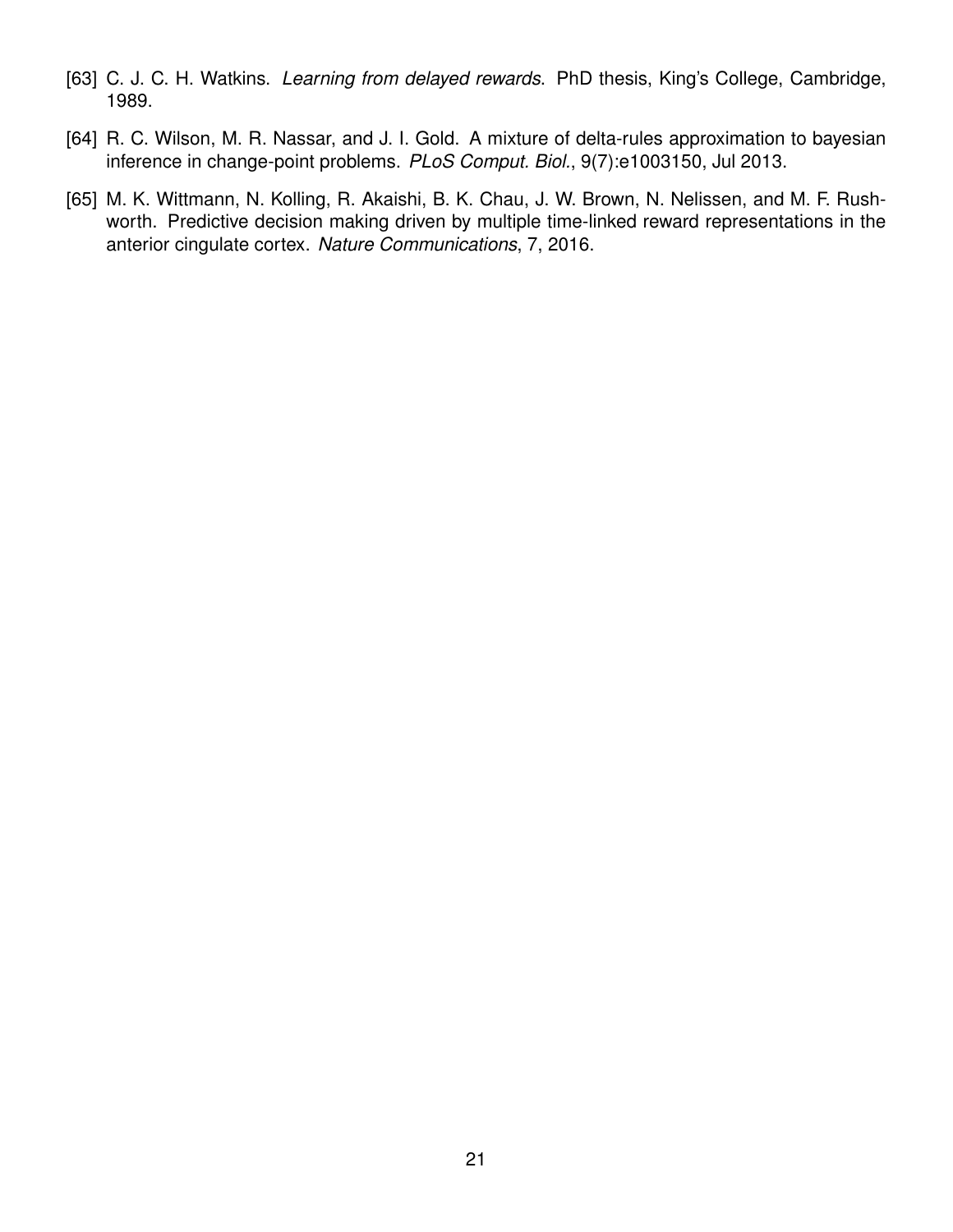[63] C. J. C. H. Watkins. *Learning from delayed rewards*. PhD thesis, King's College, Cambridge, 1989.

[64] R. C. Wilson, M. R. Nassar, and J. I. Gold. A mixture of delta-rules approximation to bayesian inference in change-point problems. *PLoS Comput. Biol.*, 9(7):e1003150, Jul 2013.

[65] M. K. Wittmann, N. Kolling, R. Akaishi, B. K. Chau, J. W. Brown, N. Nelissen, and M. F. Rushworth. Predictive decision making driven by multiple time-linked reward representations in the anterior cingulate cortex. *Nature Communications*, 7, 2016.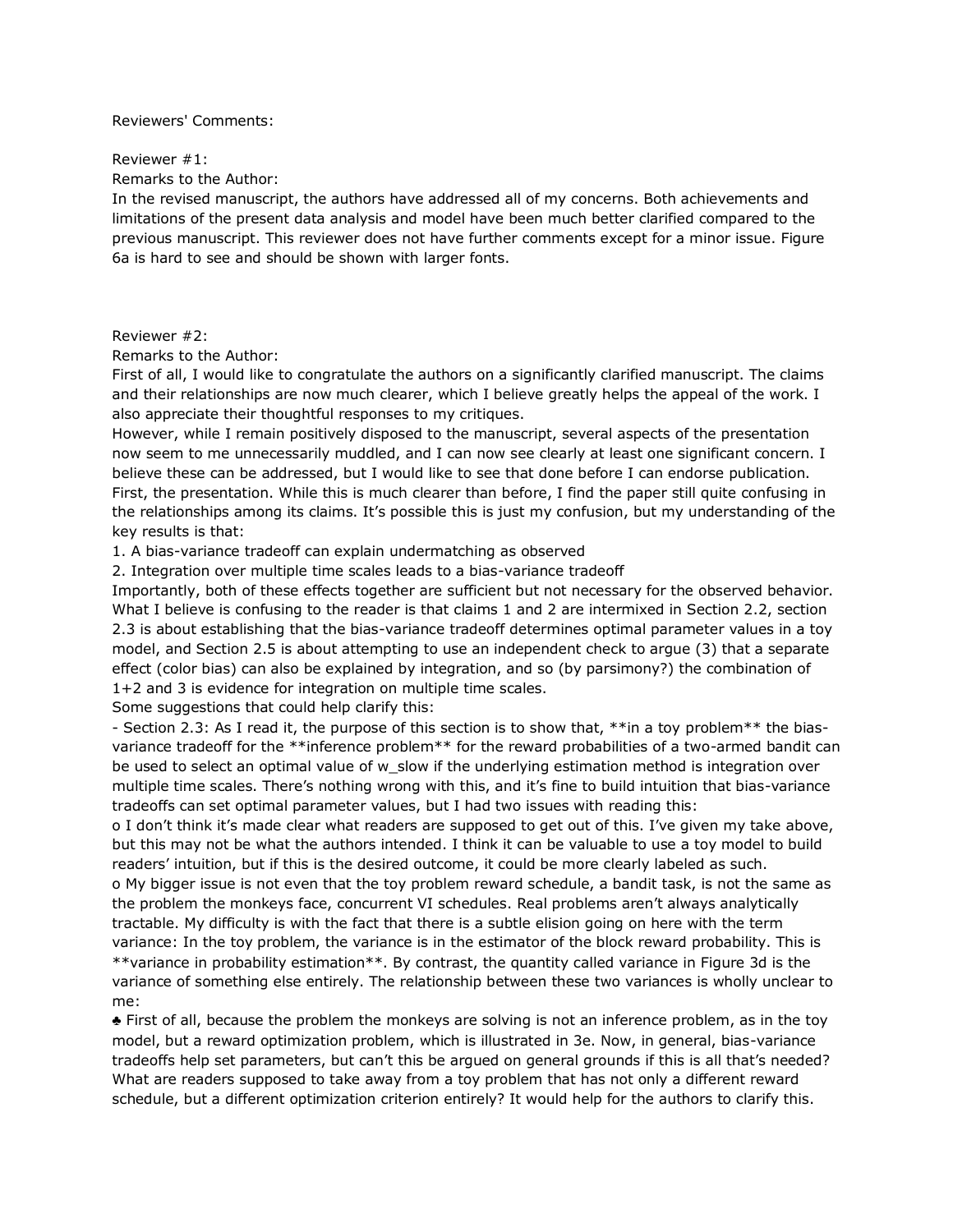Reviewers' Comments:

Reviewer #1:
Remarks to the Author:
In the revised manuscript, the authors have addressed all of my concerns. Both achievements and limitations of the present data analysis and model have been much better clarified compared to the previous manuscript. This reviewer does not have further comments except for a minor issue. Figure 6a is hard to see and should be shown with larger fonts.

Reviewer #2:
Remarks to the Author:
First of all, I would like to congratulate the authors on a significantly clarified manuscript. The claims and their relationships are now much clearer, which I believe greatly helps the appeal of the work. I also appreciate their thoughtful responses to my critiques.
However, while I remain positively disposed to the manuscript, several aspects of the presentation now seem to me unnecessarily muddled, and I can now see clearly at least one significant concern. I believe these can be addressed, but I would like to see that done before I can endorse publication.
First, the presentation. While this is much clearer than before, I find the paper still quite confusing in the relationships among its claims. It's possible this is just my confusion, but my understanding of the key results is that:
1. A bias-variance tradeoff can explain undermatching as observed
2. Integration over multiple time scales leads to a bias-variance tradeoff
Importantly, both of these effects together are sufficient but not necessary for the observed behavior. What I believe is confusing to the reader is that claims 1 and 2 are intermixed in Section 2.2, section 2.3 is about establishing that the bias-variance tradeoff determines optimal parameter values in a toy model, and Section 2.5 is about attempting to use an independent check to argue (3) that a separate effect (color bias) can also be explained by integration, and so (by parsimony?) the combination of 1+2 and 3 is evidence for integration on multiple time scales.
Some suggestions that could help clarify this:
- Section 2.3: As I read it, the purpose of this section is to show that, **in a toy problem** the bias-variance tradeoff for the **inference problem** for the reward probabilities of a two-armed bandit can be used to select an optimal value of w_slow if the underlying estimation method is integration over multiple time scales. There's nothing wrong with this, and it's fine to build intuition that bias-variance tradeoffs can set optimal parameter values, but I had two issues with reading this:
o I don't think it's made clear what readers are supposed to get out of this. I've given my take above, but this may not be what the authors intended. I think it can be valuable to use a toy model to build readers' intuition, but if this is the desired outcome, it could be more clearly labeled as such.
o My bigger issue is not even that the toy problem reward schedule, a bandit task, is not the same as the problem the monkeys face, concurrent VI schedules. Real problems aren't always analytically tractable. My difficulty is with the fact that there is a subtle elision going on here with the term variance: In the toy problem, the variance is in the estimator of the block reward probability. This is **variance in probability estimation**. By contrast, the quantity called variance in Figure 3d is the variance of something else entirely. The relationship between these two variances is wholly unclear to me:
♣ First of all, because the problem the monkeys are solving is not an inference problem, as in the toy model, but a reward optimization problem, which is illustrated in 3e. Now, in general, bias-variance tradeoffs help set parameters, but can't this be argued on general grounds if this is all that's needed? What are readers supposed to take away from a toy problem that has not only a different reward schedule, but a different optimization criterion entirely? It would help for the authors to clarify this.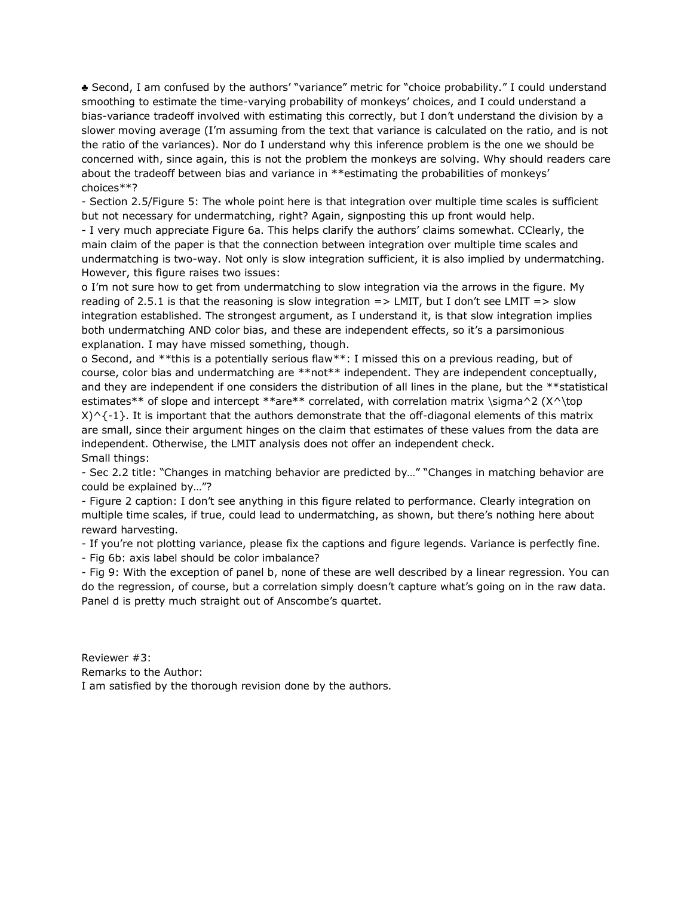♣ Second, I am confused by the authors' "variance" metric for "choice probability." I could understand smoothing to estimate the time-varying probability of monkeys' choices, and I could understand a bias-variance tradeoff involved with estimating this correctly, but I don't understand the division by a slower moving average (I'm assuming from the text that variance is calculated on the ratio, and is not the ratio of the variances). Nor do I understand why this inference problem is the one we should be concerned with, since again, this is not the problem the monkeys are solving. Why should readers care about the tradeoff between bias and variance in **estimating the probabilities of monkeys' choices**?

- Section 2.5/Figure 5: The whole point here is that integration over multiple time scales is sufficient but not necessary for undermatching, right? Again, signposting this up front would help.
- I very much appreciate Figure 6a. This helps clarify the authors' claims somewhat. CClearly, the main claim of the paper is that the connection between integration over multiple time scales and undermatching is two-way. Not only is slow integration sufficient, it is also implied by undermatching. However, this figure raises two issues:
  - I'm not sure how to get from undermatching to slow integration via the arrows in the figure. My reading of 2.5.1 is that the reasoning is slow integration => LMIT, but I don't see LMIT => slow integration established. The strongest argument, as I understand it, is that slow integration implies both undermatching AND color bias, and these are independent effects, so it's a parsimonious explanation. I may have missed something, though.
  - Second, and **this is a potentially serious flaw**: I missed this on a previous reading, but of course, color bias and undermatching are **not** independent. They are independent conceptually, and they are independent if one considers the distribution of all lines in the plane, but the **statistical estimates** of slope and intercept **are** correlated, with correlation matrix \sigma^2 (X^\top X)^{-1}. It is important that the authors demonstrate that the off-diagonal elements of this matrix are small, since their argument hinges on the claim that estimates of these values from the data are independent. Otherwise, the LMIT analysis does not offer an independent check.

Small things:

- Sec 2.2 title: "Changes in matching behavior are predicted by…" "Changes in matching behavior are could be explained by…"?
- Figure 2 caption: I don't see anything in this figure related to performance. Clearly integration on multiple time scales, if true, could lead to undermatching, as shown, but there's nothing here about reward harvesting.
- If you're not plotting variance, please fix the captions and figure legends. Variance is perfectly fine.
- Fig 6b: axis label should be color imbalance?
- Fig 9: With the exception of panel b, none of these are well described by a linear regression. You can do the regression, of course, but a correlation simply doesn't capture what's going on in the raw data. Panel d is pretty much straight out of Anscombe's quartet.

Reviewer #3:

Remarks to the Author:

I am satisfied by the thorough revision done by the authors.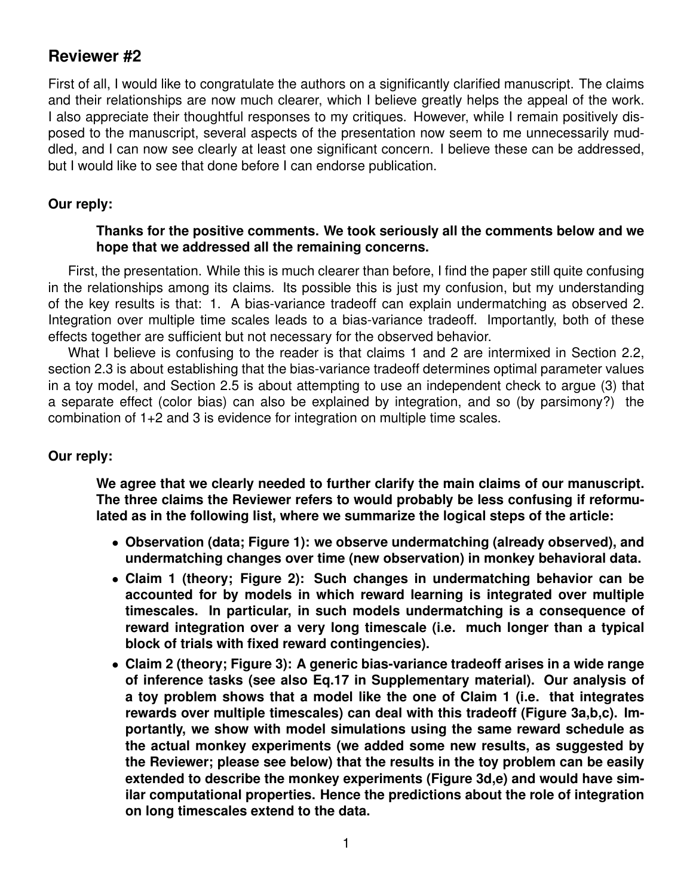## Reviewer #2

First of all, I would like to congratulate the authors on a significantly clarified manuscript. The claims and their relationships are now much clearer, which I believe greatly helps the appeal of the work. I also appreciate their thoughtful responses to my critiques. However, while I remain positively disposed to the manuscript, several aspects of the presentation now seem to me unnecessarily muddled, and I can now see clearly at least one significant concern. I believe these can be addressed, but I would like to see that done before I can endorse publication.

**Our reply:**

> **Thanks for the positive comments. We took seriously all the comments below and we hope that we addressed all the remaining concerns.**

First, the presentation. While this is much clearer than before, I find the paper still quite confusing in the relationships among its claims. Its possible this is just my confusion, but my understanding of the key results is that: 1. A bias-variance tradeoff can explain undermatching as observed 2. Integration over multiple time scales leads to a bias-variance tradeoff. Importantly, both of these effects together are sufficient but not necessary for the observed behavior.

What I believe is confusing to the reader is that claims 1 and 2 are intermixed in Section 2.2, section 2.3 is about establishing that the bias-variance tradeoff determines optimal parameter values in a toy model, and Section 2.5 is about attempting to use an independent check to argue (3) that a separate effect (color bias) can also be explained by integration, and so (by parsimony?) the combination of 1+2 and 3 is evidence for integration on multiple time scales.

**Our reply:**

> **We agree that we clearly needed to further clarify the main claims of our manuscript. The three claims the Reviewer refers to would probably be less confusing if reformulated as in the following list, where we summarize the logical steps of the article:**
>
> - **Observation (data; Figure 1): we observe undermatching (already observed), and undermatching changes over time (new observation) in monkey behavioral data.**
> - **Claim 1 (theory; Figure 2): Such changes in undermatching behavior can be accounted for by models in which reward learning is integrated over multiple timescales. In particular, in such models undermatching is a consequence of reward integration over a very long timescale (i.e. much longer than a typical block of trials with fixed reward contingencies).**
> - **Claim 2 (theory; Figure 3): A generic bias-variance tradeoff arises in a wide range of inference tasks (see also Eq.17 in Supplementary material). Our analysis of a toy problem shows that a model like the one of Claim 1 (i.e. that integrates rewards over multiple timescales) can deal with this tradeoff (Figure 3a,b,c). Importantly, we show with model simulations using the same reward schedule as the actual monkey experiments (we added some new results, as suggested by the Reviewer; please see below) that the results in the toy problem can be easily extended to describe the monkey experiments (Figure 3d,e) and would have similar computational properties. Hence the predictions about the role of integration on long timescales extend to the data.**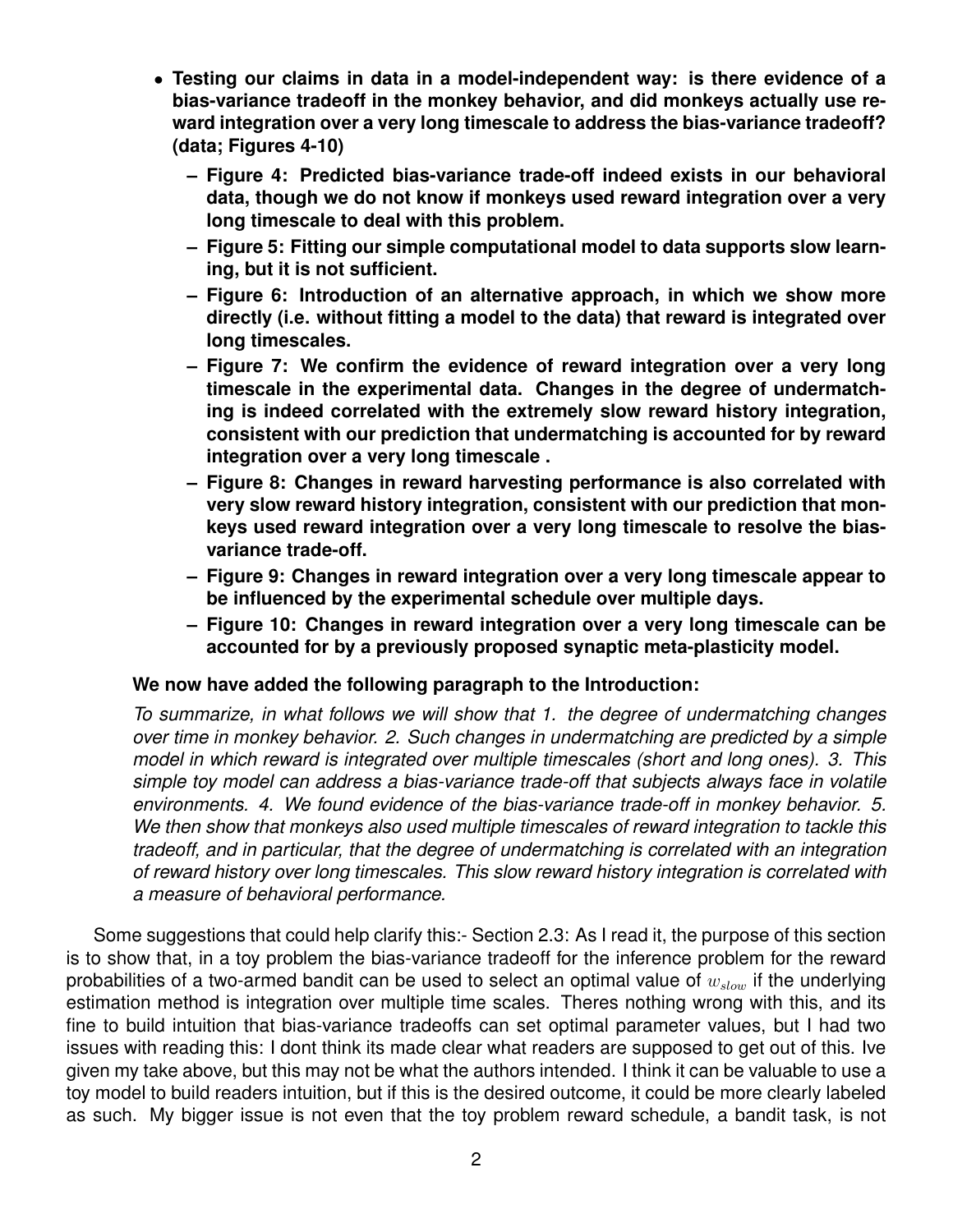- **Testing our claims in data in a model-independent way: is there evidence of a bias-variance tradeoff in the monkey behavior, and did monkeys actually use reward integration over a very long timescale to address the bias-variance tradeoff? (data; Figures 4-10)**
  - **Figure 4: Predicted bias-variance trade-off indeed exists in our behavioral data, though we do not know if monkeys used reward integration over a very long timescale to deal with this problem.**
  - **Figure 5: Fitting our simple computational model to data supports slow learning, but it is not sufficient.**
  - **Figure 6: Introduction of an alternative approach, in which we show more directly (i.e. without fitting a model to the data) that reward is integrated over long timescales.**
  - **Figure 7: We confirm the evidence of reward integration over a very long timescale in the experimental data. Changes in the degree of undermatching is indeed correlated with the extremely slow reward history integration, consistent with our prediction that undermatching is accounted for by reward integration over a very long timescale .**
  - **Figure 8: Changes in reward harvesting performance is also correlated with very slow reward history integration, consistent with our prediction that monkeys used reward integration over a very long timescale to resolve the bias-variance trade-off.**
  - **Figure 9: Changes in reward integration over a very long timescale appear to be influenced by the experimental schedule over multiple days.**
  - **Figure 10: Changes in reward integration over a very long timescale can be accounted for by a previously proposed synaptic meta-plasticity model.**

**We now have added the following paragraph to the Introduction:**

*To summarize, in what follows we will show that 1. the degree of undermatching changes over time in monkey behavior. 2. Such changes in undermatching are predicted by a simple model in which reward is integrated over multiple timescales (short and long ones). 3. This simple toy model can address a bias-variance trade-off that subjects always face in volatile environments. 4. We found evidence of the bias-variance trade-off in monkey behavior. 5. We then show that monkeys also used multiple timescales of reward integration to tackle this tradeoff, and in particular, that the degree of undermatching is correlated with an integration of reward history over long timescales. This slow reward history integration is correlated with a measure of behavioral performance.*

Some suggestions that could help clarify this:- Section 2.3: As I read it, the purpose of this section is to show that, in a toy problem the bias-variance tradeoff for the inference problem for the reward probabilities of a two-armed bandit can be used to select an optimal value of $w_{slow}$ if the underlying estimation method is integration over multiple time scales. Theres nothing wrong with this, and its fine to build intuition that bias-variance tradeoffs can set optimal parameter values, but I had two issues with reading this: I dont think its made clear what readers are supposed to get out of this. Ive given my take above, but this may not be what the authors intended. I think it can be valuable to use a toy model to build readers intuition, but if this is the desired outcome, it could be more clearly labeled as such. My bigger issue is not even that the toy problem reward schedule, a bandit task, is not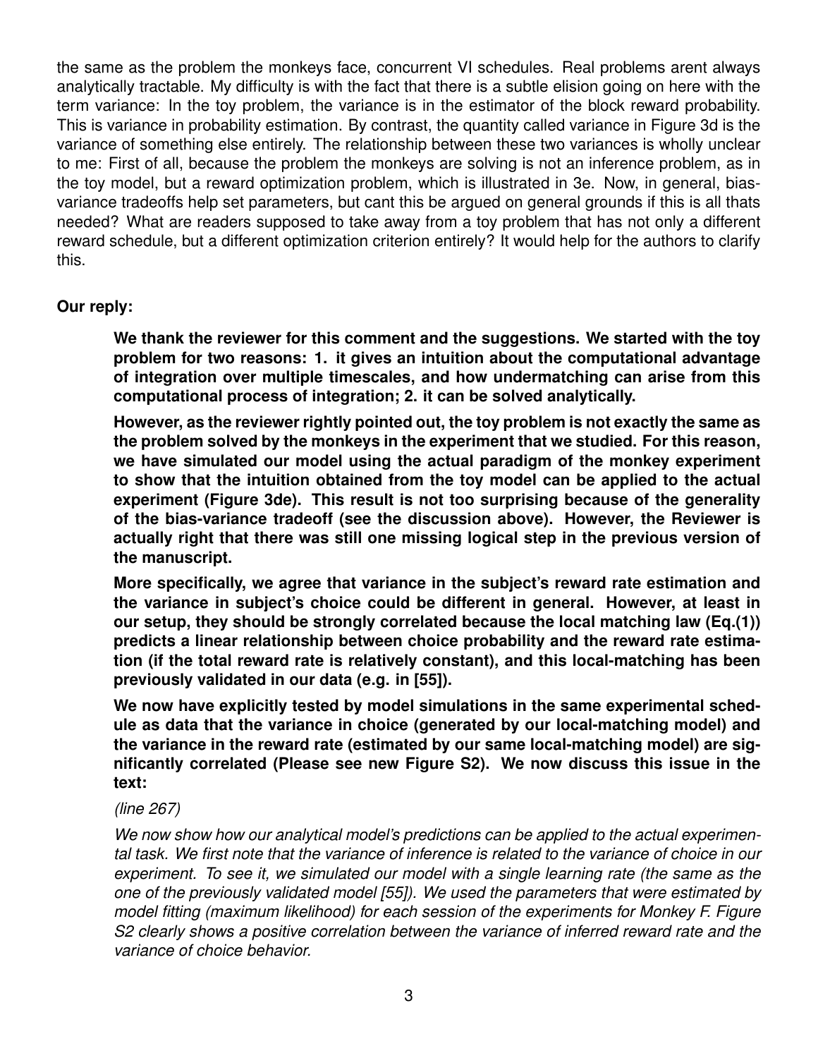the same as the problem the monkeys face, concurrent VI schedules. Real problems arent always analytically tractable. My difficulty is with the fact that there is a subtle elision going on here with the term variance: In the toy problem, the variance is in the estimator of the block reward probability. This is variance in probability estimation. By contrast, the quantity called variance in Figure 3d is the variance of something else entirely. The relationship between these two variances is wholly unclear to me: First of all, because the problem the monkeys are solving is not an inference problem, as in the toy model, but a reward optimization problem, which is illustrated in 3e. Now, in general, bias-variance tradeoffs help set parameters, but cant this be argued on general grounds if this is all thats needed? What are readers supposed to take away from a toy problem that has not only a different reward schedule, but a different optimization criterion entirely? It would help for the authors to clarify this.

**Our reply:**

> **We thank the reviewer for this comment and the suggestions. We started with the toy problem for two reasons: 1. it gives an intuition about the computational advantage of integration over multiple timescales, and how undermatching can arise from this computational process of integration; 2. it can be solved analytically.**
>
> **However, as the reviewer rightly pointed out, the toy problem is not exactly the same as the problem solved by the monkeys in the experiment that we studied. For this reason, we have simulated our model using the actual paradigm of the monkey experiment to show that the intuition obtained from the toy model can be applied to the actual experiment (Figure 3de). This result is not too surprising because of the generality of the bias-variance tradeoff (see the discussion above). However, the Reviewer is actually right that there was still one missing logical step in the previous version of the manuscript.**
>
> **More specifically, we agree that variance in the subject's reward rate estimation and the variance in subject's choice could be different in general. However, at least in our setup, they should be strongly correlated because the local matching law (Eq.(1)) predicts a linear relationship between choice probability and the reward rate estimation (if the total reward rate is relatively constant), and this local-matching has been previously validated in our data (e.g. in [55]).**
>
> **We now have explicitly tested by model simulations in the same experimental schedule as data that the variance in choice (generated by our local-matching model) and the variance in the reward rate (estimated by our same local-matching model) are significantly correlated (Please see new Figure S2). We now discuss this issue in the text:**
>
> *(line 267)*
>
> *We now show how our analytical model's predictions can be applied to the actual experimental task. We first note that the variance of inference is related to the variance of choice in our experiment. To see it, we simulated our model with a single learning rate (the same as the one of the previously validated model [55]). We used the parameters that were estimated by model fitting (maximum likelihood) for each session of the experiments for Monkey F. Figure S2 clearly shows a positive correlation between the variance of inferred reward rate and the variance of choice behavior.*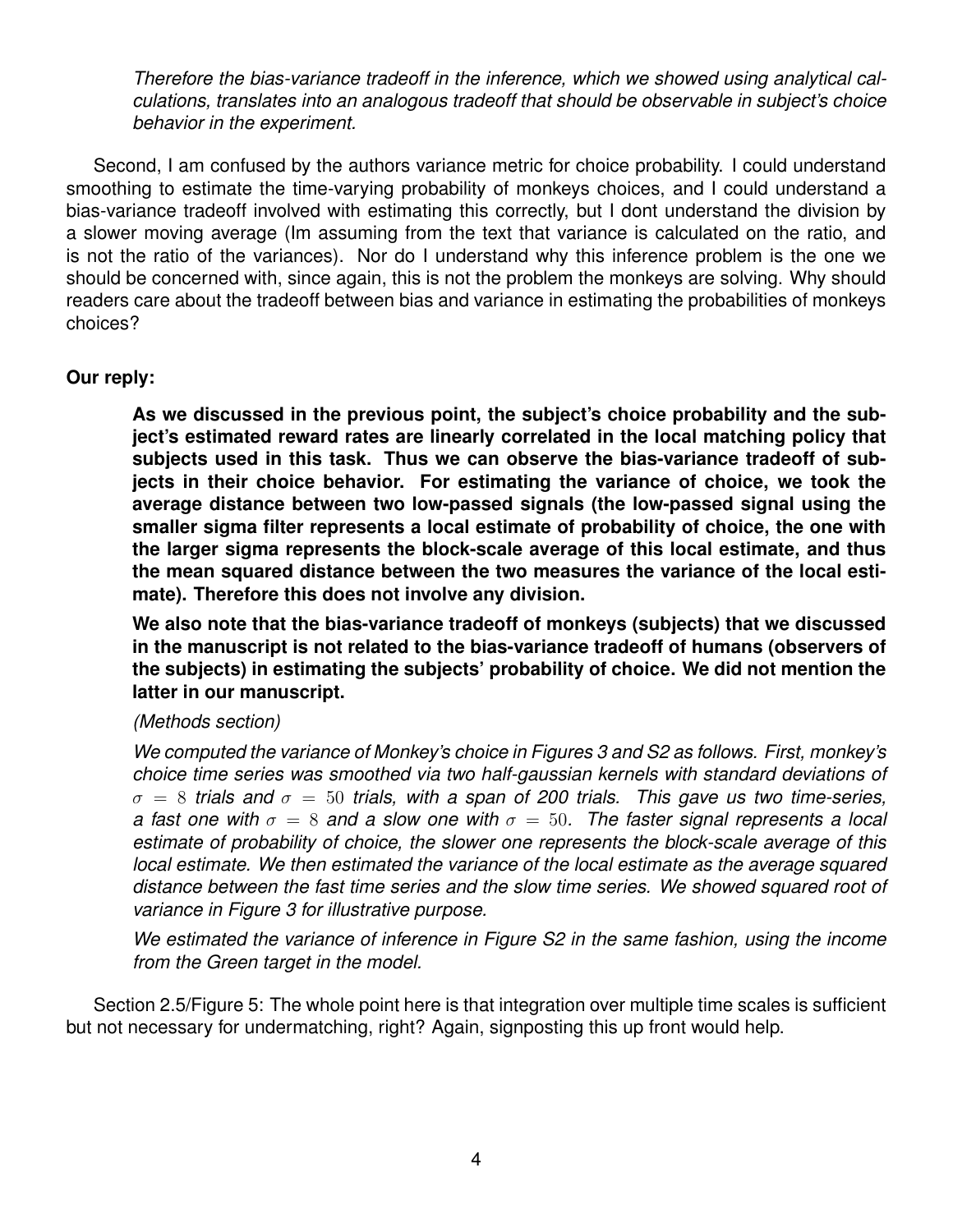*Therefore the bias-variance tradeoff in the inference, which we showed using analytical calculations, translates into an analogous tradeoff that should be observable in subject's choice behavior in the experiment.*

Second, I am confused by the authors variance metric for choice probability. I could understand smoothing to estimate the time-varying probability of monkeys choices, and I could understand a bias-variance tradeoff involved with estimating this correctly, but I dont understand the division by a slower moving average (Im assuming from the text that variance is calculated on the ratio, and is not the ratio of the variances). Nor do I understand why this inference problem is the one we should be concerned with, since again, this is not the problem the monkeys are solving. Why should readers care about the tradeoff between bias and variance in estimating the probabilities of monkeys choices?

**Our reply:**

**As we discussed in the previous point, the subject's choice probability and the subject's estimated reward rates are linearly correlated in the local matching policy that subjects used in this task. Thus we can observe the bias-variance tradeoff of subjects in their choice behavior. For estimating the variance of choice, we took the average distance between two low-passed signals (the low-passed signal using the smaller sigma filter represents a local estimate of probability of choice, the one with the larger sigma represents the block-scale average of this local estimate, and thus the mean squared distance between the two measures the variance of the local estimate). Therefore this does not involve any division.**

**We also note that the bias-variance tradeoff of monkeys (subjects) that we discussed in the manuscript is not related to the bias-variance tradeoff of humans (observers of the subjects) in estimating the subjects' probability of choice. We did not mention the latter in our manuscript.**

*(Methods section)*

*We computed the variance of Monkey's choice in Figures 3 and S2 as follows. First, monkey's choice time series was smoothed via two half-gaussian kernels with standard deviations of $\sigma = 8$ trials and $\sigma = 50$ trials, with a span of 200 trials. This gave us two time-series, a fast one with $\sigma = 8$ and a slow one with $\sigma = 50$. The faster signal represents a local estimate of probability of choice, the slower one represents the block-scale average of this local estimate. We then estimated the variance of the local estimate as the average squared distance between the fast time series and the slow time series. We showed squared root of variance in Figure 3 for illustrative purpose.*

*We estimated the variance of inference in Figure S2 in the same fashion, using the income from the Green target in the model.*

Section 2.5/Figure 5: The whole point here is that integration over multiple time scales is sufficient but not necessary for undermatching, right? Again, signposting this up front would help.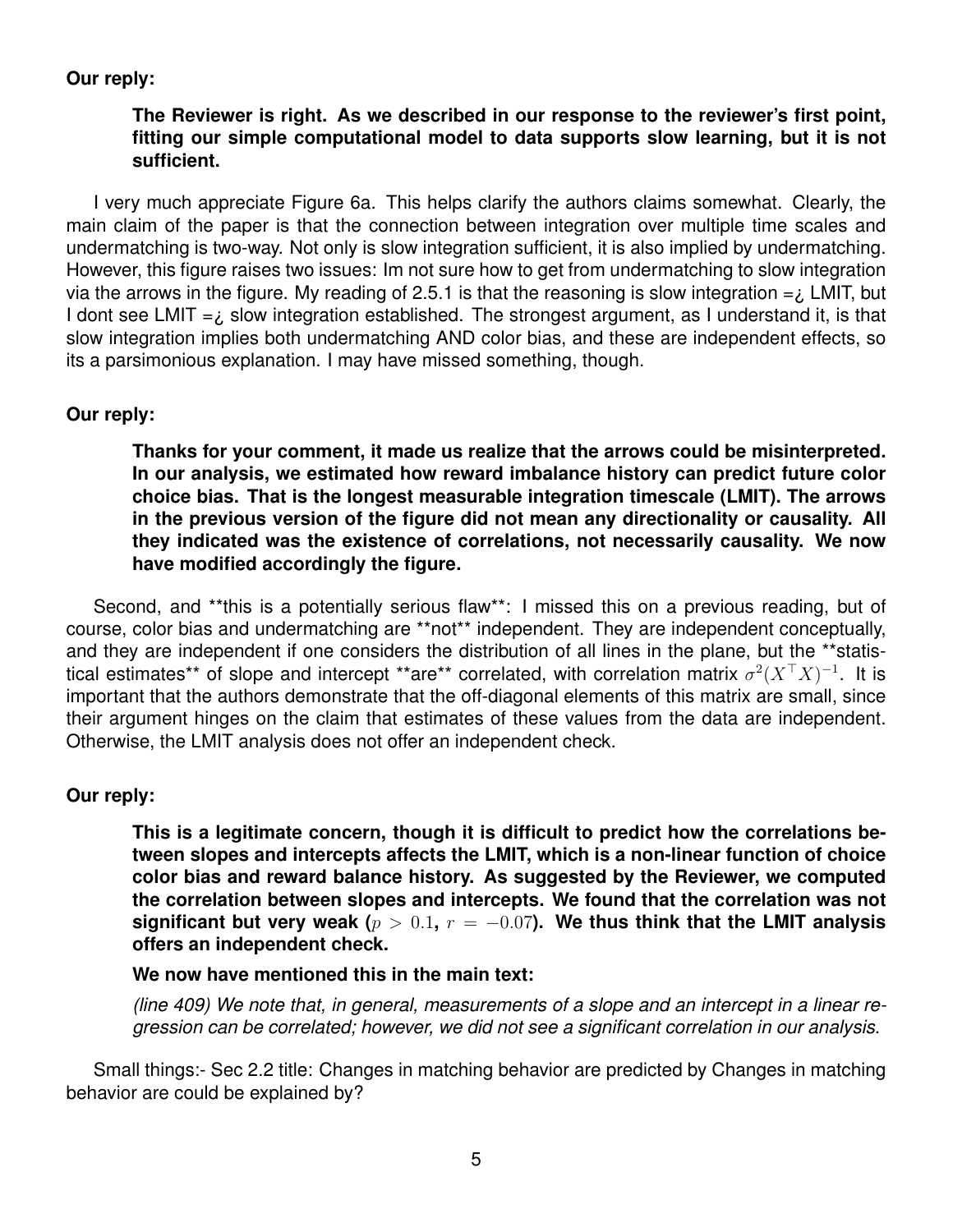**Our reply:**

> **The Reviewer is right. As we described in our response to the reviewer's first point, fitting our simple computational model to data supports slow learning, but it is not sufficient.**

I very much appreciate Figure 6a. This helps clarify the authors claims somewhat. Clearly, the main claim of the paper is that the connection between integration over multiple time scales and undermatching is two-way. Not only is slow integration sufficient, it is also implied by undermatching. However, this figure raises two issues: Im not sure how to get from undermatching to slow integration via the arrows in the figure. My reading of 2.5.1 is that the reasoning is slow integration =¿ LMIT, but I dont see LMIT =¿ slow integration established. The strongest argument, as I understand it, is that slow integration implies both undermatching AND color bias, and these are independent effects, so its a parsimonious explanation. I may have missed something, though.

**Our reply:**

> **Thanks for your comment, it made us realize that the arrows could be misinterpreted. In our analysis, we estimated how reward imbalance history can predict future color choice bias. That is the longest measurable integration timescale (LMIT). The arrows in the previous version of the figure did not mean any directionality or causality. All they indicated was the existence of correlations, not necessarily causality. We now have modified accordingly the figure.**

Second, and **this is a potentially serious flaw**: I missed this on a previous reading, but of course, color bias and undermatching are **not** independent. They are independent conceptually, and they are independent if one considers the distribution of all lines in the plane, but the **statistical estimates** of slope and intercept **are** correlated, with correlation matrix $\sigma^2(X^\top X)^{-1}$. It is important that the authors demonstrate that the off-diagonal elements of this matrix are small, since their argument hinges on the claim that estimates of these values from the data are independent. Otherwise, the LMIT analysis does not offer an independent check.

**Our reply:**

> **This is a legitimate concern, though it is difficult to predict how the correlations between slopes and intercepts affects the LMIT, which is a non-linear function of choice color bias and reward balance history. As suggested by the Reviewer, we computed the correlation between slopes and intercepts. We found that the correlation was not significant but very weak ($p > 0.1$, $r = -0.07$). We thus think that the LMIT analysis offers an independent check.**
>
> **We now have mentioned this in the main text:**
>
> *(line 409) We note that, in general, measurements of a slope and an intercept in a linear regression can be correlated; however, we did not see a significant correlation in our analysis.*

Small things:- Sec 2.2 title: Changes in matching behavior are predicted by Changes in matching behavior are could be explained by?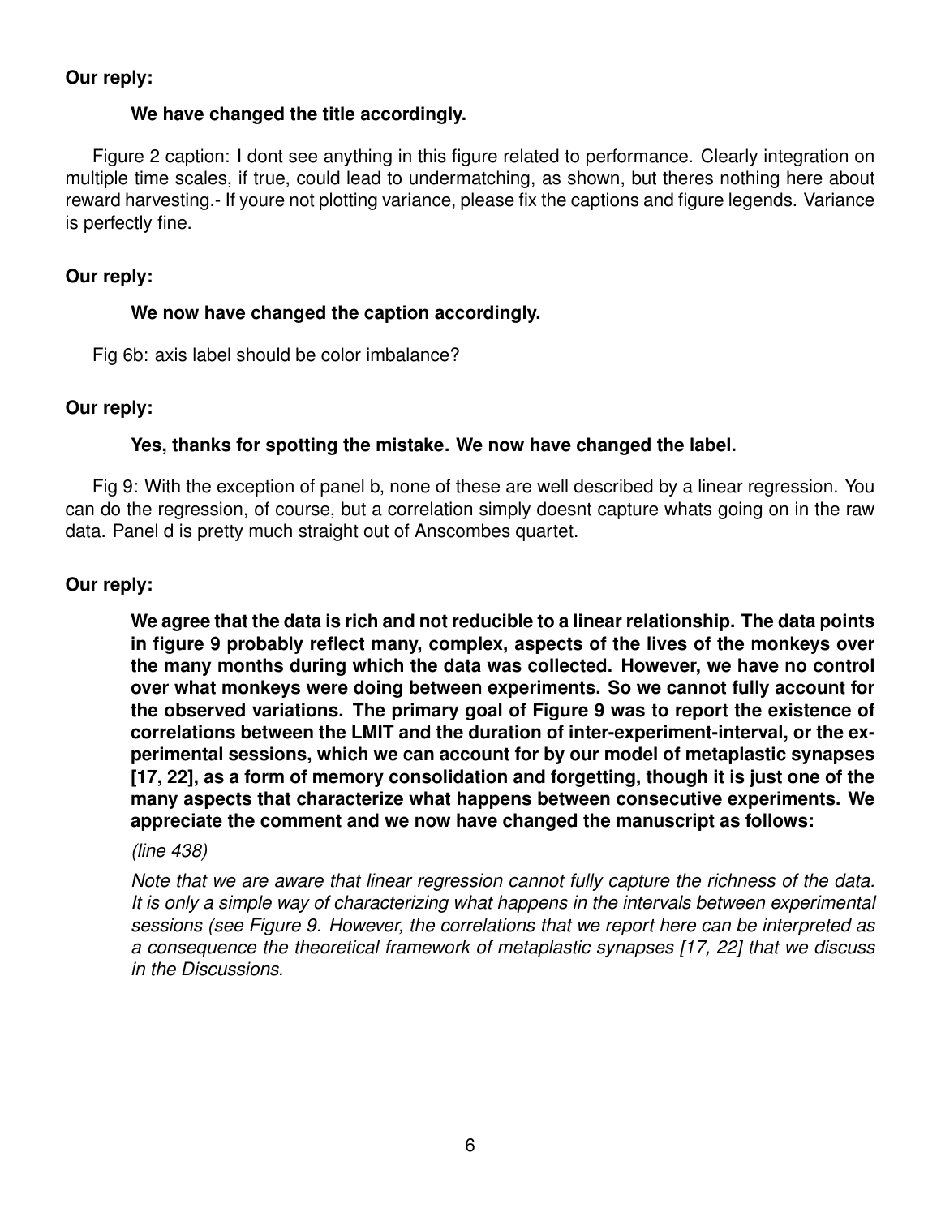**Our reply:**

> **We have changed the title accordingly.**

Figure 2 caption: I dont see anything in this figure related to performance. Clearly integration on multiple time scales, if true, could lead to undermatching, as shown, but theres nothing here about reward harvesting.- If youre not plotting variance, please fix the captions and figure legends. Variance is perfectly fine.

**Our reply:**

> **We now have changed the caption accordingly.**

Fig 6b: axis label should be color imbalance?

**Our reply:**

> **Yes, thanks for spotting the mistake. We now have changed the label.**

Fig 9: With the exception of panel b, none of these are well described by a linear regression. You can do the regression, of course, but a correlation simply doesnt capture whats going on in the raw data. Panel d is pretty much straight out of Anscombes quartet.

**Our reply:**

> **We agree that the data is rich and not reducible to a linear relationship. The data points in figure 9 probably reflect many, complex, aspects of the lives of the monkeys over the many months during which the data was collected. However, we have no control over what monkeys were doing between experiments. So we cannot fully account for the observed variations. The primary goal of Figure 9 was to report the existence of correlations between the LMIT and the duration of inter-experiment-interval, or the experimental sessions, which we can account for by our model of metaplastic synapses [17, 22], as a form of memory consolidation and forgetting, though it is just one of the many aspects that characterize what happens between consecutive experiments. We appreciate the comment and we now have changed the manuscript as follows:**
>
> *(line 438)*
>
> *Note that we are aware that linear regression cannot fully capture the richness of the data. It is only a simple way of characterizing what happens in the intervals between experimental sessions (see Figure 9. However, the correlations that we report here can be interpreted as a consequence the theoretical framework of metaplastic synapses [17, 22] that we discuss in the Discussions.*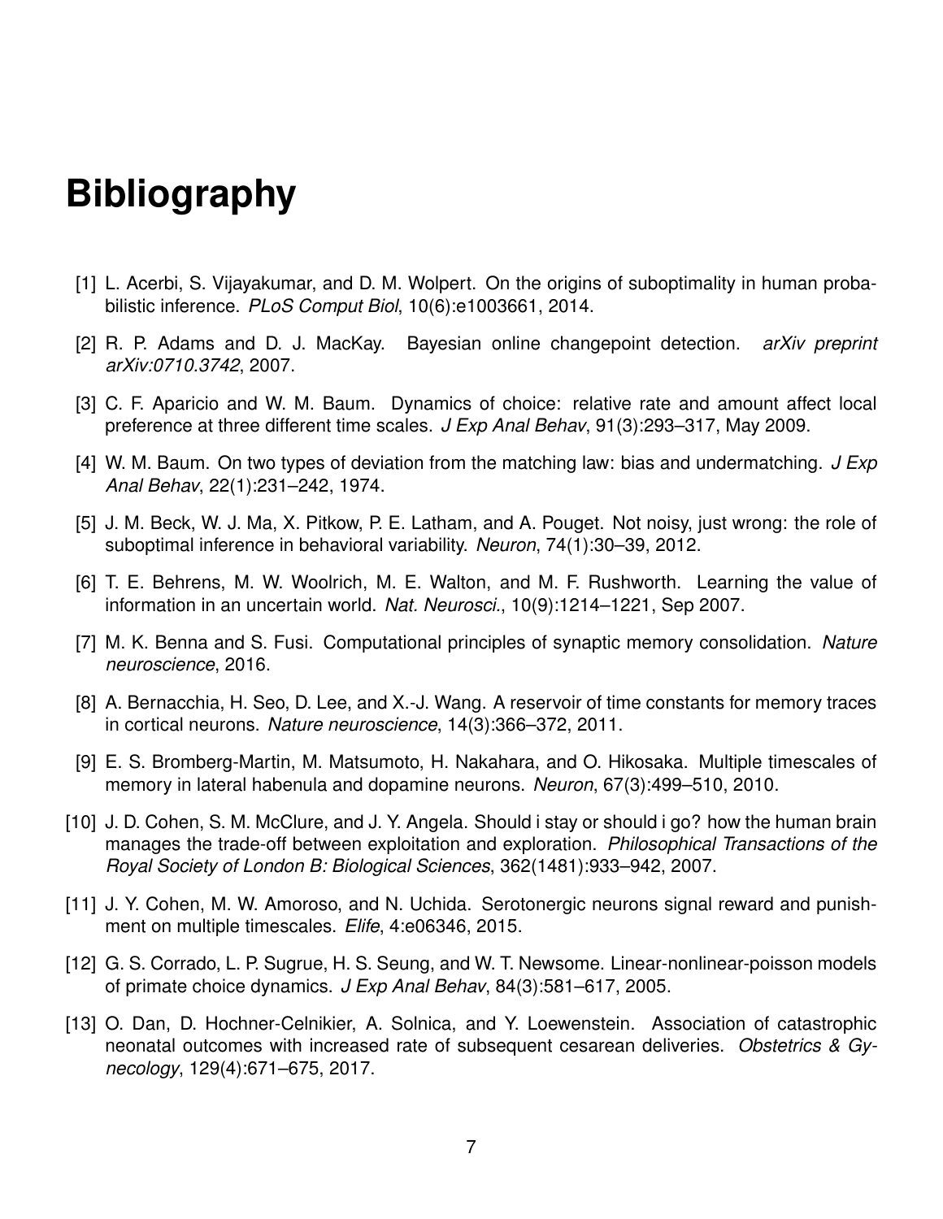# Bibliography

[1] L. Acerbi, S. Vijayakumar, and D. M. Wolpert. On the origins of suboptimality in human probabilistic inference. *PLoS Comput Biol*, 10(6):e1003661, 2014.

[2] R. P. Adams and D. J. MacKay. Bayesian online changepoint detection. *arXiv preprint arXiv:0710.3742*, 2007.

[3] C. F. Aparicio and W. M. Baum. Dynamics of choice: relative rate and amount affect local preference at three different time scales. *J Exp Anal Behav*, 91(3):293–317, May 2009.

[4] W. M. Baum. On two types of deviation from the matching law: bias and undermatching. *J Exp Anal Behav*, 22(1):231–242, 1974.

[5] J. M. Beck, W. J. Ma, X. Pitkow, P. E. Latham, and A. Pouget. Not noisy, just wrong: the role of suboptimal inference in behavioral variability. *Neuron*, 74(1):30–39, 2012.

[6] T. E. Behrens, M. W. Woolrich, M. E. Walton, and M. F. Rushworth. Learning the value of information in an uncertain world. *Nat. Neurosci.*, 10(9):1214–1221, Sep 2007.

[7] M. K. Benna and S. Fusi. Computational principles of synaptic memory consolidation. *Nature neuroscience*, 2016.

[8] A. Bernacchia, H. Seo, D. Lee, and X.-J. Wang. A reservoir of time constants for memory traces in cortical neurons. *Nature neuroscience*, 14(3):366–372, 2011.

[9] E. S. Bromberg-Martin, M. Matsumoto, H. Nakahara, and O. Hikosaka. Multiple timescales of memory in lateral habenula and dopamine neurons. *Neuron*, 67(3):499–510, 2010.

[10] J. D. Cohen, S. M. McClure, and J. Y. Angela. Should i stay or should i go? how the human brain manages the trade-off between exploitation and exploration. *Philosophical Transactions of the Royal Society of London B: Biological Sciences*, 362(1481):933–942, 2007.

[11] J. Y. Cohen, M. W. Amoroso, and N. Uchida. Serotonergic neurons signal reward and punishment on multiple timescales. *Elife*, 4:e06346, 2015.

[12] G. S. Corrado, L. P. Sugrue, H. S. Seung, and W. T. Newsome. Linear-nonlinear-poisson models of primate choice dynamics. *J Exp Anal Behav*, 84(3):581–617, 2005.

[13] O. Dan, D. Hochner-Celnikier, A. Solnica, and Y. Loewenstein. Association of catastrophic neonatal outcomes with increased rate of subsequent cesarean deliveries. *Obstetrics & Gynecology*, 129(4):671–675, 2017.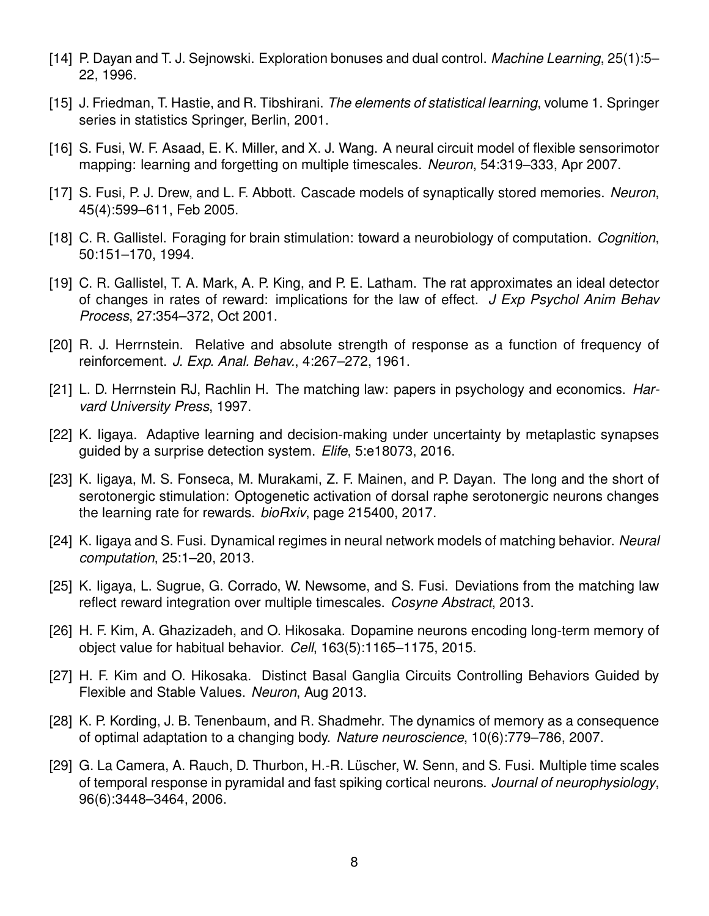[14] P. Dayan and T. J. Sejnowski. Exploration bonuses and dual control. *Machine Learning*, 25(1):5–22, 1996.

[15] J. Friedman, T. Hastie, and R. Tibshirani. *The elements of statistical learning*, volume 1. Springer series in statistics Springer, Berlin, 2001.

[16] S. Fusi, W. F. Asaad, E. K. Miller, and X. J. Wang. A neural circuit model of flexible sensorimotor mapping: learning and forgetting on multiple timescales. *Neuron*, 54:319–333, Apr 2007.

[17] S. Fusi, P. J. Drew, and L. F. Abbott. Cascade models of synaptically stored memories. *Neuron*, 45(4):599–611, Feb 2005.

[18] C. R. Gallistel. Foraging for brain stimulation: toward a neurobiology of computation. *Cognition*, 50:151–170, 1994.

[19] C. R. Gallistel, T. A. Mark, A. P. King, and P. E. Latham. The rat approximates an ideal detector of changes in rates of reward: implications for the law of effect. *J Exp Psychol Anim Behav Process*, 27:354–372, Oct 2001.

[20] R. J. Herrnstein. Relative and absolute strength of response as a function of frequency of reinforcement. *J. Exp. Anal. Behav.*, 4:267–272, 1961.

[21] L. D. Herrnstein RJ, Rachlin H. The matching law: papers in psychology and economics. *Harvard University Press*, 1997.

[22] K. Iigaya. Adaptive learning and decision-making under uncertainty by metaplastic synapses guided by a surprise detection system. *Elife*, 5:e18073, 2016.

[23] K. Iigaya, M. S. Fonseca, M. Murakami, Z. F. Mainen, and P. Dayan. The long and the short of serotonergic stimulation: Optogenetic activation of dorsal raphe serotonergic neurons changes the learning rate for rewards. *bioRxiv*, page 215400, 2017.

[24] K. Iigaya and S. Fusi. Dynamical regimes in neural network models of matching behavior. *Neural computation*, 25:1–20, 2013.

[25] K. Iigaya, L. Sugrue, G. Corrado, W. Newsome, and S. Fusi. Deviations from the matching law reflect reward integration over multiple timescales. *Cosyne Abstract*, 2013.

[26] H. F. Kim, A. Ghazizadeh, and O. Hikosaka. Dopamine neurons encoding long-term memory of object value for habitual behavior. *Cell*, 163(5):1165–1175, 2015.

[27] H. F. Kim and O. Hikosaka. Distinct Basal Ganglia Circuits Controlling Behaviors Guided by Flexible and Stable Values. *Neuron*, Aug 2013.

[28] K. P. Kording, J. B. Tenenbaum, and R. Shadmehr. The dynamics of memory as a consequence of optimal adaptation to a changing body. *Nature neuroscience*, 10(6):779–786, 2007.

[29] G. La Camera, A. Rauch, D. Thurbon, H.-R. Lüscher, W. Senn, and S. Fusi. Multiple time scales of temporal response in pyramidal and fast spiking cortical neurons. *Journal of neurophysiology*, 96(6):3448–3464, 2006.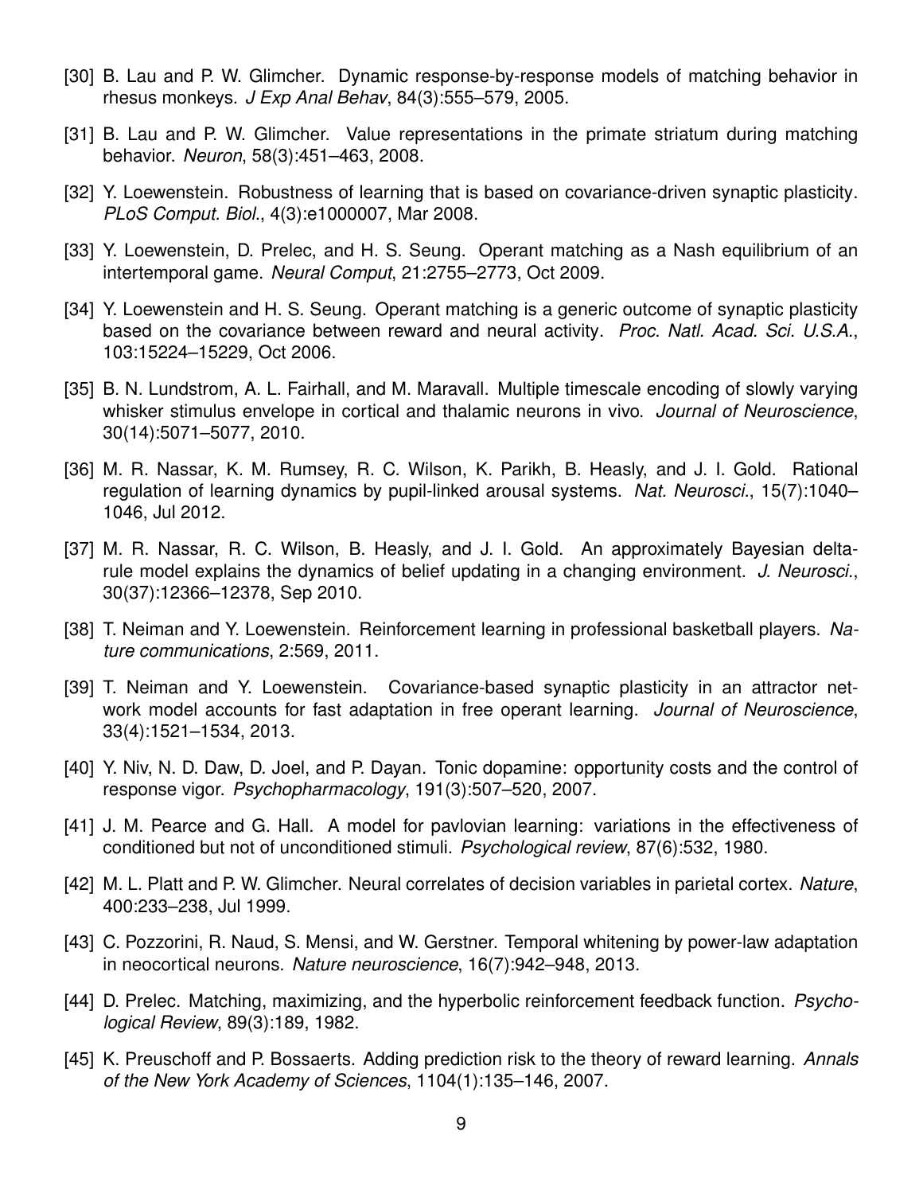[30] B. Lau and P. W. Glimcher. Dynamic response-by-response models of matching behavior in rhesus monkeys. *J Exp Anal Behav*, 84(3):555–579, 2005.

[31] B. Lau and P. W. Glimcher. Value representations in the primate striatum during matching behavior. *Neuron*, 58(3):451–463, 2008.

[32] Y. Loewenstein. Robustness of learning that is based on covariance-driven synaptic plasticity. *PLoS Comput. Biol.*, 4(3):e1000007, Mar 2008.

[33] Y. Loewenstein, D. Prelec, and H. S. Seung. Operant matching as a Nash equilibrium of an intertemporal game. *Neural Comput*, 21:2755–2773, Oct 2009.

[34] Y. Loewenstein and H. S. Seung. Operant matching is a generic outcome of synaptic plasticity based on the covariance between reward and neural activity. *Proc. Natl. Acad. Sci. U.S.A.*, 103:15224–15229, Oct 2006.

[35] B. N. Lundstrom, A. L. Fairhall, and M. Maravall. Multiple timescale encoding of slowly varying whisker stimulus envelope in cortical and thalamic neurons in vivo. *Journal of Neuroscience*, 30(14):5071–5077, 2010.

[36] M. R. Nassar, K. M. Rumsey, R. C. Wilson, K. Parikh, B. Heasly, and J. I. Gold. Rational regulation of learning dynamics by pupil-linked arousal systems. *Nat. Neurosci.*, 15(7):1040–1046, Jul 2012.

[37] M. R. Nassar, R. C. Wilson, B. Heasly, and J. I. Gold. An approximately Bayesian delta-rule model explains the dynamics of belief updating in a changing environment. *J. Neurosci.*, 30(37):12366–12378, Sep 2010.

[38] T. Neiman and Y. Loewenstein. Reinforcement learning in professional basketball players. *Nature communications*, 2:569, 2011.

[39] T. Neiman and Y. Loewenstein. Covariance-based synaptic plasticity in an attractor network model accounts for fast adaptation in free operant learning. *Journal of Neuroscience*, 33(4):1521–1534, 2013.

[40] Y. Niv, N. D. Daw, D. Joel, and P. Dayan. Tonic dopamine: opportunity costs and the control of response vigor. *Psychopharmacology*, 191(3):507–520, 2007.

[41] J. M. Pearce and G. Hall. A model for pavlovian learning: variations in the effectiveness of conditioned but not of unconditioned stimuli. *Psychological review*, 87(6):532, 1980.

[42] M. L. Platt and P. W. Glimcher. Neural correlates of decision variables in parietal cortex. *Nature*, 400:233–238, Jul 1999.

[43] C. Pozzorini, R. Naud, S. Mensi, and W. Gerstner. Temporal whitening by power-law adaptation in neocortical neurons. *Nature neuroscience*, 16(7):942–948, 2013.

[44] D. Prelec. Matching, maximizing, and the hyperbolic reinforcement feedback function. *Psychological Review*, 89(3):189, 1982.

[45] K. Preuschoff and P. Bossaerts. Adding prediction risk to the theory of reward learning. *Annals of the New York Academy of Sciences*, 1104(1):135–146, 2007.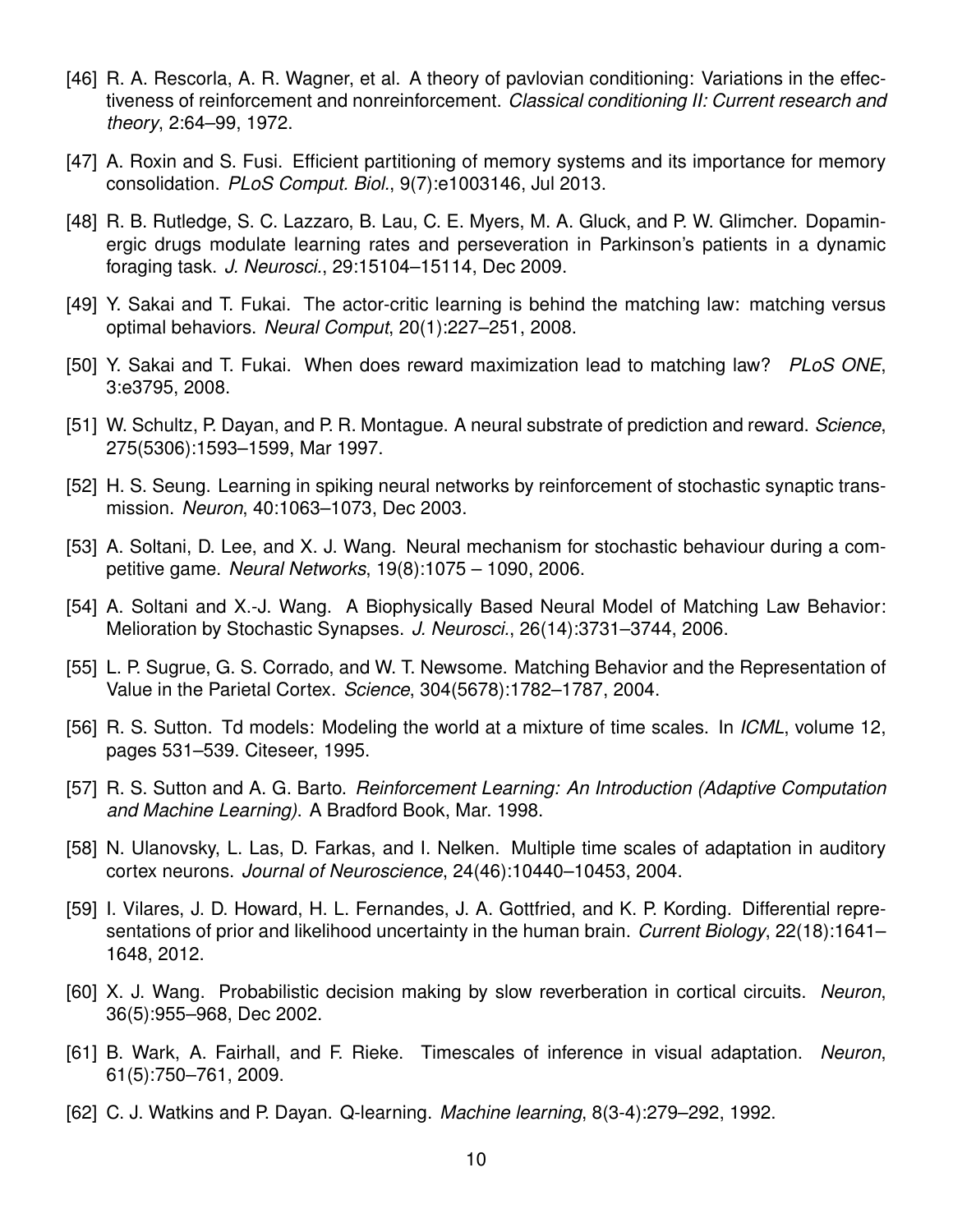[46] R. A. Rescorla, A. R. Wagner, et al. A theory of pavlovian conditioning: Variations in the effectiveness of reinforcement and nonreinforcement. *Classical conditioning II: Current research and theory*, 2:64–99, 1972.

[47] A. Roxin and S. Fusi. Efficient partitioning of memory systems and its importance for memory consolidation. *PLoS Comput. Biol.*, 9(7):e1003146, Jul 2013.

[48] R. B. Rutledge, S. C. Lazzaro, B. Lau, C. E. Myers, M. A. Gluck, and P. W. Glimcher. Dopaminergic drugs modulate learning rates and perseveration in Parkinson's patients in a dynamic foraging task. *J. Neurosci.*, 29:15104–15114, Dec 2009.

[49] Y. Sakai and T. Fukai. The actor-critic learning is behind the matching law: matching versus optimal behaviors. *Neural Comput*, 20(1):227–251, 2008.

[50] Y. Sakai and T. Fukai. When does reward maximization lead to matching law? *PLoS ONE*, 3:e3795, 2008.

[51] W. Schultz, P. Dayan, and P. R. Montague. A neural substrate of prediction and reward. *Science*, 275(5306):1593–1599, Mar 1997.

[52] H. S. Seung. Learning in spiking neural networks by reinforcement of stochastic synaptic transmission. *Neuron*, 40:1063–1073, Dec 2003.

[53] A. Soltani, D. Lee, and X. J. Wang. Neural mechanism for stochastic behaviour during a competitive game. *Neural Networks*, 19(8):1075 – 1090, 2006.

[54] A. Soltani and X.-J. Wang. A Biophysically Based Neural Model of Matching Law Behavior: Melioration by Stochastic Synapses. *J. Neurosci.*, 26(14):3731–3744, 2006.

[55] L. P. Sugrue, G. S. Corrado, and W. T. Newsome. Matching Behavior and the Representation of Value in the Parietal Cortex. *Science*, 304(5678):1782–1787, 2004.

[56] R. S. Sutton. Td models: Modeling the world at a mixture of time scales. In *ICML*, volume 12, pages 531–539. Citeseer, 1995.

[57] R. S. Sutton and A. G. Barto. *Reinforcement Learning: An Introduction (Adaptive Computation and Machine Learning)*. A Bradford Book, Mar. 1998.

[58] N. Ulanovsky, L. Las, D. Farkas, and I. Nelken. Multiple time scales of adaptation in auditory cortex neurons. *Journal of Neuroscience*, 24(46):10440–10453, 2004.

[59] I. Vilares, J. D. Howard, H. L. Fernandes, J. A. Gottfried, and K. P. Kording. Differential representations of prior and likelihood uncertainty in the human brain. *Current Biology*, 22(18):1641–1648, 2012.

[60] X. J. Wang. Probabilistic decision making by slow reverberation in cortical circuits. *Neuron*, 36(5):955–968, Dec 2002.

[61] B. Wark, A. Fairhall, and F. Rieke. Timescales of inference in visual adaptation. *Neuron*, 61(5):750–761, 2009.

[62] C. J. Watkins and P. Dayan. Q-learning. *Machine learning*, 8(3-4):279–292, 1992.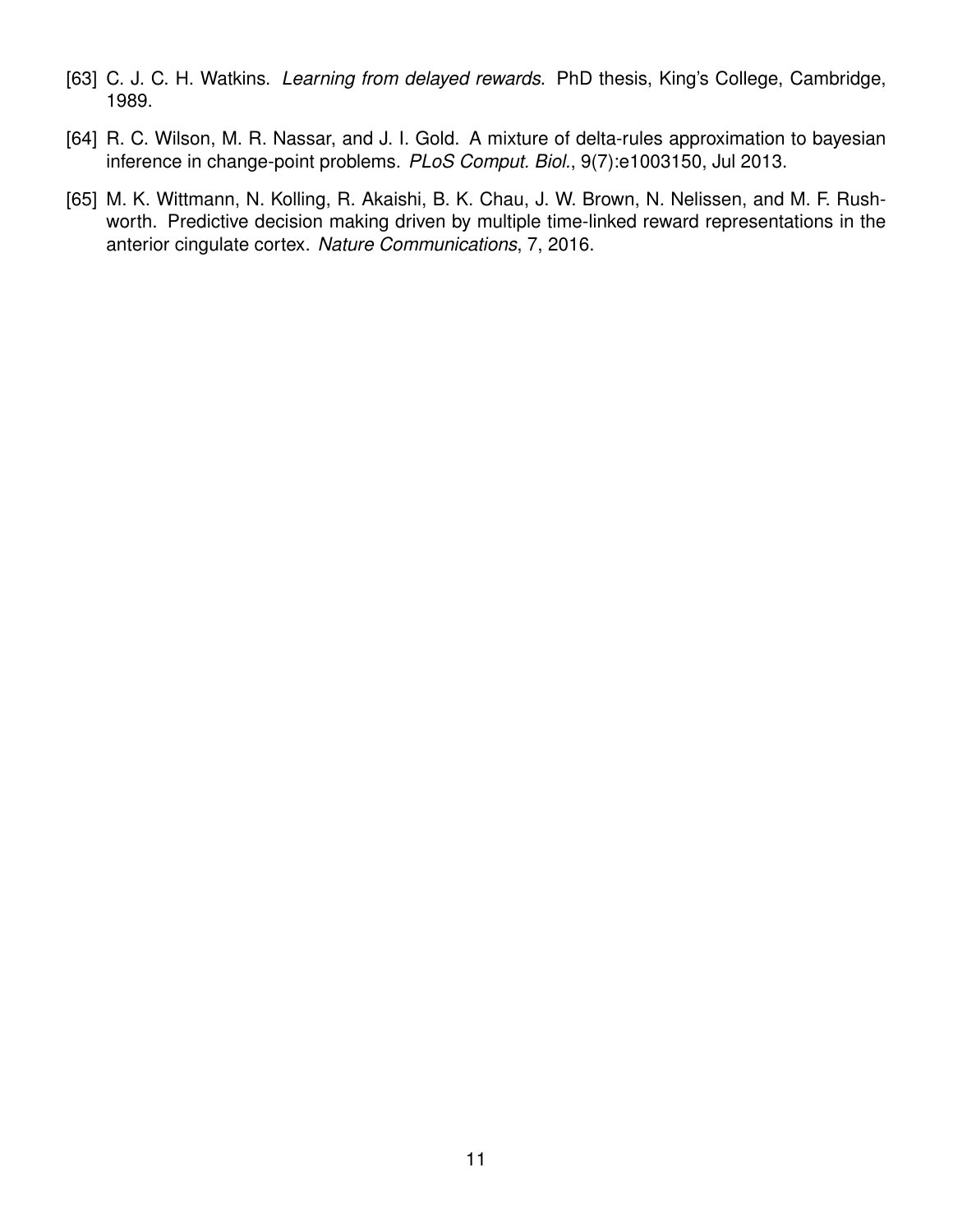[63] C. J. C. H. Watkins. *Learning from delayed rewards*. PhD thesis, King's College, Cambridge, 1989.

[64] R. C. Wilson, M. R. Nassar, and J. I. Gold. A mixture of delta-rules approximation to bayesian inference in change-point problems. *PLoS Comput. Biol.*, 9(7):e1003150, Jul 2013.

[65] M. K. Wittmann, N. Kolling, R. Akaishi, B. K. Chau, J. W. Brown, N. Nelissen, and M. F. Rushworth. Predictive decision making driven by multiple time-linked reward representations in the anterior cingulate cortex. *Nature Communications*, 7, 2016.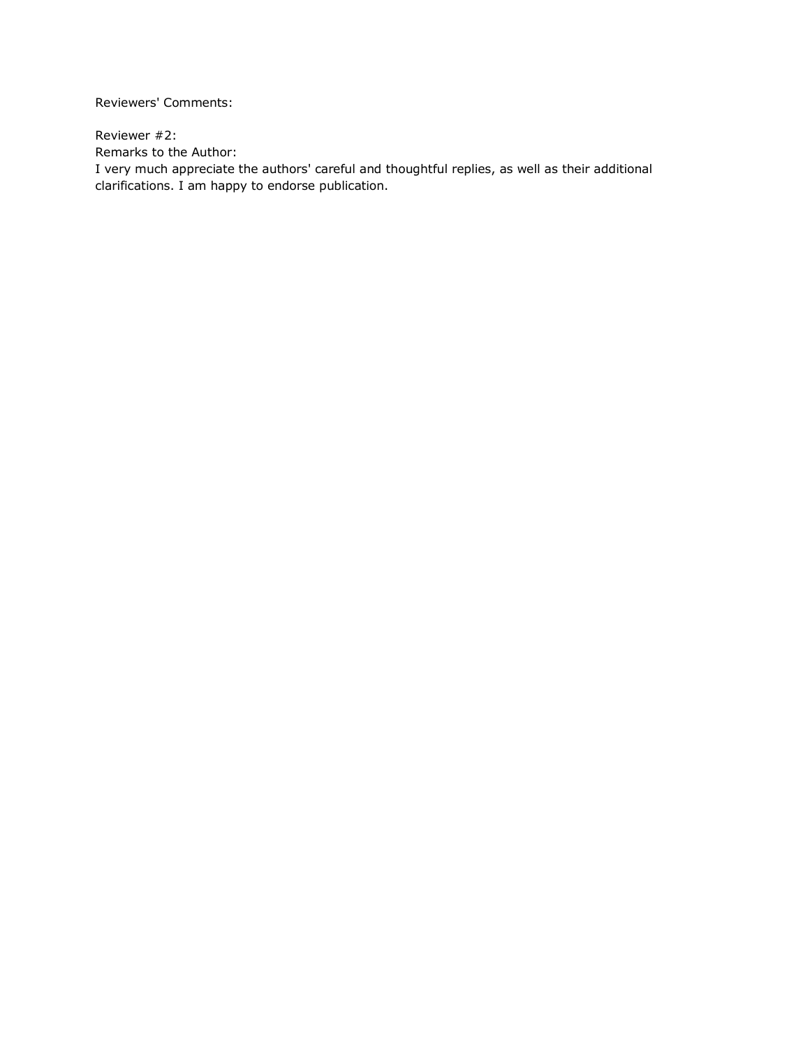Reviewers' Comments:

Reviewer #2:
Remarks to the Author:
I very much appreciate the authors' careful and thoughtful replies, as well as their additional clarifications. I am happy to endorse publication.